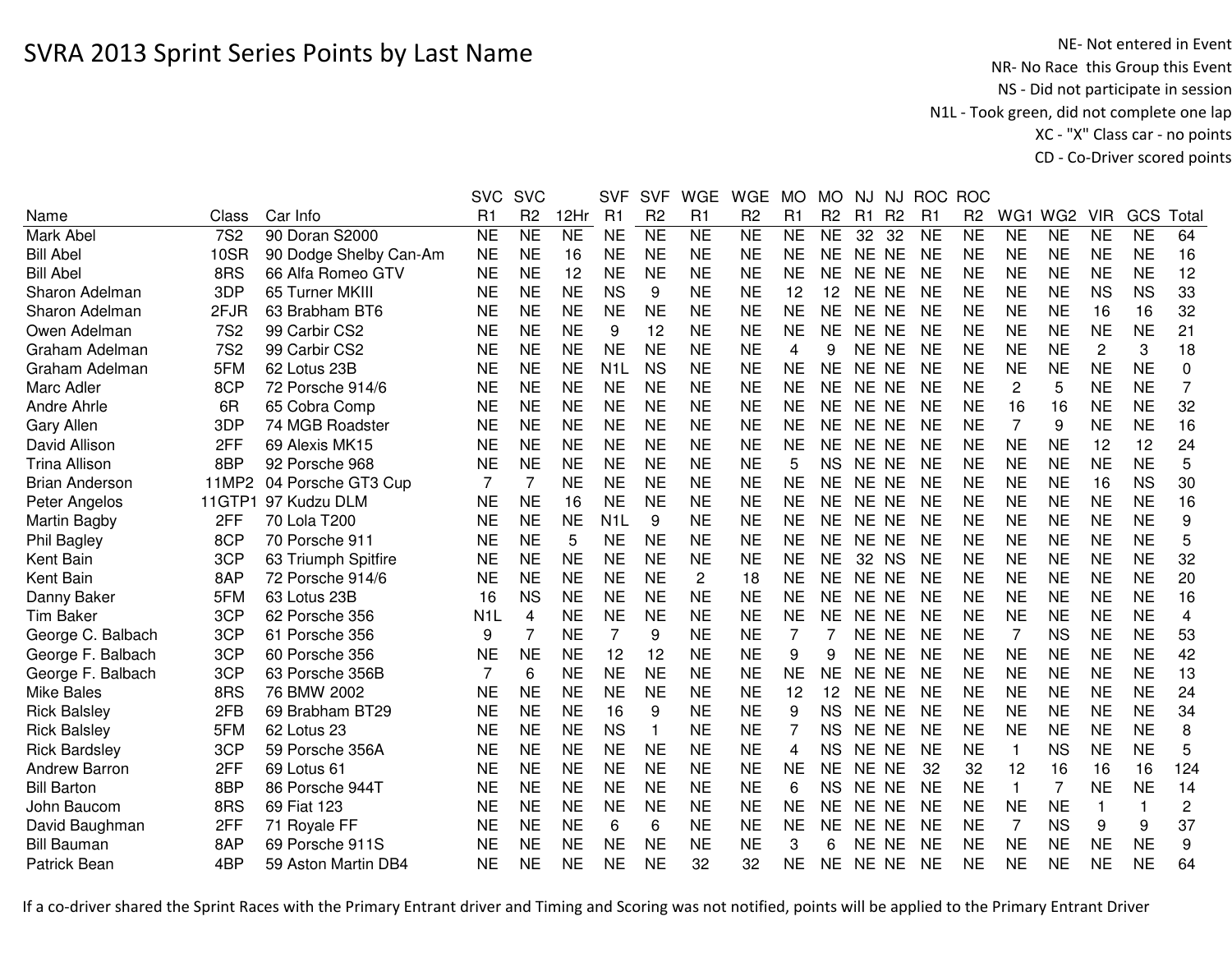# SVRA 2013 Sprint Series Points by Last Name

NE- Not entered in Event
NR- No Race this Group this Event
NS - Did not participate in session
N1L - Took green, did not complete one lap
XC - "X" Class car - no points
CD - Co-Driver scored points

| Name | Class | Car Info | SVC R1 | SVC R2 | 12Hr | SVF R1 | SVF R2 | WGE R1 | WGE R2 | MO R1 | MO R2 | NJ R1 | NJ R2 | ROC R1 | ROC R2 | WG1 | WG2 | VIR | GCS | Total |
|---|---|---|---|---|---|---|---|---|---|---|---|---|---|---|---|---|---|---|---|---|
| Mark Abel | 7S2 | 90 Doran S2000 | NE | NE | NE | NE | NE | NE | NE | NE | NE | 32 | 32 | NE | NE | NE | NE | NE | NE | 64 |
| Bill Abel | 10SR | 90 Dodge Shelby Can-Am | NE | NE | 16 | NE | NE | NE | NE | NE | NE | NE | NE | NE | NE | NE | NE | NE | NE | 16 |
| Bill Abel | 8RS | 66 Alfa Romeo GTV | NE | NE | 12 | NE | NE | NE | NE | NE | NE | NE | NE | NE | NE | NE | NE | NE | NE | 12 |
| Sharon Adelman | 3DP | 65 Turner MKIII | NE | NE | NE | NS | 9 | NE | NE | 12 | 12 | NE | NE | NE | NE | NE | NE | NS | NS | 33 |
| Sharon Adelman | 2FJR | 63 Brabham BT6 | NE | NE | NE | NE | NE | NE | NE | NE | NE | NE | NE | NE | NE | NE | NE | 16 | 16 | 32 |
| Owen Adelman | 7S2 | 99 Carbir CS2 | NE | NE | NE | 9 | 12 | NE | NE | NE | NE | NE | NE | NE | NE | NE | NE | NE | NE | 21 |
| Graham Adelman | 7S2 | 99 Carbir CS2 | NE | NE | NE | NE | NE | NE | NE | 4 | 9 | NE | NE | NE | NE | NE | NE | 2 | 3 | 18 |
| Graham Adelman | 5FM | 62 Lotus 23B | NE | NE | NE | N1L | NS | NE | NE | NE | NE | NE | NE | NE | NE | NE | NE | NE | NE | 0 |
| Marc Adler | 8CP | 72 Porsche 914/6 | NE | NE | NE | NE | NE | NE | NE | NE | NE | NE | NE | NE | NE | 2 | 5 | NE | NE | 7 |
| Andre Ahrle | 6R | 65 Cobra Comp | NE | NE | NE | NE | NE | NE | NE | NE | NE | NE | NE | NE | NE | 16 | 16 | NE | NE | 32 |
| Gary Allen | 3DP | 74 MGB Roadster | NE | NE | NE | NE | NE | NE | NE | NE | NE | NE | NE | NE | NE | 7 | 9 | NE | NE | 16 |
| David Allison | 2FF | 69 Alexis MK15 | NE | NE | NE | NE | NE | NE | NE | NE | NE | NE | NE | NE | NE | NE | NE | 12 | 12 | 24 |
| Trina Allison | 8BP | 92 Porsche 968 | NE | NE | NE | NE | NE | NE | NE | 5 | NS | NE | NE | NE | NE | NE | NE | NE | NE | 5 |
| Brian Anderson | 11MP2 | 04 Porsche GT3 Cup | 7 | 7 | NE | NE | NE | NE | NE | NE | NE | NE | NE | NE | NE | NE | NE | 16 | NS | 30 |
| Peter Angelos | 11GTP1 | 97 Kudzu DLM | NE | NE | 16 | NE | NE | NE | NE | NE | NE | NE | NE | NE | NE | NE | NE | NE | NE | 16 |
| Martin Bagby | 2FF | 70 Lola T200 | NE | NE | NE | N1L | 9 | NE | NE | NE | NE | NE | NE | NE | NE | NE | NE | NE | NE | 9 |
| Phil Bagley | 8CP | 70 Porsche 911 | NE | NE | 5 | NE | NE | NE | NE | NE | NE | NE | NE | NE | NE | NE | NE | NE | NE | 5 |
| Kent Bain | 3CP | 63 Triumph Spitfire | NE | NE | NE | NE | NE | NE | NE | NE | NE | 32 | NS | NE | NE | NE | NE | NE | NE | 32 |
| Kent Bain | 8AP | 72 Porsche 914/6 | NE | NE | NE | NE | NE | 2 | 18 | NE | NE | NE | NE | NE | NE | NE | NE | NE | NE | 20 |
| Danny Baker | 5FM | 63 Lotus 23B | 16 | NS | NE | NE | NE | NE | NE | NE | NE | NE | NE | NE | NE | NE | NE | NE | NE | 16 |
| Tim Baker | 3CP | 62 Porsche 356 | N1L | 4 | NE | NE | NE | NE | NE | NE | NE | NE | NE | NE | NE | NE | NE | NE | NE | 4 |
| George C. Balbach | 3CP | 61 Porsche 356 | 9 | 7 | NE | 7 | 9 | NE | NE | 7 | 7 | NE | NE | NE | NE | 7 | NS | NE | NE | 53 |
| George F. Balbach | 3CP | 60 Porsche 356 | NE | NE | NE | 12 | 12 | NE | NE | 9 | 9 | NE | NE | NE | NE | NE | NE | NE | NE | 42 |
| George F. Balbach | 3CP | 63 Porsche 356B | 7 | 6 | NE | NE | NE | NE | NE | NE | NE | NE | NE | NE | NE | NE | NE | NE | NE | 13 |
| Mike Bales | 8RS | 76 BMW 2002 | NE | NE | NE | NE | NE | NE | NE | 12 | 12 | NE | NE | NE | NE | NE | NE | NE | NE | 24 |
| Rick Balsley | 2FB | 69 Brabham BT29 | NE | NE | NE | 16 | 9 | NE | NE | 9 | NS | NE | NE | NE | NE | NE | NE | NE | NE | 34 |
| Rick Balsley | 5FM | 62 Lotus 23 | NE | NE | NE | NS | 1 | NE | NE | 7 | NS | NE | NE | NE | NE | NE | NE | NE | NE | 8 |
| Rick Bardsley | 3CP | 59 Porsche 356A | NE | NE | NE | NE | NE | NE | NE | 4 | NS | NE | NE | NE | NE | 1 | NS | NE | NE | 5 |
| Andrew Barron | 2FF | 69 Lotus 61 | NE | NE | NE | NE | NE | NE | NE | NE | NE | NE | NE | 32 | 32 | 12 | 16 | 16 | 16 | 124 |
| Bill Barton | 8BP | 86 Porsche 944T | NE | NE | NE | NE | NE | NE | NE | 6 | NS | NE | NE | NE | NE | 1 | 7 | NE | NE | 14 |
| John Baucom | 8RS | 69 Fiat 123 | NE | NE | NE | NE | NE | NE | NE | NE | NE | NE | NE | NE | NE | NE | NE | 1 | 1 | 2 |
| David Baughman | 2FF | 71 Royale FF | NE | NE | NE | 6 | 6 | NE | NE | NE | NE | NE | NE | NE | NE | 7 | NS | 9 | 9 | 37 |
| Bill Bauman | 8AP | 69 Porsche 911S | NE | NE | NE | NE | NE | NE | NE | 3 | 6 | NE | NE | NE | NE | NE | NE | NE | NE | 9 |
| Patrick Bean | 4BP | 59 Aston Martin DB4 | NE | NE | NE | NE | NE | 32 | 32 | NE | NE | NE | NE | NE | NE | NE | NE | NE | NE | 64 |

If a co-driver shared the Sprint Races with the Primary Entrant driver and Timing and Scoring was not notified, points will be applied to the Primary Entrant Driver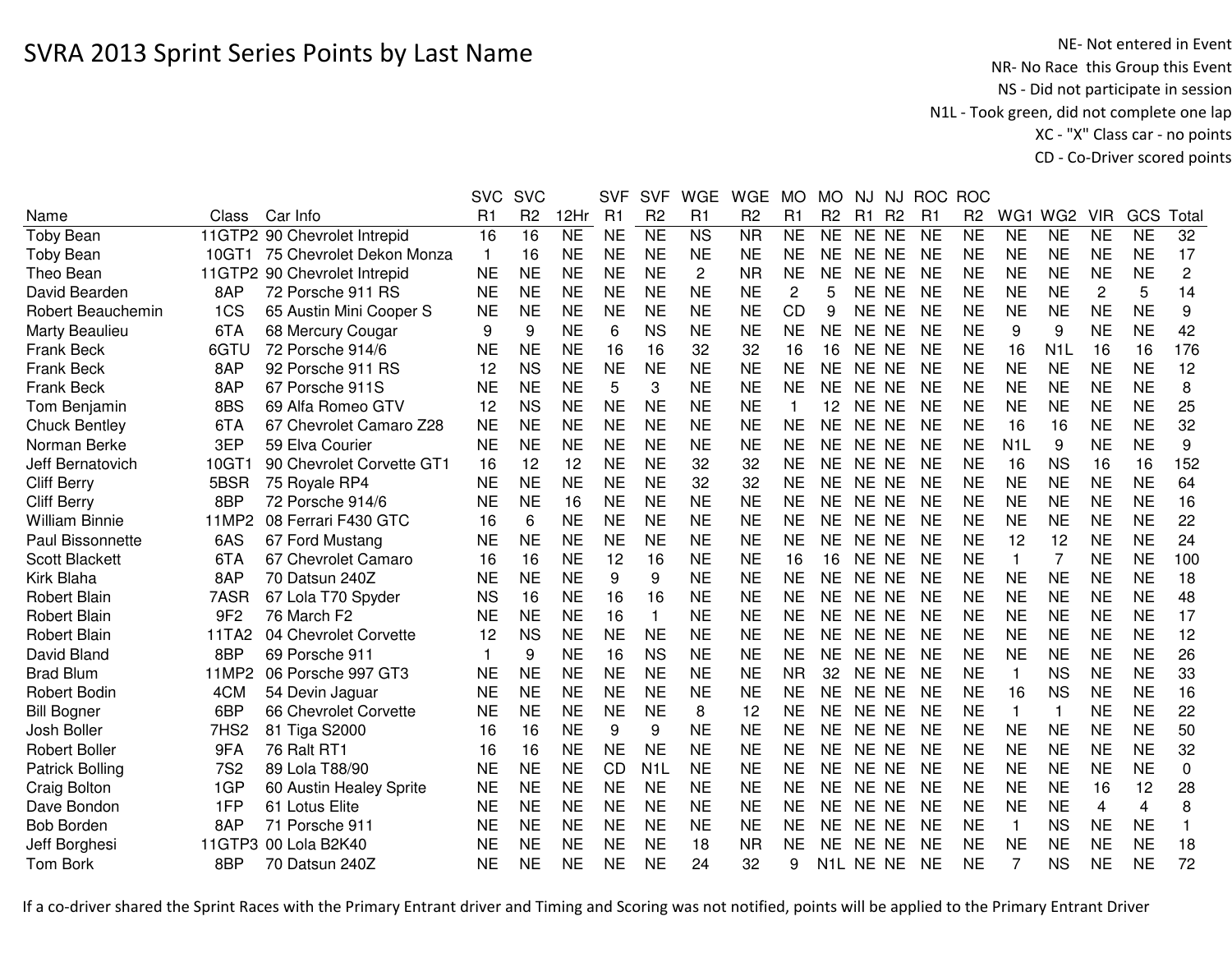# SVRA 2013 Sprint Series Points by Last Name

NE- Not entered in Event
NR- No Race this Group this Event
NS - Did not participate in session
N1L - Took green, did not complete one lap
XC - "X" Class car - no points
CD - Co-Driver scored points

| Name | Class | Car Info | SVC R1 | SVC R2 | 12Hr | SVF R1 | SVF R2 | WGE R1 | WGE R2 | MO R1 | MO R2 | NJ R1 | NJ R2 | ROC R1 | ROC R2 | WG1 | WG2 | VIR | GCS | Total |
|---|---|---|---|---|---|---|---|---|---|---|---|---|---|---|---|---|---|---|---|---|
| Toby Bean | 11GTP2 | 90 Chevrolet Intrepid | 16 | 16 | NE | NE | NE | NS | NR | NE | NE | NE | NE | NE | NE | NE | NE | NE | NE | 32 |
| Toby Bean | 10GT1 | 75 Chevrolet Dekon Monza | 1 | 16 | NE | NE | NE | NE | NE | NE | NE | NE | NE | NE | NE | NE | NE | NE | NE | 17 |
| Theo Bean | 11GTP2 | 90 Chevrolet Intrepid | NE | NE | NE | NE | NE | 2 | NR | NE | NE | NE | NE | NE | NE | NE | NE | NE | NE | 2 |
| David Bearden | 8AP | 72 Porsche 911 RS | NE | NE | NE | NE | NE | NE | NE | 2 | 5 | NE | NE | NE | NE | NE | NE | 2 | 5 | 14 |
| Robert Beauchemin | 1CS | 65 Austin Mini Cooper S | NE | NE | NE | NE | NE | NE | NE | CD | 9 | NE | NE | NE | NE | NE | NE | NE | NE | 9 |
| Marty Beaulieu | 6TA | 68 Mercury Cougar | 9 | 9 | NE | 6 | NS | NE | NE | NE | NE | NE | NE | NE | NE | 9 | 9 | NE | NE | 42 |
| Frank Beck | 6GTU | 72 Porsche 914/6 | NE | NE | NE | 16 | 16 | 32 | 32 | 16 | 16 | NE | NE | NE | NE | 16 | N1L | 16 | 16 | 176 |
| Frank Beck | 8AP | 92 Porsche 911 RS | 12 | NS | NE | NE | NE | NE | NE | NE | NE | NE | NE | NE | NE | NE | NE | NE | NE | 12 |
| Frank Beck | 8AP | 67 Porsche 911S | NE | NE | NE | 5 | 3 | NE | NE | NE | NE | NE | NE | NE | NE | NE | NE | NE | NE | 8 |
| Tom Benjamin | 8BS | 69 Alfa Romeo GTV | 12 | NS | NE | NE | NE | NE | NE | 1 | 12 | NE | NE | NE | NE | NE | NE | NE | NE | 25 |
| Chuck Bentley | 6TA | 67 Chevrolet Camaro Z28 | NE | NE | NE | NE | NE | NE | NE | NE | NE | NE | NE | NE | NE | 16 | 16 | NE | NE | 32 |
| Norman Berke | 3EP | 59 Elva Courier | NE | NE | NE | NE | NE | NE | NE | NE | NE | NE | NE | NE | NE | N1L | 9 | NE | NE | 9 |
| Jeff Bernatovich | 10GT1 | 90 Chevrolet Corvette GT1 | 16 | 12 | 12 | NE | NE | 32 | 32 | NE | NE | NE | NE | NE | NE | 16 | NS | 16 | 16 | 152 |
| Cliff Berry | 5BSR | 75 Royale RP4 | NE | NE | NE | NE | NE | 32 | 32 | NE | NE | NE | NE | NE | NE | NE | NE | NE | NE | 64 |
| Cliff Berry | 8BP | 72 Porsche 914/6 | NE | NE | 16 | NE | NE | NE | NE | NE | NE | NE | NE | NE | NE | NE | NE | NE | NE | 16 |
| William Binnie | 11MP2 | 08 Ferrari F430 GTC | 16 | 6 | NE | NE | NE | NE | NE | NE | NE | NE | NE | NE | NE | NE | NE | NE | NE | 22 |
| Paul Bissonnette | 6AS | 67 Ford Mustang | NE | NE | NE | NE | NE | NE | NE | NE | NE | NE | NE | NE | NE | 12 | 12 | NE | NE | 24 |
| Scott Blackett | 6TA | 67 Chevrolet Camaro | 16 | 16 | NE | 12 | 16 | NE | NE | 16 | 16 | NE | NE | NE | NE | 1 | 7 | NE | NE | 100 |
| Kirk Blaha | 8AP | 70 Datsun 240Z | NE | NE | NE | 9 | 9 | NE | NE | NE | NE | NE | NE | NE | NE | NE | NE | NE | NE | 18 |
| Robert Blain | 7ASR | 67 Lola T70 Spyder | NS | 16 | NE | 16 | 16 | NE | NE | NE | NE | NE | NE | NE | NE | NE | NE | NE | NE | 48 |
| Robert Blain | 9F2 | 76 March F2 | NE | NE | NE | 16 | 1 | NE | NE | NE | NE | NE | NE | NE | NE | NE | NE | NE | NE | 17 |
| Robert Blain | 11TA2 | 04 Chevrolet Corvette | 12 | NS | NE | NE | NE | NE | NE | NE | NE | NE | NE | NE | NE | NE | NE | NE | NE | 12 |
| David Bland | 8BP | 69 Porsche 911 | 1 | 9 | NE | 16 | NS | NE | NE | NE | NE | NE | NE | NE | NE | NE | NE | NE | NE | 26 |
| Brad Blum | 11MP2 | 06 Porsche 997 GT3 | NE | NE | NE | NE | NE | NE | NE | NR | 32 | NE | NE | NE | NE | 1 | NS | NE | NE | 33 |
| Robert Bodin | 4CM | 54 Devin Jaguar | NE | NE | NE | NE | NE | NE | NE | NE | NE | NE | NE | NE | NE | 16 | NS | NE | NE | 16 |
| Bill Bogner | 6BP | 66 Chevrolet Corvette | NE | NE | NE | NE | NE | 8 | 12 | NE | NE | NE | NE | NE | NE | 1 | 1 | NE | NE | 22 |
| Josh Boller | 7HS2 | 81 Tiga S2000 | 16 | 16 | NE | 9 | 9 | NE | NE | NE | NE | NE | NE | NE | NE | NE | NE | NE | NE | 50 |
| Robert Boller | 9FA | 76 Ralt RT1 | 16 | 16 | NE | NE | NE | NE | NE | NE | NE | NE | NE | NE | NE | NE | NE | NE | NE | 32 |
| Patrick Bolling | 7S2 | 89 Lola T88/90 | NE | NE | NE | CD | N1L | NE | NE | NE | NE | NE | NE | NE | NE | NE | NE | NE | NE | 0 |
| Craig Bolton | 1GP | 60 Austin Healey Sprite | NE | NE | NE | NE | NE | NE | NE | NE | NE | NE | NE | NE | NE | NE | NE | 16 | 12 | 28 |
| Dave Bondon | 1FP | 61 Lotus Elite | NE | NE | NE | NE | NE | NE | NE | NE | NE | NE | NE | NE | NE | NE | NE | 4 | 4 | 8 |
| Bob Borden | 8AP | 71 Porsche 911 | NE | NE | NE | NE | NE | NE | NE | NE | NE | NE | NE | NE | NE | 1 | NS | NE | NE | 1 |
| Jeff Borghesi | 11GTP3 | 00 Lola B2K40 | NE | NE | NE | NE | NE | 18 | NR | NE | NE | NE | NE | NE | NE | NE | NE | NE | NE | 18 |
| Tom Bork | 8BP | 70 Datsun 240Z | NE | NE | NE | NE | NE | 24 | 32 | 9 | N1L | NE | NE | NE | NE | 7 | NS | NE | NE | 72 |

If a co-driver shared the Sprint Races with the Primary Entrant driver and Timing and Scoring was not notified, points will be applied to the Primary Entrant Driver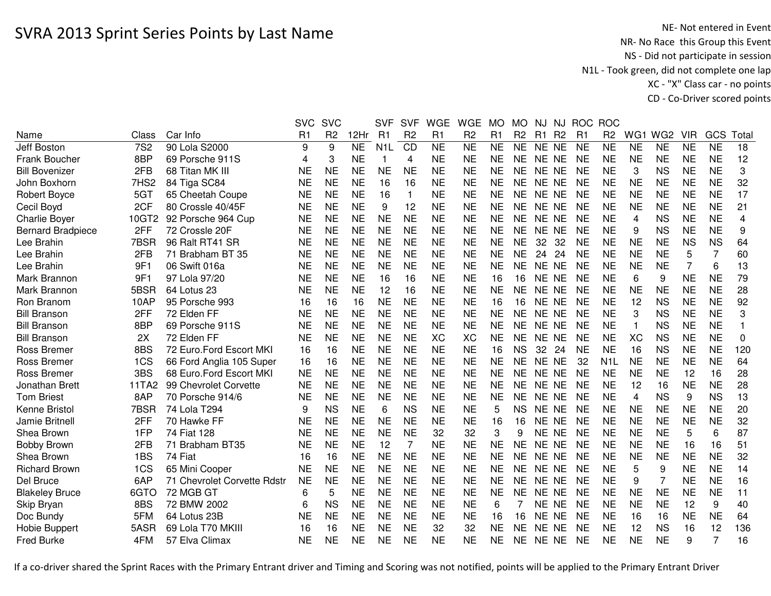# SVRA 2013 Sprint Series Points by Last Name

NE- Not entered in Event
NR- No Race this Group this Event
NS - Did not participate in session
N1L - Took green, did not complete one lap
XC - "X" Class car - no points
CD - Co-Driver scored points

| Name | Class | Car Info | SVC R1 | SVC R2 | 12Hr | SVF R1 | SVF R2 | WGE R1 | WGE R2 | MO R1 | MO R2 | NJ R1 | NJ R2 | ROC R1 | ROC R2 | WG1 | WG2 | VIR | GCS | Total |
|---|---|---|---|---|---|---|---|---|---|---|---|---|---|---|---|---|---|---|---|---|
| Jeff Boston | 7S2 | 90 Lola S2000 | 9 | 9 | NE | N1L | CD | NE | NE | NE | NE | NE | NE | NE | NE | NE | NE | NE | NE | 18 |
| Frank Boucher | 8BP | 69 Porsche 911S | 4 | 3 | NE | 1 | 4 | NE | NE | NE | NE | NE | NE | NE | NE | NE | NE | NE | NE | 12 |
| Bill Bovenizer | 2FB | 68 Titan MK III | NE | NE | NE | NE | NE | NE | NE | NE | NE | NE | NE | NE | NE | 3 | NS | NE | NE | 3 |
| John Boxhorn | 7HS2 | 84 Tiga SC84 | NE | NE | NE | 16 | 16 | NE | NE | NE | NE | NE | NE | NE | NE | NE | NE | NE | NE | 32 |
| Robert Boyce | 5GT | 65 Cheetah Coupe | NE | NE | NE | 16 | 1 | NE | NE | NE | NE | NE | NE | NE | NE | NE | NE | NE | NE | 17 |
| Cecil Boyd | 2CF | 80 Crossle 40/45F | NE | NE | NE | 9 | 12 | NE | NE | NE | NE | NE | NE | NE | NE | NE | NE | NE | NE | 21 |
| Charlie Boyer | 10GT2 | 92 Porsche 964 Cup | NE | NE | NE | NE | NE | NE | NE | NE | NE | NE | NE | NE | NE | 4 | NS | NE | NE | 4 |
| Bernard Bradpiece | 2FF | 72 Crossle 20F | NE | NE | NE | NE | NE | NE | NE | NE | NE | NE | NE | NE | NE | 9 | NS | NE | NE | 9 |
| Lee Brahin | 7BSR | 96 Ralt RT41 SR | NE | NE | NE | NE | NE | NE | NE | NE | NE | 32 | 32 | NE | NE | NE | NE | NS | NS | 64 |
| Lee Brahin | 2FB | 71 Brabham BT 35 | NE | NE | NE | NE | NE | NE | NE | NE | NE | 24 | 24 | NE | NE | NE | NE | 5 | 7 | 60 |
| Lee Brahin | 9F1 | 06 Swift 016a | NE | NE | NE | NE | NE | NE | NE | NE | NE | NE | NE | NE | NE | NE | NE | 7 | 6 | 13 |
| Mark Brannon | 9F1 | 97 Lola 97/20 | NE | NE | NE | 16 | 16 | NE | NE | 16 | 16 | NE | NE | NE | NE | 6 | 9 | NE | NE | 79 |
| Mark Brannon | 5BSR | 64 Lotus 23 | NE | NE | NE | 12 | 16 | NE | NE | NE | NE | NE | NE | NE | NE | NE | NE | NE | NE | 28 |
| Ron Branom | 10AP | 95 Porsche 993 | 16 | 16 | 16 | NE | NE | NE | NE | 16 | 16 | NE | NE | NE | NE | 12 | NS | NE | NE | 92 |
| Bill Branson | 2FF | 72 Elden FF | NE | NE | NE | NE | NE | NE | NE | NE | NE | NE | NE | NE | NE | 3 | NS | NE | NE | 3 |
| Bill Branson | 8BP | 69 Porsche 911S | NE | NE | NE | NE | NE | NE | NE | NE | NE | NE | NE | NE | NE | 1 | NS | NE | NE | 1 |
| Bill Branson | 2X | 72 Elden FF | NE | NE | NE | NE | NE | XC | XC | NE | NE | NE | NE | NE | NE | XC | NS | NE | NE | 0 |
| Ross Bremer | 8BS | 72 Euro.Ford Escort MKI | 16 | 16 | NE | NE | NE | NE | NE | 16 | NS | 32 | 24 | NE | NE | 16 | NS | NE | NE | 120 |
| Ross Bremer | 1CS | 66 Ford Anglia 105 Super | 16 | 16 | NE | NE | NE | NE | NE | NE | NE | NE | NE | 32 | N1L | NE | NE | NE | NE | 64 |
| Ross Bremer | 3BS | 68 Euro.Ford Escort MKI | NE | NE | NE | NE | NE | NE | NE | NE | NE | NE | NE | NE | NE | NE | NE | 12 | 16 | 28 |
| Jonathan Brett | 11TA2 | 99 Chevrolet Corvette | NE | NE | NE | NE | NE | NE | NE | NE | NE | NE | NE | NE | NE | 12 | 16 | NE | NE | 28 |
| Tom Briest | 8AP | 70 Porsche 914/6 | NE | NE | NE | NE | NE | NE | NE | NE | NE | NE | NE | NE | NE | 4 | NS | 9 | NS | 13 |
| Kenne Bristol | 7BSR | 74 Lola T294 | 9 | NS | NE | 6 | NS | NE | NE | 5 | NS | NE | NE | NE | NE | NE | NE | NE | NE | 20 |
| Jamie Britnell | 2FF | 70 Hawke FF | NE | NE | NE | NE | NE | NE | NE | 16 | 16 | NE | NE | NE | NE | NE | NE | NE | NE | 32 |
| Shea Brown | 1FP | 74 Fiat 128 | NE | NE | NE | NE | NE | 32 | 32 | 3 | 9 | NE | NE | NE | NE | NE | NE | 5 | 6 | 87 |
| Bobby Brown | 2FB | 71 Brabham BT35 | NE | NE | NE | 12 | 7 | NE | NE | NE | NE | NE | NE | NE | NE | NE | NE | 16 | 16 | 51 |
| Shea Brown | 1BS | 74 Fiat | 16 | 16 | NE | NE | NE | NE | NE | NE | NE | NE | NE | NE | NE | NE | NE | NE | NE | 32 |
| Richard Brown | 1CS | 65 Mini Cooper | NE | NE | NE | NE | NE | NE | NE | NE | NE | NE | NE | NE | NE | 5 | 9 | NE | NE | 14 |
| Del Bruce | 6AP | 71 Chevrolet Corvette Rdstr | NE | NE | NE | NE | NE | NE | NE | NE | NE | NE | NE | NE | NE | 9 | 7 | NE | NE | 16 |
| Blakeley Bruce | 6GTO | 72 MGB GT | 6 | 5 | NE | NE | NE | NE | NE | NE | NE | NE | NE | NE | NE | NE | NE | NE | NE | 11 |
| Skip Bryan | 8BS | 72 BMW 2002 | 6 | NS | NE | NE | NE | NE | NE | 6 | 7 | NE | NE | NE | NE | NE | NE | 12 | 9 | 40 |
| Doc Bundy | 5FM | 64 Lotus 23B | NE | NE | NE | NE | NE | NE | NE | 16 | 16 | NE | NE | NE | NE | 16 | 16 | NE | NE | 64 |
| Hobie Buppert | 5ASR | 69 Lola T70 MKIII | 16 | 16 | NE | NE | NE | 32 | 32 | NE | NE | NE | NE | NE | NE | 12 | NS | 16 | 12 | 136 |
| Fred Burke | 4FM | 57 Elva Climax | NE | NE | NE | NE | NE | NE | NE | NE | NE | NE | NE | NE | NE | NE | NE | 9 | 7 | 16 |

If a co-driver shared the Sprint Races with the Primary Entrant driver and Timing and Scoring was not notified, points will be applied to the Primary Entrant Driver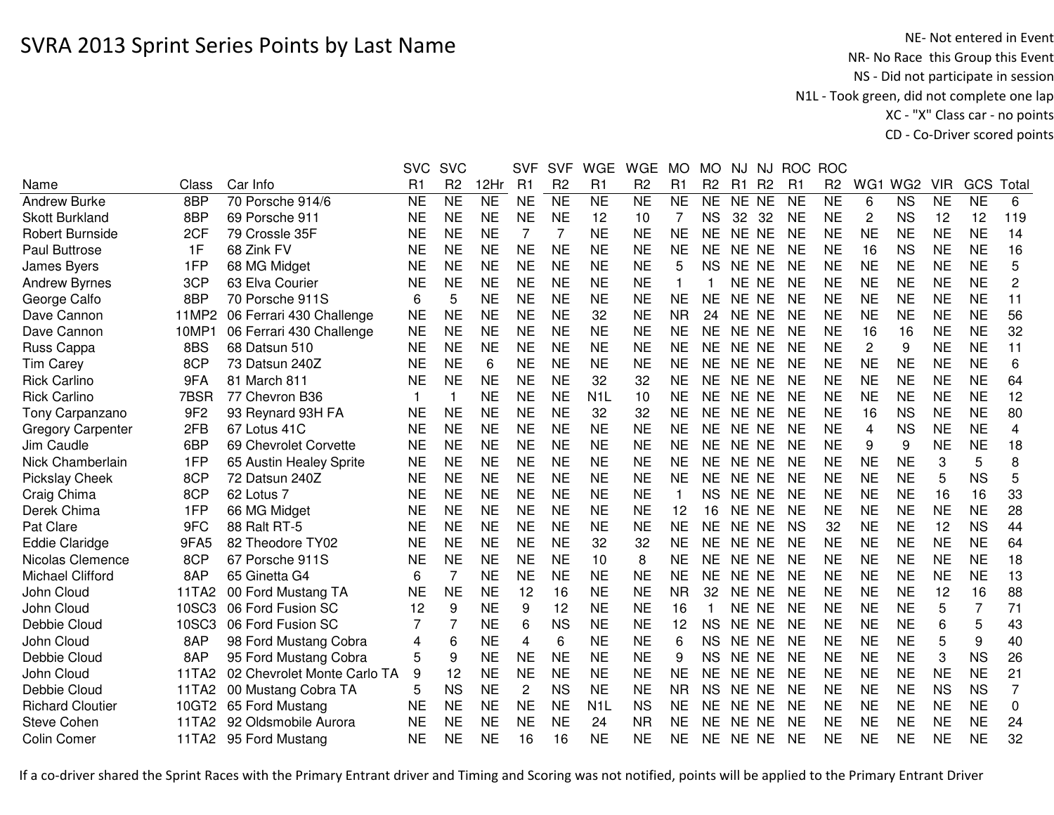# SVRA 2013 Sprint Series Points by Last Name

NE- Not entered in Event
NR- No Race this Group this Event
NS - Did not participate in session
N1L - Took green, did not complete one lap
XC - "X" Class car - no points
CD - Co-Driver scored points

| Name | Class | Car Info | SVC R1 | SVC R2 | 12Hr | SVF R1 | SVF R2 | WGE R1 | WGE R2 | MO R1 | MO R2 | NJ R1 | NJ R2 | ROC R1 | ROC R2 | WG1 | WG2 | VIR | GCS | Total |
|---|---|---|---|---|---|---|---|---|---|---|---|---|---|---|---|---|---|---|---|---|
| Andrew Burke | 8BP | 70 Porsche 914/6 | NE | NE | NE | NE | NE | NE | NE | NE | NE | NE | NE | NE | NE | 6 | NS | NE | NE | 6 |
| Skott Burkland | 8BP | 69 Porsche 911 | NE | NE | NE | NE | NE | 12 | 10 | 7 | NS | 32 | 32 | NE | NE | 2 | NS | 12 | 12 | 119 |
| Robert Burnside | 2CF | 79 Crossle 35F | NE | NE | NE | 7 | 7 | NE | NE | NE | NE | NE | NE | NE | NE | NE | NE | NE | NE | 14 |
| Paul Buttrose | 1F | 68 Zink FV | NE | NE | NE | NE | NE | NE | NE | NE | NE | NE | NE | NE | NE | 16 | NS | NE | NE | 16 |
| James Byers | 1FP | 68 MG Midget | NE | NE | NE | NE | NE | NE | NE | 5 | NS | NE | NE | NE | NE | NE | NE | NE | NE | 5 |
| Andrew Byrnes | 3CP | 63 Elva Courier | NE | NE | NE | NE | NE | NE | NE | 1 | 1 | NE | NE | NE | NE | NE | NE | NE | NE | 2 |
| George Calfo | 8BP | 70 Porsche 911S | 6 | 5 | NE | NE | NE | NE | NE | NE | NE | NE | NE | NE | NE | NE | NE | NE | NE | 11 |
| Dave Cannon | 11MP2 | 06 Ferrari 430 Challenge | NE | NE | NE | NE | NE | 32 | NE | NR | 24 | NE | NE | NE | NE | NE | NE | NE | NE | 56 |
| Dave Cannon | 10MP1 | 06 Ferrari 430 Challenge | NE | NE | NE | NE | NE | NE | NE | NE | NE | NE | NE | NE | NE | 16 | 16 | NE | NE | 32 |
| Russ Cappa | 8BS | 68 Datsun 510 | NE | NE | NE | NE | NE | NE | NE | NE | NE | NE | NE | NE | NE | 2 | 9 | NE | NE | 11 |
| Tim Carey | 8CP | 73 Datsun 240Z | NE | NE | 6 | NE | NE | NE | NE | NE | NE | NE | NE | NE | NE | NE | NE | NE | NE | 6 |
| Rick Carlino | 9FA | 81 March 811 | NE | NE | NE | NE | NE | 32 | 32 | NE | NE | NE | NE | NE | NE | NE | NE | NE | NE | 64 |
| Rick Carlino | 7BSR | 77 Chevron B36 | 1 | 1 | NE | NE | NE | N1L | 10 | NE | NE | NE | NE | NE | NE | NE | NE | NE | NE | 12 |
| Tony Carpanzano | 9F2 | 93 Reynard 93H FA | NE | NE | NE | NE | NE | 32 | 32 | NE | NE | NE | NE | NE | NE | 16 | NS | NE | NE | 80 |
| Gregory Carpenter | 2FB | 67 Lotus 41C | NE | NE | NE | NE | NE | NE | NE | NE | NE | NE | NE | NE | NE | 4 | NS | NE | NE | 4 |
| Jim Caudle | 6BP | 69 Chevrolet Corvette | NE | NE | NE | NE | NE | NE | NE | NE | NE | NE | NE | NE | NE | 9 | 9 | NE | NE | 18 |
| Nick Chamberlain | 1FP | 65 Austin Healey Sprite | NE | NE | NE | NE | NE | NE | NE | NE | NE | NE | NE | NE | NE | NE | NE | 3 | 5 | 8 |
| Pickslay Cheek | 8CP | 72 Datsun 240Z | NE | NE | NE | NE | NE | NE | NE | NE | NE | NE | NE | NE | NE | NE | NE | 5 | NS | 5 |
| Craig Chima | 8CP | 62 Lotus 7 | NE | NE | NE | NE | NE | NE | NE | 1 | NS | NE | NE | NE | NE | NE | NE | 16 | 16 | 33 |
| Derek Chima | 1FP | 66 MG Midget | NE | NE | NE | NE | NE | NE | NE | 12 | 16 | NE | NE | NE | NE | NE | NE | NE | NE | 28 |
| Pat Clare | 9FC | 88 Ralt RT-5 | NE | NE | NE | NE | NE | NE | NE | NE | NE | NE | NE | NS | 32 | NE | NE | 12 | NS | 44 |
| Eddie Claridge | 9FA5 | 82 Theodore TY02 | NE | NE | NE | NE | NE | 32 | 32 | NE | NE | NE | NE | NE | NE | NE | NE | NE | NE | 64 |
| Nicolas Clemence | 8CP | 67 Porsche 911S | NE | NE | NE | NE | NE | 10 | 8 | NE | NE | NE | NE | NE | NE | NE | NE | NE | NE | 18 |
| Michael Clifford | 8AP | 65 Ginetta G4 | 6 | 7 | NE | NE | NE | NE | NE | NE | NE | NE | NE | NE | NE | NE | NE | NE | NE | 13 |
| John Cloud | 11TA2 | 00 Ford Mustang TA | NE | NE | NE | 12 | 16 | NE | NE | NR | 32 | NE | NE | NE | NE | NE | NE | 12 | 16 | 88 |
| John Cloud | 10SC3 | 06 Ford Fusion SC | 12 | 9 | NE | 9 | 12 | NE | NE | 16 | 1 | NE | NE | NE | NE | NE | NE | 5 | 7 | 71 |
| Debbie Cloud | 10SC3 | 06 Ford Fusion SC | 7 | 7 | NE | 6 | NS | NE | NE | 12 | NS | NE | NE | NE | NE | NE | NE | 6 | 5 | 43 |
| John Cloud | 8AP | 98 Ford Mustang Cobra | 4 | 6 | NE | 4 | 6 | NE | NE | 6 | NS | NE | NE | NE | NE | NE | NE | 5 | 9 | 40 |
| Debbie Cloud | 8AP | 95 Ford Mustang Cobra | 5 | 9 | NE | NE | NE | NE | NE | 9 | NS | NE | NE | NE | NE | NE | NE | 3 | NS | 26 |
| John Cloud | 11TA2 | 02 Chevrolet Monte Carlo TA | 9 | 12 | NE | NE | NE | NE | NE | NE | NE | NE | NE | NE | NE | NE | NE | NE | NE | 21 |
| Debbie Cloud | 11TA2 | 00 Mustang Cobra TA | 5 | NS | NE | 2 | NS | NE | NE | NR | NS | NE | NE | NE | NE | NE | NE | NS | NS | 7 |
| Richard Cloutier | 10GT2 | 65 Ford Mustang | NE | NE | NE | NE | NE | N1L | NS | NE | NE | NE | NE | NE | NE | NE | NE | NE | NE | 0 |
| Steve Cohen | 11TA2 | 92 Oldsmobile Aurora | NE | NE | NE | NE | NE | 24 | NR | NE | NE | NE | NE | NE | NE | NE | NE | NE | NE | 24 |
| Colin Comer | 11TA2 | 95 Ford Mustang | NE | NE | NE | 16 | 16 | NE | NE | NE | NE | NE | NE | NE | NE | NE | NE | NE | NE | 32 |

If a co-driver shared the Sprint Races with the Primary Entrant driver and Timing and Scoring was not notified, points will be applied to the Primary Entrant Driver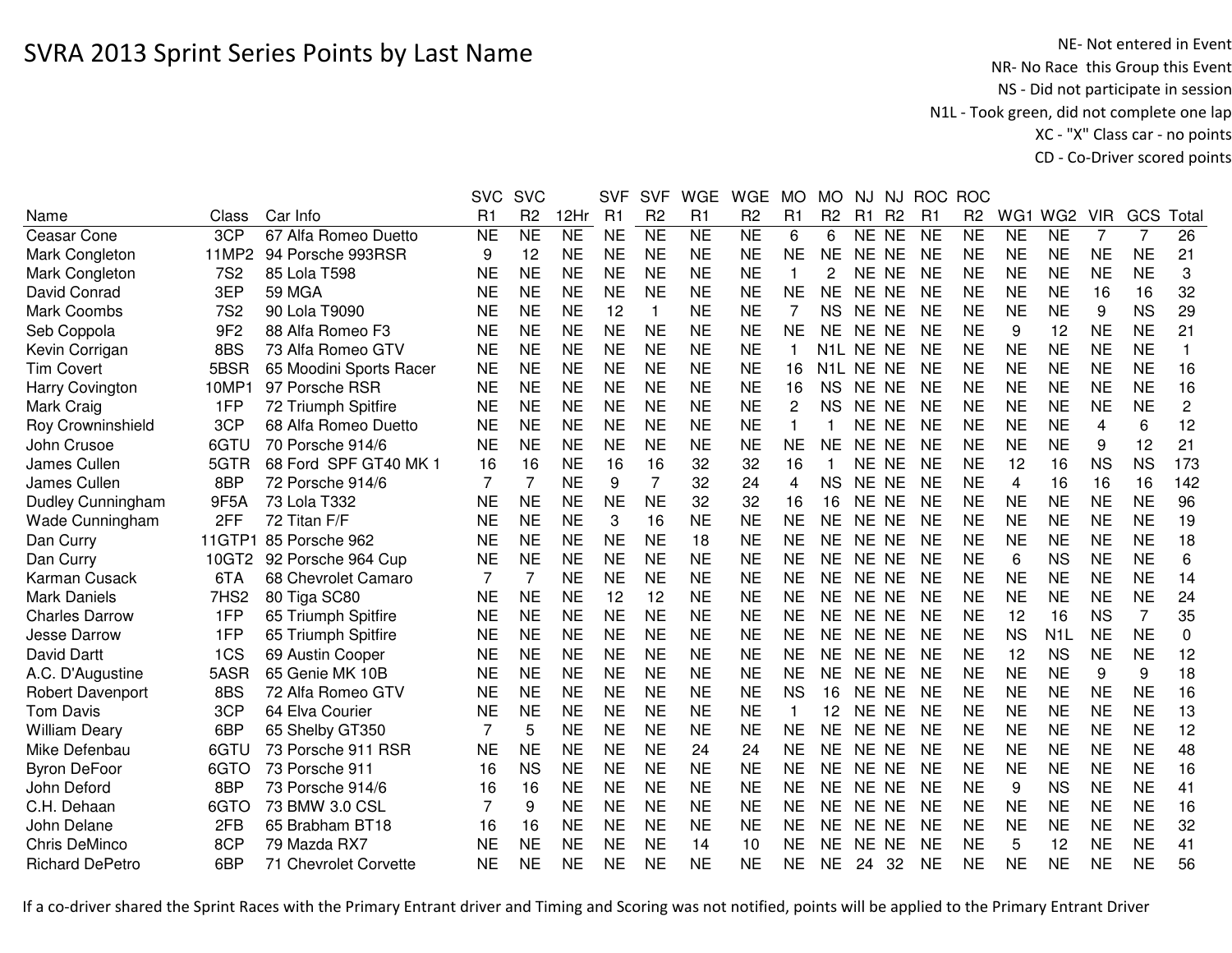# SVRA 2013 Sprint Series Points by Last Name

NE- Not entered in Event
NR- No Race this Group this Event
NS - Did not participate in session
N1L - Took green, did not complete one lap
XC - "X" Class car - no points
CD - Co-Driver scored points

| Name | Class | Car Info | SVC R1 | SVC R2 | 12Hr | SVF R1 | SVF R2 | WGE R1 | WGE R2 | MO R1 | MO R2 | NJ R1 | NJ R2 | ROC R1 | ROC R2 | WG1 | WG2 | VIR | GCS | Total |
|---|---|---|---|---|---|---|---|---|---|---|---|---|---|---|---|---|---|---|---|---|
| Ceasar Cone | 3CP | 67 Alfa Romeo Duetto | NE | NE | NE | NE | NE | NE | NE | 6 | 6 | NE | NE | NE | NE | NE | NE | 7 | 7 | 26 |
| Mark Congleton | 11MP2 | 94 Porsche 993RSR | 9 | 12 | NE | NE | NE | NE | NE | NE | NE | NE | NE | NE | NE | NE | NE | NE | NE | 21 |
| Mark Congleton | 7S2 | 85 Lola T598 | NE | NE | NE | NE | NE | NE | NE | 1 | 2 | NE | NE | NE | NE | NE | NE | NE | NE | 3 |
| David Conrad | 3EP | 59 MGA | NE | NE | NE | NE | NE | NE | NE | NE | NE | NE | NE | NE | NE | NE | NE | 16 | 16 | 32 |
| Mark Coombs | 7S2 | 90 Lola T9090 | NE | NE | NE | 12 | 1 | NE | NE | 7 | NS | NE | NE | NE | NE | NE | NE | 9 | NS | 29 |
| Seb Coppola | 9F2 | 88 Alfa Romeo F3 | NE | NE | NE | NE | NE | NE | NE | NE | NE | NE | NE | NE | NE | 9 | 12 | NE | NE | 21 |
| Kevin Corrigan | 8BS | 73 Alfa Romeo GTV | NE | NE | NE | NE | NE | NE | NE | 1 | N1L | NE | NE | NE | NE | NE | NE | NE | NE | 1 |
| Tim Covert | 5BSR | 65 Moodini Sports Racer | NE | NE | NE | NE | NE | NE | NE | 16 | N1L | NE | NE | NE | NE | NE | NE | NE | NE | 16 |
| Harry Covington | 10MP1 | 97 Porsche RSR | NE | NE | NE | NE | NE | NE | NE | 16 | NS | NE | NE | NE | NE | NE | NE | NE | NE | 16 |
| Mark Craig | 1FP | 72 Triumph Spitfire | NE | NE | NE | NE | NE | NE | NE | 2 | NS | NE | NE | NE | NE | NE | NE | NE | NE | 2 |
| Roy Crowninshield | 3CP | 68 Alfa Romeo Duetto | NE | NE | NE | NE | NE | NE | NE | 1 | 1 | NE | NE | NE | NE | NE | NE | 4 | 6 | 12 |
| John Crusoe | 6GTU | 70 Porsche 914/6 | NE | NE | NE | NE | NE | NE | NE | NE | NE | NE | NE | NE | NE | NE | NE | 9 | 12 | 21 |
| James Cullen | 5GTR | 68 Ford SPF GT40 MK 1 | 16 | 16 | NE | 16 | 16 | 32 | 32 | 16 | 1 | NE | NE | NE | NE | 12 | 16 | NS | NS | 173 |
| James Cullen | 8BP | 72 Porsche 914/6 | 7 | 7 | NE | 9 | 7 | 32 | 24 | 4 | NS | NE | NE | NE | NE | 4 | 16 | 16 | 16 | 142 |
| Dudley Cunningham | 9F5A | 73 Lola T332 | NE | NE | NE | NE | NE | 32 | 32 | 16 | 16 | NE | NE | NE | NE | NE | NE | NE | NE | 96 |
| Wade Cunningham | 2FF | 72 Titan F/F | NE | NE | NE | 3 | 16 | NE | NE | NE | NE | NE | NE | NE | NE | NE | NE | NE | NE | 19 |
| Dan Curry | 11GTP1 | 85 Porsche 962 | NE | NE | NE | NE | NE | 18 | NE | NE | NE | NE | NE | NE | NE | NE | NE | NE | NE | 18 |
| Dan Curry | 10GT2 | 92 Porsche 964 Cup | NE | NE | NE | NE | NE | NE | NE | NE | NE | NE | NE | NE | NE | 6 | NS | NE | NE | 6 |
| Karman Cusack | 6TA | 68 Chevrolet Camaro | 7 | 7 | NE | NE | NE | NE | NE | NE | NE | NE | NE | NE | NE | NE | NE | NE | NE | 14 |
| Mark Daniels | 7HS2 | 80 Tiga SC80 | NE | NE | NE | 12 | 12 | NE | NE | NE | NE | NE | NE | NE | NE | NE | NE | NE | NE | 24 |
| Charles Darrow | 1FP | 65 Triumph Spitfire | NE | NE | NE | NE | NE | NE | NE | NE | NE | NE | NE | NE | NE | 12 | 16 | NS | 7 | 35 |
| Jesse Darrow | 1FP | 65 Triumph Spitfire | NE | NE | NE | NE | NE | NE | NE | NE | NE | NE | NE | NE | NE | NS | N1L | NE | NE | 0 |
| David Dartt | 1CS | 69 Austin Cooper | NE | NE | NE | NE | NE | NE | NE | NE | NE | NE | NE | NE | NE | 12 | NS | NE | NE | 12 |
| A.C. D'Augustine | 5ASR | 65 Genie MK 10B | NE | NE | NE | NE | NE | NE | NE | NE | NE | NE | NE | NE | NE | NE | NE | 9 | 9 | 18 |
| Robert Davenport | 8BS | 72 Alfa Romeo GTV | NE | NE | NE | NE | NE | NE | NE | NS | 16 | NE | NE | NE | NE | NE | NE | NE | NE | 16 |
| Tom Davis | 3CP | 64 Elva Courier | NE | NE | NE | NE | NE | NE | NE | 1 | 12 | NE | NE | NE | NE | NE | NE | NE | NE | 13 |
| William Deary | 6BP | 65 Shelby GT350 | 7 | 5 | NE | NE | NE | NE | NE | NE | NE | NE | NE | NE | NE | NE | NE | NE | NE | 12 |
| Mike Defenbau | 6GTU | 73 Porsche 911 RSR | NE | NE | NE | NE | NE | 24 | 24 | NE | NE | NE | NE | NE | NE | NE | NE | NE | NE | 48 |
| Byron DeFoor | 6GTO | 73 Porsche 911 | 16 | NS | NE | NE | NE | NE | NE | NE | NE | NE | NE | NE | NE | NE | NE | NE | NE | 16 |
| John Deford | 8BP | 73 Porsche 914/6 | 16 | 16 | NE | NE | NE | NE | NE | NE | NE | NE | NE | NE | NE | 9 | NS | NE | NE | 41 |
| C.H. Dehaan | 6GTO | 73 BMW 3.0 CSL | 7 | 9 | NE | NE | NE | NE | NE | NE | NE | NE | NE | NE | NE | NE | NE | NE | NE | 16 |
| John Delane | 2FB | 65 Brabham BT18 | 16 | 16 | NE | NE | NE | NE | NE | NE | NE | NE | NE | NE | NE | NE | NE | NE | NE | 32 |
| Chris DeMinco | 8CP | 79 Mazda RX7 | NE | NE | NE | NE | NE | 14 | 10 | NE | NE | NE | NE | NE | NE | 5 | 12 | NE | NE | 41 |
| Richard DePetro | 6BP | 71 Chevrolet Corvette | NE | NE | NE | NE | NE | NE | NE | NE | NE | 24 | 32 | NE | NE | NE | NE | NE | NE | 56 |

If a co-driver shared the Sprint Races with the Primary Entrant driver and Timing and Scoring was not notified, points will be applied to the Primary Entrant Driver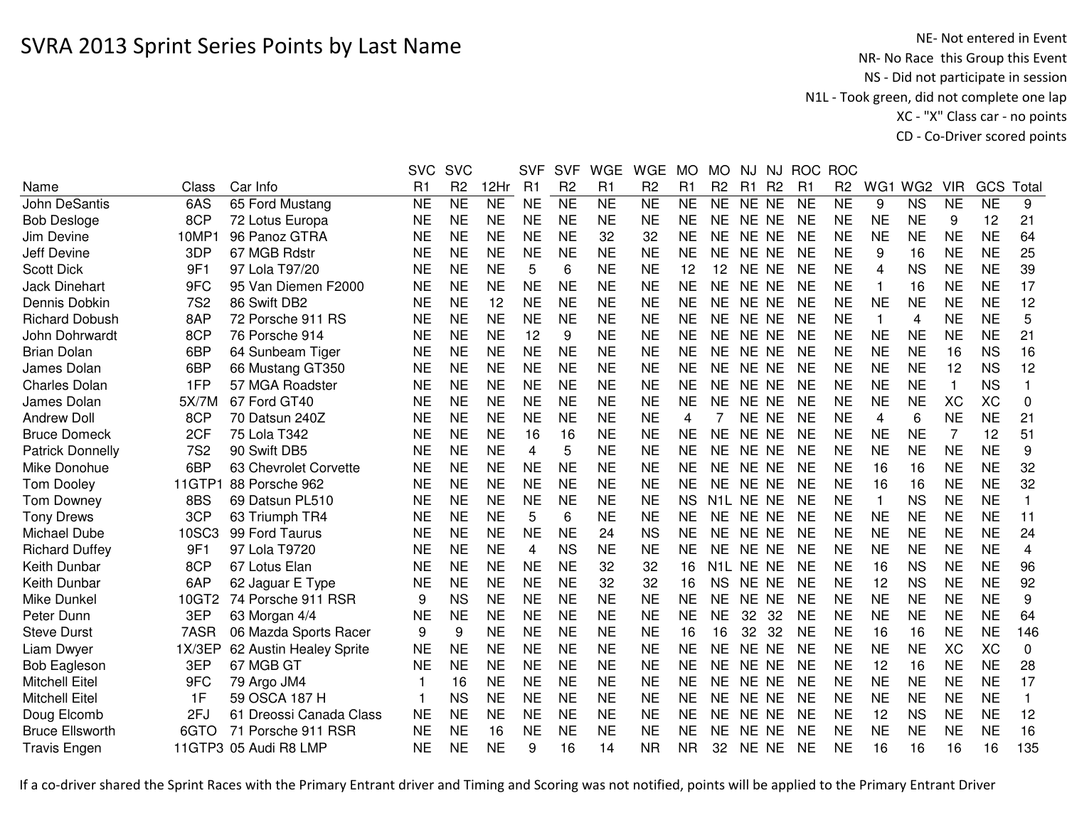# SVRA 2013 Sprint Series Points by Last Name

NE- Not entered in Event
NR- No Race this Group this Event
NS - Did not participate in session
N1L - Took green, did not complete one lap
XC - "X" Class car - no points
CD - Co-Driver scored points

| Name | Class | Car Info | SVC R1 | SVC R2 | 12Hr | SVF R1 | SVF R2 | WGE R1 | WGE R2 | MO R1 | MO R2 | NJ R1 | NJ R2 | ROC R1 | ROC R2 | WG1 | WG2 | VIR | GCS | Total |
|---|---|---|---|---|---|---|---|---|---|---|---|---|---|---|---|---|---|---|---|---|
| John DeSantis | 6AS | 65 Ford Mustang | NE | NE | NE | NE | NE | NE | NE | NE | NE | NE | NE | NE | NE | 9 | NS | NE | NE | 9 |
| Bob Desloge | 8CP | 72 Lotus Europa | NE | NE | NE | NE | NE | NE | NE | NE | NE | NE | NE | NE | NE | NE | NE | 9 | 12 | 21 |
| Jim Devine | 10MP1 | 96 Panoz GTRA | NE | NE | NE | NE | NE | 32 | 32 | NE | NE | NE | NE | NE | NE | NE | NE | NE | NE | 64 |
| Jeff Devine | 3DP | 67 MGB Rdstr | NE | NE | NE | NE | NE | NE | NE | NE | NE | NE | NE | NE | NE | 9 | 16 | NE | NE | 25 |
| Scott Dick | 9F1 | 97 Lola T97/20 | NE | NE | NE | 5 | 6 | NE | NE | 12 | 12 | NE | NE | NE | NE | 4 | NS | NE | NE | 39 |
| Jack Dinehart | 9FC | 95 Van Diemen F2000 | NE | NE | NE | NE | NE | NE | NE | NE | NE | NE | NE | NE | NE | 1 | 16 | NE | NE | 17 |
| Dennis Dobkin | 7S2 | 86 Swift DB2 | NE | NE | 12 | NE | NE | NE | NE | NE | NE | NE | NE | NE | NE | NE | NE | NE | NE | 12 |
| Richard Dobush | 8AP | 72 Porsche 911 RS | NE | NE | NE | NE | NE | NE | NE | NE | NE | NE | NE | NE | NE | 1 | 4 | NE | NE | 5 |
| John Dohrwardt | 8CP | 76 Porsche 914 | NE | NE | NE | 12 | 9 | NE | NE | NE | NE | NE | NE | NE | NE | NE | NE | NE | NE | 21 |
| Brian Dolan | 6BP | 64 Sunbeam Tiger | NE | NE | NE | NE | NE | NE | NE | NE | NE | NE | NE | NE | NE | NE | NE | 16 | NS | 16 |
| James Dolan | 6BP | 66 Mustang GT350 | NE | NE | NE | NE | NE | NE | NE | NE | NE | NE | NE | NE | NE | NE | NE | 12 | NS | 12 |
| Charles Dolan | 1FP | 57 MGA Roadster | NE | NE | NE | NE | NE | NE | NE | NE | NE | NE | NE | NE | NE | NE | NE | 1 | NS | 1 |
| James Dolan | 5X/7M | 67 Ford GT40 | NE | NE | NE | NE | NE | NE | NE | NE | NE | NE | NE | NE | NE | NE | NE | XC | XC | 0 |
| Andrew Doll | 8CP | 70 Datsun 240Z | NE | NE | NE | NE | NE | NE | NE | 4 | 7 | NE | NE | NE | NE | 4 | 6 | NE | NE | 21 |
| Bruce Domeck | 2CF | 75 Lola T342 | NE | NE | NE | 16 | 16 | NE | NE | NE | NE | NE | NE | NE | NE | NE | NE | 7 | 12 | 51 |
| Patrick Donnelly | 7S2 | 90 Swift DB5 | NE | NE | NE | 4 | 5 | NE | NE | NE | NE | NE | NE | NE | NE | NE | NE | NE | NE | 9 |
| Mike Donohue | 6BP | 63 Chevrolet Corvette | NE | NE | NE | NE | NE | NE | NE | NE | NE | NE | NE | NE | NE | 16 | 16 | NE | NE | 32 |
| Tom Dooley | 11GTP1 | 88 Porsche 962 | NE | NE | NE | NE | NE | NE | NE | NE | NE | NE | NE | NE | NE | 16 | 16 | NE | NE | 32 |
| Tom Downey | 8BS | 69 Datsun PL510 | NE | NE | NE | NE | NE | NE | NE | NS | N1L | NE | NE | NE | NE | 1 | NS | NE | NE | 1 |
| Tony Drews | 3CP | 63 Triumph TR4 | NE | NE | NE | 5 | 6 | NE | NE | NE | NE | NE | NE | NE | NE | NE | NE | NE | NE | 11 |
| Michael Dube | 10SC3 | 99 Ford Taurus | NE | NE | NE | NE | NE | 24 | NS | NE | NE | NE | NE | NE | NE | NE | NE | NE | NE | 24 |
| Richard Duffey | 9F1 | 97 Lola T9720 | NE | NE | NE | 4 | NS | NE | NE | NE | NE | NE | NE | NE | NE | NE | NE | NE | NE | 4 |
| Keith Dunbar | 8CP | 67 Lotus Elan | NE | NE | NE | NE | NE | 32 | 32 | 16 | N1L | NE | NE | NE | NE | 16 | NS | NE | NE | 96 |
| Keith Dunbar | 6AP | 62 Jaguar E Type | NE | NE | NE | NE | NE | 32 | 32 | 16 | NS | NE | NE | NE | NE | 12 | NS | NE | NE | 92 |
| Mike Dunkel | 10GT2 | 74 Porsche 911 RSR | 9 | NS | NE | NE | NE | NE | NE | NE | NE | NE | NE | NE | NE | NE | NE | NE | NE | 9 |
| Peter Dunn | 3EP | 63 Morgan 4/4 | NE | NE | NE | NE | NE | NE | NE | NE | NE | 32 | 32 | NE | NE | NE | NE | NE | NE | 64 |
| Steve Durst | 7ASR | 06 Mazda Sports Racer | 9 | 9 | NE | NE | NE | NE | NE | 16 | 16 | 32 | 32 | NE | NE | 16 | 16 | NE | NE | 146 |
| Liam Dwyer | 1X/3EP | 62 Austin Healey Sprite | NE | NE | NE | NE | NE | NE | NE | NE | NE | NE | NE | NE | NE | NE | NE | XC | XC | 0 |
| Bob Eagleson | 3EP | 67 MGB GT | NE | NE | NE | NE | NE | NE | NE | NE | NE | NE | NE | NE | NE | 12 | 16 | NE | NE | 28 |
| Mitchell Eitel | 9FC | 79 Argo JM4 | 1 | 16 | NE | NE | NE | NE | NE | NE | NE | NE | NE | NE | NE | NE | NE | NE | NE | 17 |
| Mitchell Eitel | 1F | 59 OSCA 187 H | 1 | NS | NE | NE | NE | NE | NE | NE | NE | NE | NE | NE | NE | NE | NE | NE | NE | 1 |
| Doug Elcomb | 2FJ | 61 Dreossi Canada Class | NE | NE | NE | NE | NE | NE | NE | NE | NE | NE | NE | NE | NE | 12 | NS | NE | NE | 12 |
| Bruce Ellsworth | 6GTO | 71 Porsche 911 RSR | NE | NE | 16 | NE | NE | NE | NE | NE | NE | NE | NE | NE | NE | NE | NE | NE | NE | 16 |
| Travis Engen | 11GTP3 | 05 Audi R8 LMP | NE | NE | NE | 9 | 16 | 14 | NR | NR | 32 | NE | NE | NE | NE | 16 | 16 | 16 | 16 | 135 |

If a co-driver shared the Sprint Races with the Primary Entrant driver and Timing and Scoring was not notified, points will be applied to the Primary Entrant Driver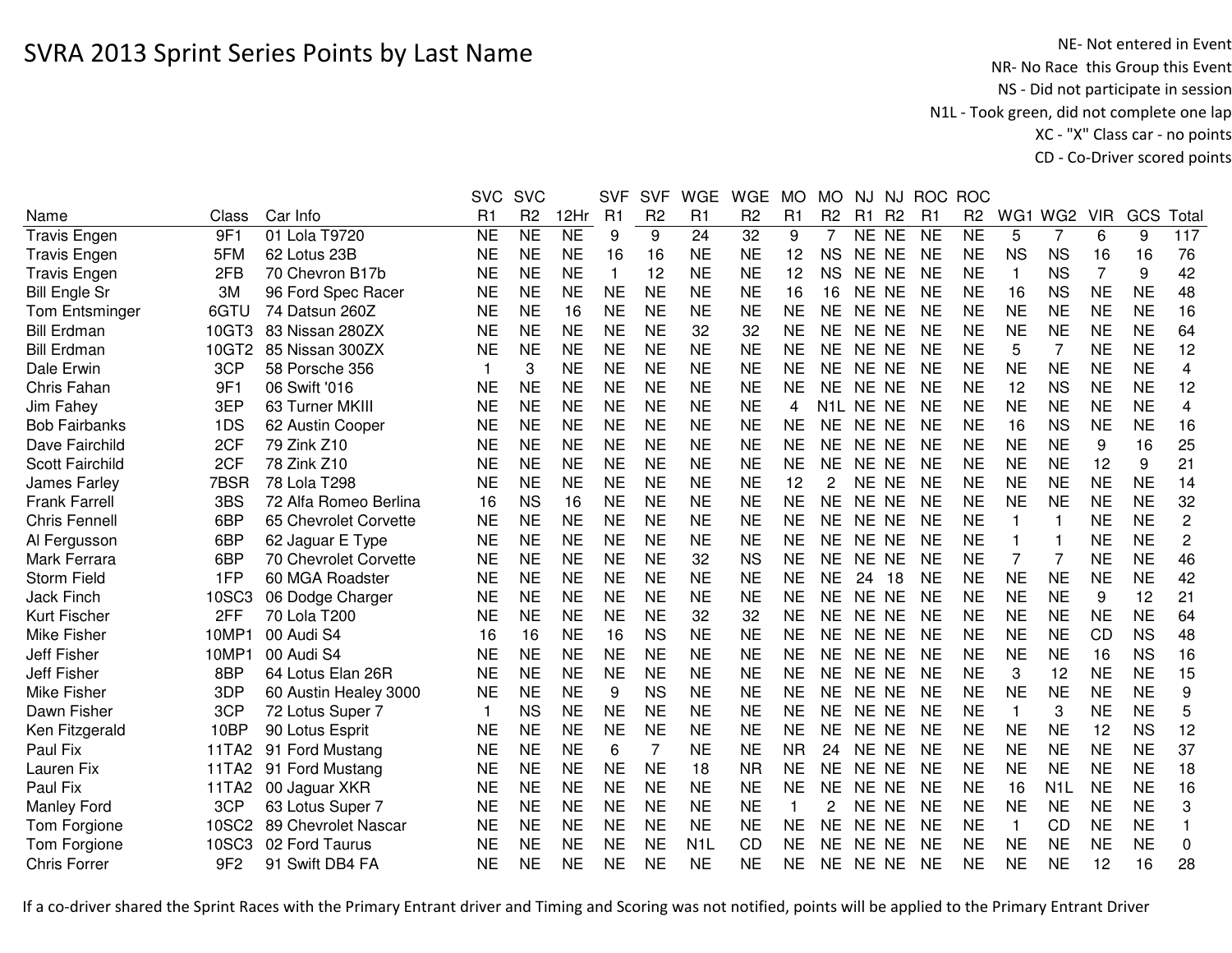# SVRA 2013 Sprint Series Points by Last Name

NE- Not entered in Event
NR- No Race this Group this Event
NS - Did not participate in session
N1L - Took green, did not complete one lap
XC - "X" Class car - no points
CD - Co-Driver scored points

| Name | Class | Car Info | SVC R1 | SVC R2 | 12Hr | SVF R1 | SVF R2 | WGE R1 | WGE R2 | MO R1 | MO R2 | NJ R1 | NJ R2 | ROC R1 | ROC R2 | WG1 | WG2 | VIR | GCS | Total |
|---|---|---|---|---|---|---|---|---|---|---|---|---|---|---|---|---|---|---|---|---|
| Travis Engen | 9F1 | 01 Lola T9720 | NE | NE | NE | 9 | 9 | 24 | 32 | 9 | 7 | NE | NE | NE | NE | 5 | 7 | 6 | 9 | 117 |
| Travis Engen | 5FM | 62 Lotus 23B | NE | NE | NE | 16 | 16 | NE | NE | 12 | NS | NE | NE | NE | NE | NS | NS | 16 | 16 | 76 |
| Travis Engen | 2FB | 70 Chevron B17b | NE | NE | NE | 1 | 12 | NE | NE | 12 | NS | NE | NE | NE | NE | 1 | NS | 7 | 9 | 42 |
| Bill Engle Sr | 3M | 96 Ford Spec Racer | NE | NE | NE | NE | NE | NE | NE | 16 | 16 | NE | NE | NE | NE | 16 | NS | NE | NE | 48 |
| Tom Entsminger | 6GTU | 74 Datsun 260Z | NE | NE | 16 | NE | NE | NE | NE | NE | NE | NE | NE | NE | NE | NE | NE | NE | NE | 16 |
| Bill Erdman | 10GT3 | 83 Nissan 280ZX | NE | NE | NE | NE | NE | 32 | 32 | NE | NE | NE | NE | NE | NE | NE | NE | NE | NE | 64 |
| Bill Erdman | 10GT2 | 85 Nissan 300ZX | NE | NE | NE | NE | NE | NE | NE | NE | NE | NE | NE | NE | NE | 5 | 7 | NE | NE | 12 |
| Dale Erwin | 3CP | 58 Porsche 356 | 1 | 3 | NE | NE | NE | NE | NE | NE | NE | NE | NE | NE | NE | NE | NE | NE | NE | 4 |
| Chris Fahan | 9F1 | 06 Swift '016 | NE | NE | NE | NE | NE | NE | NE | NE | NE | NE | NE | NE | NE | 12 | NS | NE | NE | 12 |
| Jim Fahey | 3EP | 63 Turner MKIII | NE | NE | NE | NE | NE | NE | NE | 4 | N1L | NE | NE | NE | NE | NE | NE | NE | NE | 4 |
| Bob Fairbanks | 1DS | 62 Austin Cooper | NE | NE | NE | NE | NE | NE | NE | NE | NE | NE | NE | NE | NE | 16 | NS | NE | NE | 16 |
| Dave Fairchild | 2CF | 79 Zink Z10 | NE | NE | NE | NE | NE | NE | NE | NE | NE | NE | NE | NE | NE | NE | NE | 9 | 16 | 25 |
| Scott Fairchild | 2CF | 78 Zink Z10 | NE | NE | NE | NE | NE | NE | NE | NE | NE | NE | NE | NE | NE | NE | NE | 12 | 9 | 21 |
| James Farley | 7BSR | 78 Lola T298 | NE | NE | NE | NE | NE | NE | NE | 12 | 2 | NE | NE | NE | NE | NE | NE | NE | NE | 14 |
| Frank Farrell | 3BS | 72 Alfa Romeo Berlina | 16 | NS | 16 | NE | NE | NE | NE | NE | NE | NE | NE | NE | NE | NE | NE | NE | NE | 32 |
| Chris Fennell | 6BP | 65 Chevrolet Corvette | NE | NE | NE | NE | NE | NE | NE | NE | NE | NE | NE | NE | NE | 1 | 1 | NE | NE | 2 |
| Al Fergusson | 6BP | 62 Jaguar E Type | NE | NE | NE | NE | NE | NE | NE | NE | NE | NE | NE | NE | NE | 1 | 1 | NE | NE | 2 |
| Mark Ferrara | 6BP | 70 Chevrolet Corvette | NE | NE | NE | NE | NE | 32 | NS | NE | NE | NE | NE | NE | NE | 7 | 7 | NE | NE | 46 |
| Storm Field | 1FP | 60 MGA Roadster | NE | NE | NE | NE | NE | NE | NE | NE | NE | 24 | 18 | NE | NE | NE | NE | NE | NE | 42 |
| Jack Finch | 10SC3 | 06 Dodge Charger | NE | NE | NE | NE | NE | NE | NE | NE | NE | NE | NE | NE | NE | NE | NE | 9 | 12 | 21 |
| Kurt Fischer | 2FF | 70 Lola T200 | NE | NE | NE | NE | NE | 32 | 32 | NE | NE | NE | NE | NE | NE | NE | NE | NE | NE | 64 |
| Mike Fisher | 10MP1 | 00 Audi S4 | 16 | 16 | NE | 16 | NS | NE | NE | NE | NE | NE | NE | NE | NE | NE | NE | CD | NS | 48 |
| Jeff Fisher | 10MP1 | 00 Audi S4 | NE | NE | NE | NE | NE | NE | NE | NE | NE | NE | NE | NE | NE | NE | NE | 16 | NS | 16 |
| Jeff Fisher | 8BP | 64 Lotus Elan 26R | NE | NE | NE | NE | NE | NE | NE | NE | NE | NE | NE | NE | NE | 3 | 12 | NE | NE | 15 |
| Mike Fisher | 3DP | 60 Austin Healey 3000 | NE | NE | NE | 9 | NS | NE | NE | NE | NE | NE | NE | NE | NE | NE | NE | NE | NE | 9 |
| Dawn Fisher | 3CP | 72 Lotus Super 7 | 1 | NS | NE | NE | NE | NE | NE | NE | NE | NE | NE | NE | NE | 1 | 3 | NE | NE | 5 |
| Ken Fitzgerald | 10BP | 90 Lotus Esprit | NE | NE | NE | NE | NE | NE | NE | NE | NE | NE | NE | NE | NE | NE | NE | 12 | NS | 12 |
| Paul Fix | 11TA2 | 91 Ford Mustang | NE | NE | NE | 6 | 7 | NE | NE | NR | 24 | NE | NE | NE | NE | NE | NE | NE | NE | 37 |
| Lauren Fix | 11TA2 | 91 Ford Mustang | NE | NE | NE | NE | NE | 18 | NR | NE | NE | NE | NE | NE | NE | NE | NE | NE | NE | 18 |
| Paul Fix | 11TA2 | 00 Jaguar XKR | NE | NE | NE | NE | NE | NE | NE | NE | NE | NE | NE | NE | NE | 16 | N1L | NE | NE | 16 |
| Manley Ford | 3CP | 63 Lotus Super 7 | NE | NE | NE | NE | NE | NE | NE | 1 | 2 | NE | NE | NE | NE | NE | NE | NE | NE | 3 |
| Tom Forgione | 10SC2 | 89 Chevrolet Nascar | NE | NE | NE | NE | NE | NE | NE | NE | NE | NE | NE | NE | NE | 1 | CD | NE | NE | 1 |
| Tom Forgione | 10SC3 | 02 Ford Taurus | NE | NE | NE | NE | NE | N1L | CD | NE | NE | NE | NE | NE | NE | NE | NE | NE | NE | 0 |
| Chris Forrer | 9F2 | 91 Swift DB4 FA | NE | NE | NE | NE | NE | NE | NE | NE | NE | NE | NE | NE | NE | NE | NE | 12 | 16 | 28 |

If a co-driver shared the Sprint Races with the Primary Entrant driver and Timing and Scoring was not notified, points will be applied to the Primary Entrant Driver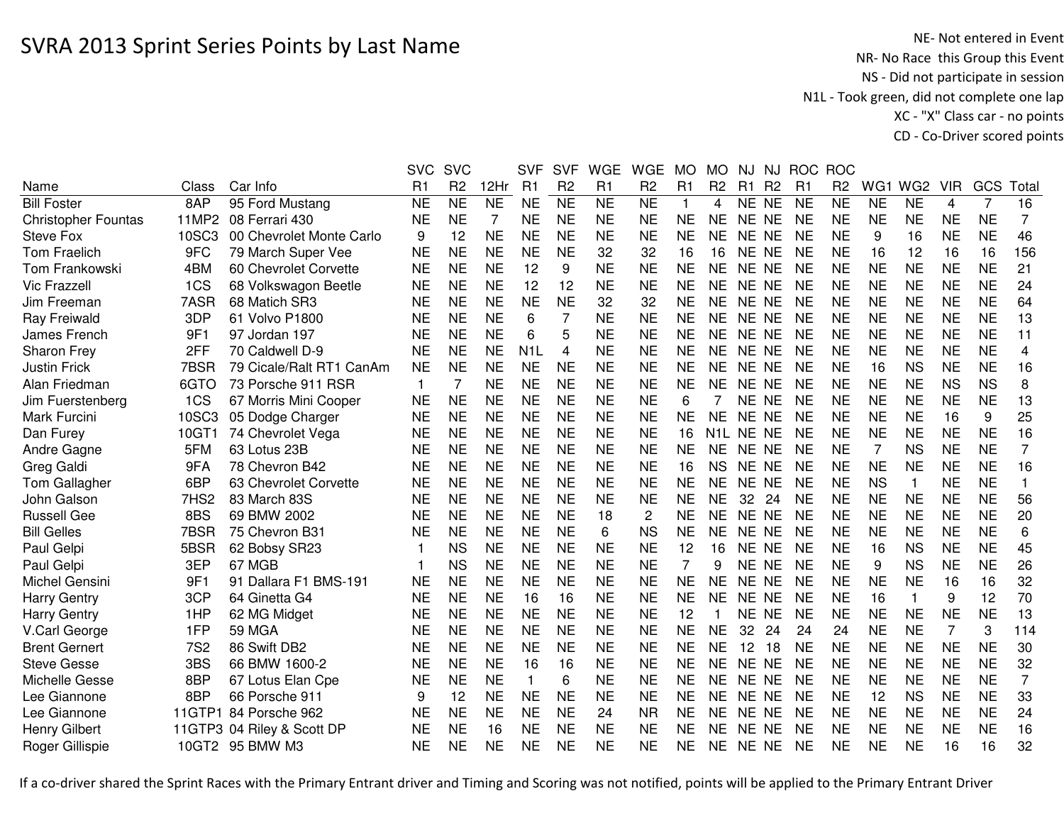# SVRA 2013 Sprint Series Points by Last Name

NE- Not entered in Event
NR- No Race this Group this Event
NS - Did not participate in session
N1L - Took green, did not complete one lap
XC - "X" Class car - no points
CD - Co-Driver scored points

| Name | Class | Car Info | SVC R1 | SVC R2 | 12Hr | SVF R1 | SVF R2 | WGE R1 | WGE R2 | MO R1 | MO R2 | NJ R1 | NJ R2 | ROC R1 | ROC R2 | WG1 | WG2 | VIR | GCS | Total |
|---|---|---|---|---|---|---|---|---|---|---|---|---|---|---|---|---|---|---|---|---|
| Bill Foster | 8AP | 95 Ford Mustang | NE | NE | NE | NE | NE | NE | NE | 1 | 4 | NE | NE | NE | NE | NE | NE | 4 | 7 | 16 |
| Christopher Fountas | 11MP2 | 08 Ferrari 430 | NE | NE | 7 | NE | NE | NE | NE | NE | NE | NE | NE | NE | NE | NE | NE | NE | NE | 7 |
| Steve Fox | 10SC3 | 00 Chevrolet Monte Carlo | 9 | 12 | NE | NE | NE | NE | NE | NE | NE | NE | NE | NE | NE | 9 | 16 | NE | NE | 46 |
| Tom Fraelich | 9FC | 79 March Super Vee | NE | NE | NE | NE | NE | 32 | 32 | 16 | 16 | NE | NE | NE | NE | 16 | 12 | 16 | 16 | 156 |
| Tom Frankowski | 4BM | 60 Chevrolet Corvette | NE | NE | NE | 12 | 9 | NE | NE | NE | NE | NE | NE | NE | NE | NE | NE | NE | NE | 21 |
| Vic Frazzell | 1CS | 68 Volkswagon Beetle | NE | NE | NE | 12 | 12 | NE | NE | NE | NE | NE | NE | NE | NE | NE | NE | NE | NE | 24 |
| Jim Freeman | 7ASR | 68 Matich SR3 | NE | NE | NE | NE | NE | 32 | 32 | NE | NE | NE | NE | NE | NE | NE | NE | NE | NE | 64 |
| Ray Freiwald | 3DP | 61 Volvo P1800 | NE | NE | NE | 6 | 7 | NE | NE | NE | NE | NE | NE | NE | NE | NE | NE | NE | NE | 13 |
| James French | 9F1 | 97 Jordan 197 | NE | NE | NE | 6 | 5 | NE | NE | NE | NE | NE | NE | NE | NE | NE | NE | NE | NE | 11 |
| Sharon Frey | 2FF | 70 Caldwell D-9 | NE | NE | NE | N1L | 4 | NE | NE | NE | NE | NE | NE | NE | NE | NE | NE | NE | NE | 4 |
| Justin Frick | 7BSR | 79 Cicale/Ralt RT1 CanAm | NE | NE | NE | NE | NE | NE | NE | NE | NE | NE | NE | NE | NE | 16 | NS | NE | NE | 16 |
| Alan Friedman | 6GTO | 73 Porsche 911 RSR | 1 | 7 | NE | NE | NE | NE | NE | NE | NE | NE | NE | NE | NE | NE | NE | NS | NS | 8 |
| Jim Fuerstenberg | 1CS | 67 Morris Mini Cooper | NE | NE | NE | NE | NE | NE | NE | 6 | 7 | NE | NE | NE | NE | NE | NE | NE | NE | 13 |
| Mark Furcini | 10SC3 | 05 Dodge Charger | NE | NE | NE | NE | NE | NE | NE | NE | NE | NE | NE | NE | NE | NE | NE | 16 | 9 | 25 |
| Dan Furey | 10GT1 | 74 Chevrolet Vega | NE | NE | NE | NE | NE | NE | NE | 16 | N1L | NE | NE | NE | NE | NE | NE | NE | NE | 16 |
| Andre Gagne | 5FM | 63 Lotus 23B | NE | NE | NE | NE | NE | NE | NE | NE | NE | NE | NE | NE | NE | 7 | NS | NE | NE | 7 |
| Greg Galdi | 9FA | 78 Chevron B42 | NE | NE | NE | NE | NE | NE | NE | 16 | NS | NE | NE | NE | NE | NE | NE | NE | NE | 16 |
| Tom Gallagher | 6BP | 63 Chevrolet Corvette | NE | NE | NE | NE | NE | NE | NE | NE | NE | NE | NE | NE | NE | NS | 1 | NE | NE | 1 |
| John Galson | 7HS2 | 83 March 83S | NE | NE | NE | NE | NE | NE | NE | NE | NE | 32 | 24 | NE | NE | NE | NE | NE | NE | 56 |
| Russell Gee | 8BS | 69 BMW 2002 | NE | NE | NE | NE | NE | 18 | 2 | NE | NE | NE | NE | NE | NE | NE | NE | NE | NE | 20 |
| Bill Gelles | 7BSR | 75 Chevron B31 | NE | NE | NE | NE | NE | 6 | NS | NE | NE | NE | NE | NE | NE | NE | NE | NE | NE | 6 |
| Paul Gelpi | 5BSR | 62 Bobsy SR23 | 1 | NS | NE | NE | NE | NE | NE | 12 | 16 | NE | NE | NE | NE | 16 | NS | NE | NE | 45 |
| Paul Gelpi | 3EP | 67 MGB | 1 | NS | NE | NE | NE | NE | NE | 7 | 9 | NE | NE | NE | NE | 9 | NS | NE | NE | 26 |
| Michel Gensini | 9F1 | 91 Dallara F1 BMS-191 | NE | NE | NE | NE | NE | NE | NE | NE | NE | NE | NE | NE | NE | NE | NE | 16 | 16 | 32 |
| Harry Gentry | 3CP | 64 Ginetta G4 | NE | NE | NE | 16 | 16 | NE | NE | NE | NE | NE | NE | NE | NE | 16 | 1 | 9 | 12 | 70 |
| Harry Gentry | 1HP | 62 MG Midget | NE | NE | NE | NE | NE | NE | NE | 12 | 1 | NE | NE | NE | NE | NE | NE | NE | NE | 13 |
| V.Carl George | 1FP | 59 MGA | NE | NE | NE | NE | NE | NE | NE | NE | NE | 32 | 24 | 24 | 24 | NE | NE | 7 | 3 | 114 |
| Brent Gernert | 7S2 | 86 Swift DB2 | NE | NE | NE | NE | NE | NE | NE | NE | NE | 12 | 18 | NE | NE | NE | NE | NE | NE | 30 |
| Steve Gesse | 3BS | 66 BMW 1600-2 | NE | NE | NE | 16 | 16 | NE | NE | NE | NE | NE | NE | NE | NE | NE | NE | NE | NE | 32 |
| Michelle Gesse | 8BP | 67 Lotus Elan Cpe | NE | NE | NE | 1 | 6 | NE | NE | NE | NE | NE | NE | NE | NE | NE | NE | NE | NE | 7 |
| Lee Giannone | 8BP | 66 Porsche 911 | 9 | 12 | NE | NE | NE | NE | NE | NE | NE | NE | NE | NE | NE | 12 | NS | NE | NE | 33 |
| Lee Giannone | 11GTP1 | 84 Porsche 962 | NE | NE | NE | NE | NE | 24 | NR | NE | NE | NE | NE | NE | NE | NE | NE | NE | NE | 24 |
| Henry Gilbert | 11GTP3 | 04 Riley & Scott DP | NE | NE | 16 | NE | NE | NE | NE | NE | NE | NE | NE | NE | NE | NE | NE | NE | NE | 16 |
| Roger Gillispie | 10GT2 | 95 BMW M3 | NE | NE | NE | NE | NE | NE | NE | NE | NE | NE | NE | NE | NE | NE | NE | 16 | 16 | 32 |

If a co-driver shared the Sprint Races with the Primary Entrant driver and Timing and Scoring was not notified, points will be applied to the Primary Entrant Driver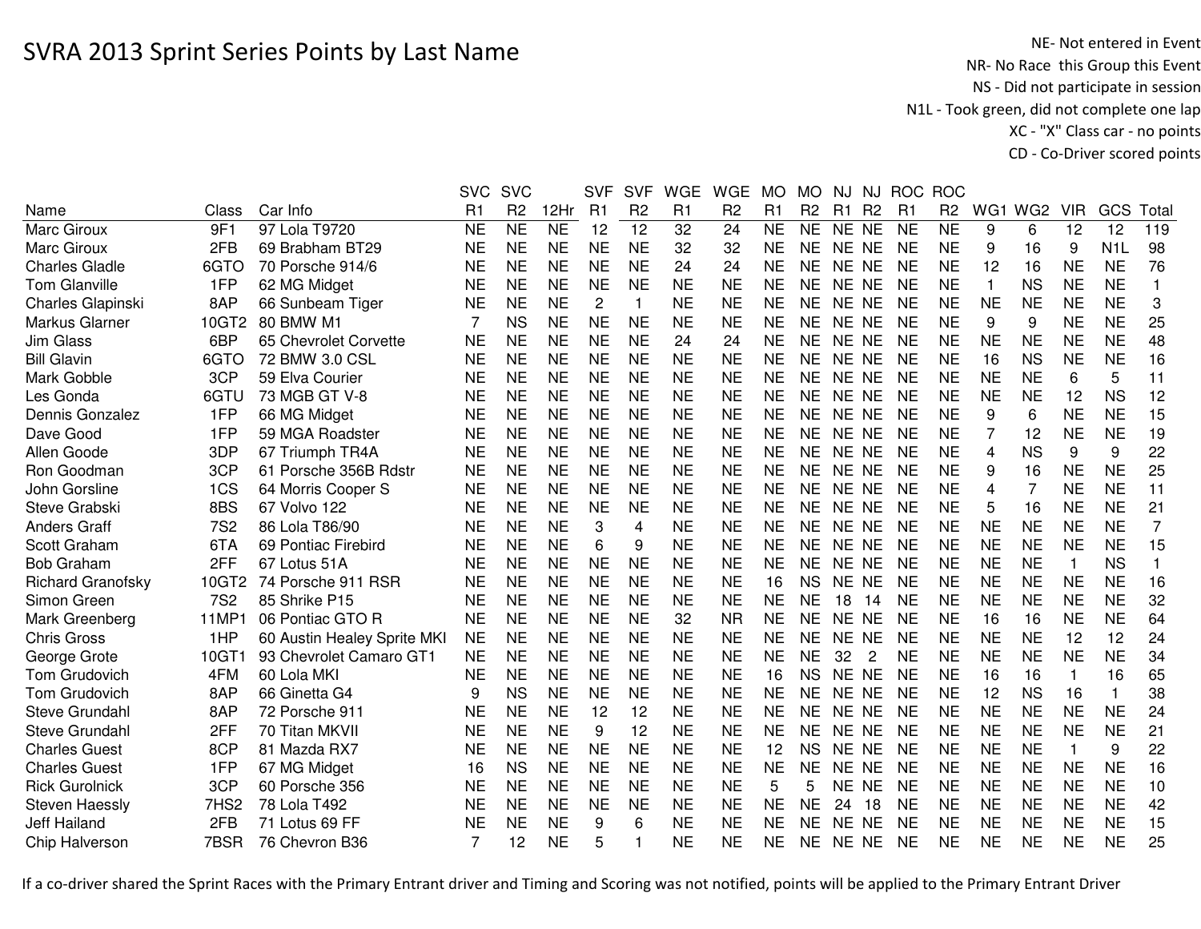# SVRA 2013 Sprint Series Points by Last Name

NE- Not entered in Event
NR- No Race this Group this Event
NS - Did not participate in session
N1L - Took green, did not complete one lap
XC - "X" Class car - no points
CD - Co-Driver scored points

| Name | Class | Car Info | SVC R1 | SVC R2 | 12Hr | SVF R1 | SVF R2 | WGE R1 | WGE R2 | MO R1 | MO R2 | NJ R1 | NJ R2 | ROC R1 | ROC R2 | WG1 | WG2 | VIR | GCS | Total |
|---|---|---|---|---|---|---|---|---|---|---|---|---|---|---|---|---|---|---|---|---|
| Marc Giroux | 9F1 | 97 Lola T9720 | NE | NE | NE | 12 | 12 | 32 | 24 | NE | NE | NE | NE | NE | NE | 9 | 6 | 12 | 12 | 119 |
| Marc Giroux | 2FB | 69 Brabham BT29 | NE | NE | NE | NE | NE | 32 | 32 | NE | NE | NE | NE | NE | NE | 9 | 16 | 9 | N1L | 98 |
| Charles Gladle | 6GTO | 70 Porsche 914/6 | NE | NE | NE | NE | NE | 24 | 24 | NE | NE | NE | NE | NE | NE | 12 | 16 | NE | NE | 76 |
| Tom Glanville | 1FP | 62 MG Midget | NE | NE | NE | NE | NE | NE | NE | NE | NE | NE | NE | NE | NE | 1 | NS | NE | NE | 1 |
| Charles Glapinski | 8AP | 66 Sunbeam Tiger | NE | NE | NE | 2 | 1 | NE | NE | NE | NE | NE | NE | NE | NE | NE | NE | NE | NE | 3 |
| Markus Glarner | 10GT2 | 80 BMW M1 | 7 | NS | NE | NE | NE | NE | NE | NE | NE | NE | NE | NE | NE | 9 | 9 | NE | NE | 25 |
| Jim Glass | 6BP | 65 Chevrolet Corvette | NE | NE | NE | NE | NE | 24 | 24 | NE | NE | NE | NE | NE | NE | NE | NE | NE | NE | 48 |
| Bill Glavin | 6GTO | 72 BMW 3.0 CSL | NE | NE | NE | NE | NE | NE | NE | NE | NE | NE | NE | NE | NE | 16 | NS | NE | NE | 16 |
| Mark Gobble | 3CP | 59 Elva Courier | NE | NE | NE | NE | NE | NE | NE | NE | NE | NE | NE | NE | NE | NE | NE | 6 | 5 | 11 |
| Les Gonda | 6GTU | 73 MGB GT V-8 | NE | NE | NE | NE | NE | NE | NE | NE | NE | NE | NE | NE | NE | NE | NE | 12 | NS | 12 |
| Dennis Gonzalez | 1FP | 66 MG Midget | NE | NE | NE | NE | NE | NE | NE | NE | NE | NE | NE | NE | NE | 9 | 6 | NE | NE | 15 |
| Dave Good | 1FP | 59 MGA Roadster | NE | NE | NE | NE | NE | NE | NE | NE | NE | NE | NE | NE | NE | 7 | 12 | NE | NE | 19 |
| Allen Goode | 3DP | 67 Triumph TR4A | NE | NE | NE | NE | NE | NE | NE | NE | NE | NE | NE | NE | NE | 4 | NS | 9 | 9 | 22 |
| Ron Goodman | 3CP | 61 Porsche 356B Rdstr | NE | NE | NE | NE | NE | NE | NE | NE | NE | NE | NE | NE | NE | 9 | 16 | NE | NE | 25 |
| John Gorsline | 1CS | 64 Morris Cooper S | NE | NE | NE | NE | NE | NE | NE | NE | NE | NE | NE | NE | NE | 4 | 7 | NE | NE | 11 |
| Steve Grabski | 8BS | 67 Volvo 122 | NE | NE | NE | NE | NE | NE | NE | NE | NE | NE | NE | NE | NE | 5 | 16 | NE | NE | 21 |
| Anders Graff | 7S2 | 86 Lola T86/90 | NE | NE | NE | 3 | 4 | NE | NE | NE | NE | NE | NE | NE | NE | NE | NE | NE | NE | 7 |
| Scott Graham | 6TA | 69 Pontiac Firebird | NE | NE | NE | 6 | 9 | NE | NE | NE | NE | NE | NE | NE | NE | NE | NE | NE | NE | 15 |
| Bob Graham | 2FF | 67 Lotus 51A | NE | NE | NE | NE | NE | NE | NE | NE | NE | NE | NE | NE | NE | NE | NE | 1 | NS | 1 |
| Richard Granofsky | 10GT2 | 74 Porsche 911 RSR | NE | NE | NE | NE | NE | NE | NE | 16 | NS | NE | NE | NE | NE | NE | NE | NE | NE | 16 |
| Simon Green | 7S2 | 85 Shrike P15 | NE | NE | NE | NE | NE | NE | NE | NE | NE | 18 | 14 | NE | NE | NE | NE | NE | NE | 32 |
| Mark Greenberg | 11MP1 | 06 Pontiac GTO R | NE | NE | NE | NE | NE | 32 | NR | NE | NE | NE | NE | NE | NE | 16 | 16 | NE | NE | 64 |
| Chris Gross | 1HP | 60 Austin Healey Sprite MKI | NE | NE | NE | NE | NE | NE | NE | NE | NE | NE | NE | NE | NE | NE | NE | 12 | 12 | 24 |
| George Grote | 10GT1 | 93 Chevrolet Camaro GT1 | NE | NE | NE | NE | NE | NE | NE | NE | NE | 32 | 2 | NE | NE | NE | NE | NE | NE | 34 |
| Tom Grudovich | 4FM | 60 Lola MKI | NE | NE | NE | NE | NE | NE | NE | 16 | NS | NE | NE | NE | NE | 16 | 16 | 1 | 16 | 65 |
| Tom Grudovich | 8AP | 66 Ginetta G4 | 9 | NS | NE | NE | NE | NE | NE | NE | NE | NE | NE | NE | NE | 12 | NS | 16 | 1 | 38 |
| Steve Grundahl | 8AP | 72 Porsche 911 | NE | NE | NE | 12 | 12 | NE | NE | NE | NE | NE | NE | NE | NE | NE | NE | NE | NE | 24 |
| Steve Grundahl | 2FF | 70 Titan MKVII | NE | NE | NE | 9 | 12 | NE | NE | NE | NE | NE | NE | NE | NE | NE | NE | NE | NE | 21 |
| Charles Guest | 8CP | 81 Mazda RX7 | NE | NE | NE | NE | NE | NE | NE | 12 | NS | NE | NE | NE | NE | NE | NE | 1 | 9 | 22 |
| Charles Guest | 1FP | 67 MG Midget | 16 | NS | NE | NE | NE | NE | NE | NE | NE | NE | NE | NE | NE | NE | NE | NE | NE | 16 |
| Rick Gurolnick | 3CP | 60 Porsche 356 | NE | NE | NE | NE | NE | NE | NE | 5 | 5 | NE | NE | NE | NE | NE | NE | NE | NE | 10 |
| Steven Haessly | 7HS2 | 78 Lola T492 | NE | NE | NE | NE | NE | NE | NE | NE | NE | 24 | 18 | NE | NE | NE | NE | NE | NE | 42 |
| Jeff Hailand | 2FB | 71 Lotus 69 FF | NE | NE | NE | 9 | 6 | NE | NE | NE | NE | NE | NE | NE | NE | NE | NE | NE | NE | 15 |
| Chip Halverson | 7BSR | 76 Chevron B36 | 7 | 12 | NE | 5 | 1 | NE | NE | NE | NE | NE | NE | NE | NE | NE | NE | NE | NE | 25 |

If a co-driver shared the Sprint Races with the Primary Entrant driver and Timing and Scoring was not notified, points will be applied to the Primary Entrant Driver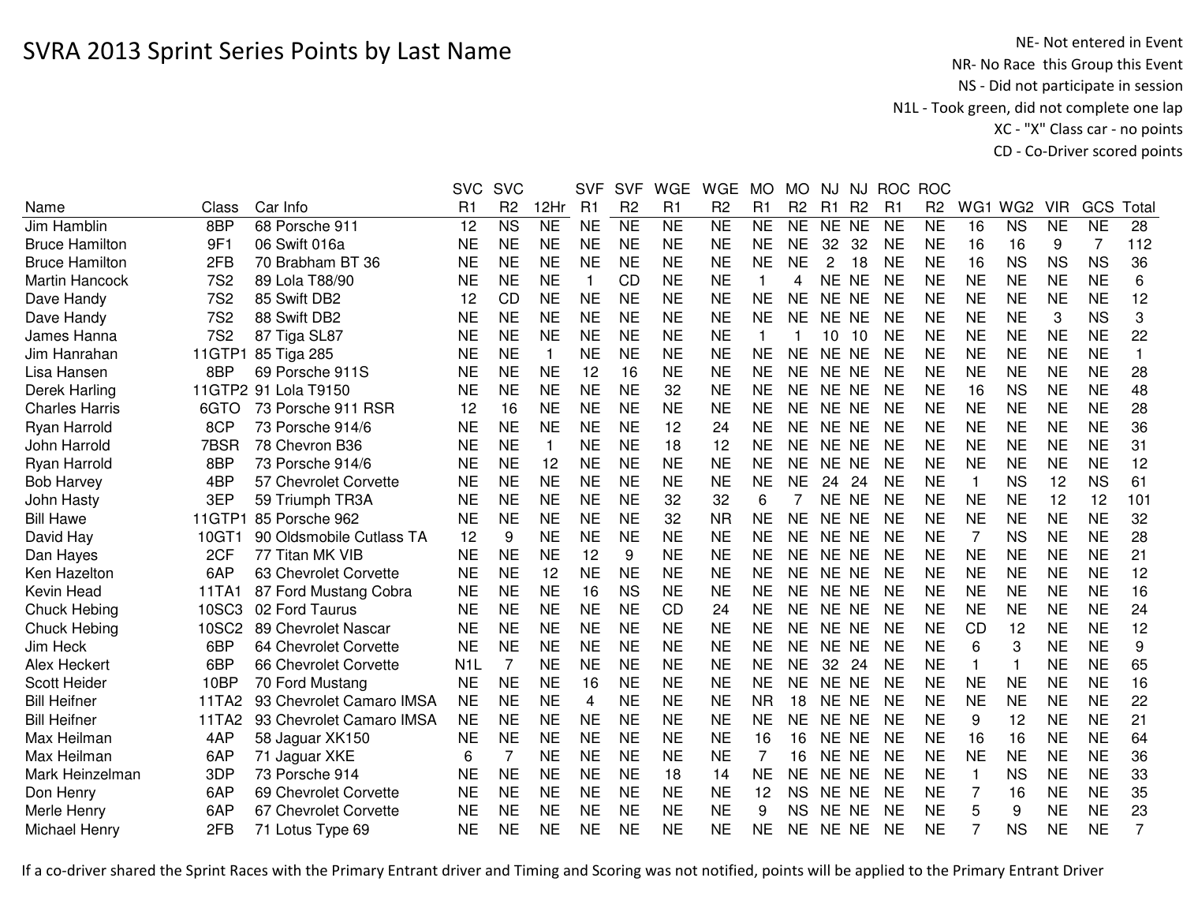# SVRA 2013 Sprint Series Points by Last Name

NE- Not entered in Event
NR- No Race this Group this Event
NS - Did not participate in session
N1L - Took green, did not complete one lap
XC - "X" Class car - no points
CD - Co-Driver scored points

| Name | Class | Car Info | SVC R1 | SVC R2 | 12Hr | SVF R1 | SVF R2 | WGE R1 | WGE R2 | MO R1 | MO R2 | NJ R1 | NJ R2 | ROC R1 | ROC R2 | WG1 | WG2 | VIR | GCS | Total |
|---|---|---|---|---|---|---|---|---|---|---|---|---|---|---|---|---|---|---|---|---|
| Jim Hamblin | 8BP | 68 Porsche 911 | 12 | NS | NE | NE | NE | NE | NE | NE | NE | NE | NE | NE | NE | 16 | NS | NE | NE | 28 |
| Bruce Hamilton | 9F1 | 06 Swift 016a | NE | NE | NE | NE | NE | NE | NE | NE | NE | 32 | 32 | NE | NE | 16 | 16 | 9 | 7 | 112 |
| Bruce Hamilton | 2FB | 70 Brabham BT 36 | NE | NE | NE | NE | NE | NE | NE | NE | NE | 2 | 18 | NE | NE | 16 | NS | NS | NS | 36 |
| Martin Hancock | 7S2 | 89 Lola T88/90 | NE | NE | NE | 1 | CD | NE | NE | 1 | 4 | NE | NE | NE | NE | NE | NE | NE | NE | 6 |
| Dave Handy | 7S2 | 85 Swift DB2 | 12 | CD | NE | NE | NE | NE | NE | NE | NE | NE | NE | NE | NE | NE | NE | NE | NE | 12 |
| Dave Handy | 7S2 | 88 Swift DB2 | NE | NE | NE | NE | NE | NE | NE | NE | NE | NE | NE | NE | NE | NE | NE | 3 | NS | 3 |
| James Hanna | 7S2 | 87 Tiga SL87 | NE | NE | NE | NE | NE | NE | NE | 1 | 1 | 10 | 10 | NE | NE | NE | NE | NE | NE | 22 |
| Jim Hanrahan | 11GTP1 | 85 Tiga 285 | NE | NE | 1 | NE | NE | NE | NE | NE | NE | NE | NE | NE | NE | NE | NE | NE | NE | 1 |
| Lisa Hansen | 8BP | 69 Porsche 911S | NE | NE | NE | 12 | 16 | NE | NE | NE | NE | NE | NE | NE | NE | NE | NE | NE | NE | 28 |
| Derek Harling | 11GTP2 | 91 Lola T9150 | NE | NE | NE | NE | NE | 32 | NE | NE | NE | NE | NE | NE | NE | 16 | NS | NE | NE | 48 |
| Charles Harris | 6GTO | 73 Porsche 911 RSR | 12 | 16 | NE | NE | NE | NE | NE | NE | NE | NE | NE | NE | NE | NE | NE | NE | NE | 28 |
| Ryan Harrold | 8CP | 73 Porsche 914/6 | NE | NE | NE | NE | NE | 12 | 24 | NE | NE | NE | NE | NE | NE | NE | NE | NE | NE | 36 |
| John Harrold | 7BSR | 78 Chevron B36 | NE | NE | 1 | NE | NE | 18 | 12 | NE | NE | NE | NE | NE | NE | NE | NE | NE | NE | 31 |
| Ryan Harrold | 8BP | 73 Porsche 914/6 | NE | NE | 12 | NE | NE | NE | NE | NE | NE | NE | NE | NE | NE | NE | NE | NE | NE | 12 |
| Bob Harvey | 4BP | 57 Chevrolet Corvette | NE | NE | NE | NE | NE | NE | NE | NE | NE | 24 | 24 | NE | NE | 1 | NS | 12 | NS | 61 |
| John Hasty | 3EP | 59 Triumph TR3A | NE | NE | NE | NE | NE | 32 | 32 | 6 | 7 | NE | NE | NE | NE | NE | NE | 12 | 12 | 101 |
| Bill Hawe | 11GTP1 | 85 Porsche 962 | NE | NE | NE | NE | NE | 32 | NR | NE | NE | NE | NE | NE | NE | NE | NE | NE | NE | 32 |
| David Hay | 10GT1 | 90 Oldsmobile Cutlass TA | 12 | 9 | NE | NE | NE | NE | NE | NE | NE | NE | NE | NE | NE | 7 | NS | NE | NE | 28 |
| Dan Hayes | 2CF | 77 Titan MK VIB | NE | NE | NE | 12 | 9 | NE | NE | NE | NE | NE | NE | NE | NE | NE | NE | NE | NE | 21 |
| Ken Hazelton | 6AP | 63 Chevrolet Corvette | NE | NE | 12 | NE | NE | NE | NE | NE | NE | NE | NE | NE | NE | NE | NE | NE | NE | 12 |
| Kevin Head | 11TA1 | 87 Ford Mustang Cobra | NE | NE | NE | 16 | NS | NE | NE | NE | NE | NE | NE | NE | NE | NE | NE | NE | NE | 16 |
| Chuck Hebing | 10SC3 | 02 Ford Taurus | NE | NE | NE | NE | NE | CD | 24 | NE | NE | NE | NE | NE | NE | NE | NE | NE | NE | 24 |
| Chuck Hebing | 10SC2 | 89 Chevrolet Nascar | NE | NE | NE | NE | NE | NE | NE | NE | NE | NE | NE | NE | NE | CD | 12 | NE | NE | 12 |
| Jim Heck | 6BP | 64 Chevrolet Corvette | NE | NE | NE | NE | NE | NE | NE | NE | NE | NE | NE | NE | NE | 6 | 3 | NE | NE | 9 |
| Alex Heckert | 6BP | 66 Chevrolet Corvette | N1L | 7 | NE | NE | NE | NE | NE | NE | NE | 32 | 24 | NE | NE | 1 | 1 | NE | NE | 65 |
| Scott Heider | 10BP | 70 Ford Mustang | NE | NE | NE | 16 | NE | NE | NE | NE | NE | NE | NE | NE | NE | NE | NE | NE | NE | 16 |
| Bill Heifner | 11TA2 | 93 Chevrolet Camaro IMSA | NE | NE | NE | 4 | NE | NE | NE | NR | 18 | NE | NE | NE | NE | NE | NE | NE | NE | 22 |
| Bill Heifner | 11TA2 | 93 Chevrolet Camaro IMSA | NE | NE | NE | NE | NE | NE | NE | NE | NE | NE | NE | NE | NE | 9 | 12 | NE | NE | 21 |
| Max Heilman | 4AP | 58 Jaguar XK150 | NE | NE | NE | NE | NE | NE | NE | 16 | 16 | NE | NE | NE | NE | 16 | 16 | NE | NE | 64 |
| Max Heilman | 6AP | 71 Jaguar XKE | 6 | 7 | NE | NE | NE | NE | NE | 7 | 16 | NE | NE | NE | NE | NE | NE | NE | NE | 36 |
| Mark Heinzelman | 3DP | 73 Porsche 914 | NE | NE | NE | NE | NE | 18 | 14 | NE | NE | NE | NE | NE | NE | 1 | NS | NE | NE | 33 |
| Don Henry | 6AP | 69 Chevrolet Corvette | NE | NE | NE | NE | NE | NE | NE | 12 | NS | NE | NE | NE | NE | 7 | 16 | NE | NE | 35 |
| Merle Henry | 6AP | 67 Chevrolet Corvette | NE | NE | NE | NE | NE | NE | NE | 9 | NS | NE | NE | NE | NE | 5 | 9 | NE | NE | 23 |
| Michael Henry | 2FB | 71 Lotus Type 69 | NE | NE | NE | NE | NE | NE | NE | NE | NE | NE | NE | NE | NE | 7 | NS | NE | NE | 7 |

If a co-driver shared the Sprint Races with the Primary Entrant driver and Timing and Scoring was not notified, points will be applied to the Primary Entrant Driver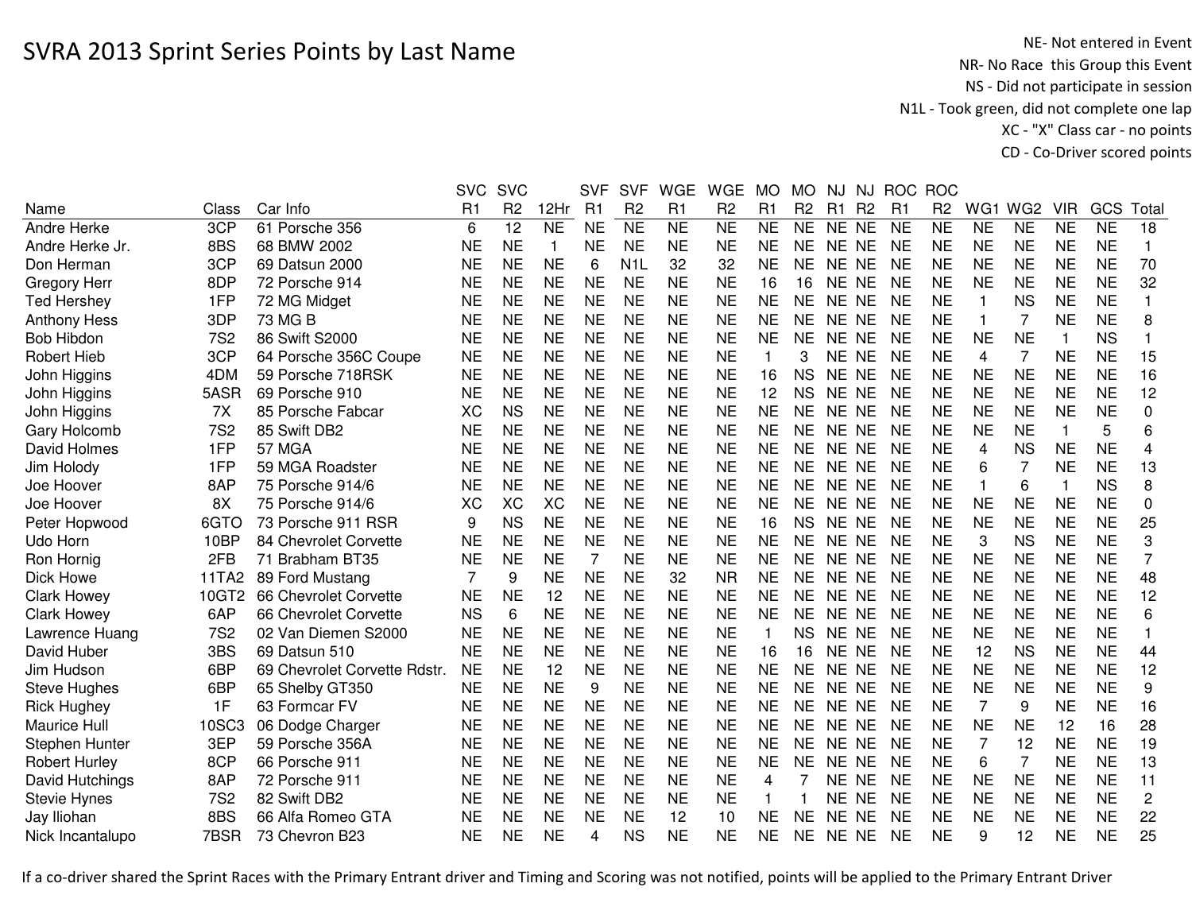# SVRA 2013 Sprint Series Points by Last Name

NE- Not entered in Event
NR- No Race this Group this Event
NS - Did not participate in session
N1L - Took green, did not complete one lap
XC - "X" Class car - no points
CD - Co-Driver scored points

| Name | Class | Car Info | SVC R1 | SVC R2 | 12Hr | SVF R1 | SVF R2 | WGE R1 | WGE R2 | MO R1 | MO R2 | NJ R1 | NJ R2 | ROC R1 | ROC R2 | WG1 | WG2 | VIR | GCS | Total |
|---|---|---|---|---|---|---|---|---|---|---|---|---|---|---|---|---|---|---|---|---|
| Andre Herke | 3CP | 61 Porsche 356 | 6 | 12 | NE | NE | NE | NE | NE | NE | NE | NE | NE | NE | NE | NE | NE | NE | NE | 18 |
| Andre Herke Jr. | 8BS | 68 BMW 2002 | NE | NE | 1 | NE | NE | NE | NE | NE | NE | NE | NE | NE | NE | NE | NE | NE | NE | 1 |
| Don Herman | 3CP | 69 Datsun 2000 | NE | NE | NE | 6 | N1L | 32 | 32 | NE | NE | NE | NE | NE | NE | NE | NE | NE | NE | 70 |
| Gregory Herr | 8DP | 72 Porsche 914 | NE | NE | NE | NE | NE | NE | NE | 16 | 16 | NE | NE | NE | NE | NE | NE | NE | NE | 32 |
| Ted Hershey | 1FP | 72 MG Midget | NE | NE | NE | NE | NE | NE | NE | NE | NE | NE | NE | NE | NE | 1 | NS | NE | NE | 1 |
| Anthony Hess | 3DP | 73 MG B | NE | NE | NE | NE | NE | NE | NE | NE | NE | NE | NE | NE | NE | 1 | 7 | NE | NE | 8 |
| Bob Hibdon | 7S2 | 86 Swift S2000 | NE | NE | NE | NE | NE | NE | NE | NE | NE | NE | NE | NE | NE | NE | NE | 1 | NS | 1 |
| Robert Hieb | 3CP | 64 Porsche 356C Coupe | NE | NE | NE | NE | NE | NE | NE | 1 | 3 | NE | NE | NE | NE | 4 | 7 | NE | NE | 15 |
| John Higgins | 4DM | 59 Porsche 718RSK | NE | NE | NE | NE | NE | NE | NE | 16 | NS | NE | NE | NE | NE | NE | NE | NE | NE | 16 |
| John Higgins | 5ASR | 69 Porsche 910 | NE | NE | NE | NE | NE | NE | NE | 12 | NS | NE | NE | NE | NE | NE | NE | NE | NE | 12 |
| John Higgins | 7X | 85 Porsche Fabcar | XC | NS | NE | NE | NE | NE | NE | NE | NE | NE | NE | NE | NE | NE | NE | NE | NE | 0 |
| Gary Holcomb | 7S2 | 85 Swift DB2 | NE | NE | NE | NE | NE | NE | NE | NE | NE | NE | NE | NE | NE | NE | NE | 1 | 5 | 6 |
| David Holmes | 1FP | 57 MGA | NE | NE | NE | NE | NE | NE | NE | NE | NE | NE | NE | NE | NE | 4 | NS | NE | NE | 4 |
| Jim Holody | 1FP | 59 MGA Roadster | NE | NE | NE | NE | NE | NE | NE | NE | NE | NE | NE | NE | NE | 6 | 7 | NE | NE | 13 |
| Joe Hoover | 8AP | 75 Porsche 914/6 | NE | NE | NE | NE | NE | NE | NE | NE | NE | NE | NE | NE | NE | 1 | 6 | 1 | NS | 8 |
| Joe Hoover | 8X | 75 Porsche 914/6 | XC | XC | XC | NE | NE | NE | NE | NE | NE | NE | NE | NE | NE | NE | NE | NE | NE | 0 |
| Peter Hopwood | 6GTO | 73 Porsche 911 RSR | 9 | NS | NE | NE | NE | NE | NE | 16 | NS | NE | NE | NE | NE | NE | NE | NE | NE | 25 |
| Udo Horn | 10BP | 84 Chevrolet Corvette | NE | NE | NE | NE | NE | NE | NE | NE | NE | NE | NE | NE | NE | 3 | NS | NE | NE | 3 |
| Ron Hornig | 2FB | 71 Brabham BT35 | NE | NE | NE | 7 | NE | NE | NE | NE | NE | NE | NE | NE | NE | NE | NE | NE | NE | 7 |
| Dick Howe | 11TA2 | 89 Ford Mustang | 7 | 9 | NE | NE | NE | 32 | NR | NE | NE | NE | NE | NE | NE | NE | NE | NE | NE | 48 |
| Clark Howey | 10GT2 | 66 Chevrolet Corvette | NE | NE | 12 | NE | NE | NE | NE | NE | NE | NE | NE | NE | NE | NE | NE | NE | NE | 12 |
| Clark Howey | 6AP | 66 Chevrolet Corvette | NS | 6 | NE | NE | NE | NE | NE | NE | NE | NE | NE | NE | NE | NE | NE | NE | NE | 6 |
| Lawrence Huang | 7S2 | 02 Van Diemen S2000 | NE | NE | NE | NE | NE | NE | NE | 1 | NS | NE | NE | NE | NE | NE | NE | NE | NE | 1 |
| David Huber | 3BS | 69 Datsun 510 | NE | NE | NE | NE | NE | NE | NE | 16 | 16 | NE | NE | NE | NE | 12 | NS | NE | NE | 44 |
| Jim Hudson | 6BP | 69 Chevrolet Corvette Rdstr. | NE | NE | 12 | NE | NE | NE | NE | NE | NE | NE | NE | NE | NE | NE | NE | NE | NE | 12 |
| Steve Hughes | 6BP | 65 Shelby GT350 | NE | NE | NE | 9 | NE | NE | NE | NE | NE | NE | NE | NE | NE | NE | NE | NE | NE | 9 |
| Rick Hughey | 1F | 63 Formcar FV | NE | NE | NE | NE | NE | NE | NE | NE | NE | NE | NE | NE | NE | 7 | 9 | NE | NE | 16 |
| Maurice Hull | 10SC3 | 06 Dodge Charger | NE | NE | NE | NE | NE | NE | NE | NE | NE | NE | NE | NE | NE | NE | NE | 12 | 16 | 28 |
| Stephen Hunter | 3EP | 59 Porsche 356A | NE | NE | NE | NE | NE | NE | NE | NE | NE | NE | NE | NE | NE | 7 | 12 | NE | NE | 19 |
| Robert Hurley | 8CP | 66 Porsche 911 | NE | NE | NE | NE | NE | NE | NE | NE | NE | NE | NE | NE | NE | 6 | 7 | NE | NE | 13 |
| David Hutchings | 8AP | 72 Porsche 911 | NE | NE | NE | NE | NE | NE | NE | 4 | 7 | NE | NE | NE | NE | NE | NE | NE | NE | 11 |
| Stevie Hynes | 7S2 | 82 Swift DB2 | NE | NE | NE | NE | NE | NE | NE | 1 | 1 | NE | NE | NE | NE | NE | NE | NE | NE | 2 |
| Jay Iliohan | 8BS | 66 Alfa Romeo GTA | NE | NE | NE | NE | NE | 12 | 10 | NE | NE | NE | NE | NE | NE | NE | NE | NE | NE | 22 |
| Nick Incantalupo | 7BSR | 73 Chevron B23 | NE | NE | NE | 4 | NS | NE | NE | NE | NE | NE | NE | NE | NE | 9 | 12 | NE | NE | 25 |

If a co-driver shared the Sprint Races with the Primary Entrant driver and Timing and Scoring was not notified, points will be applied to the Primary Entrant Driver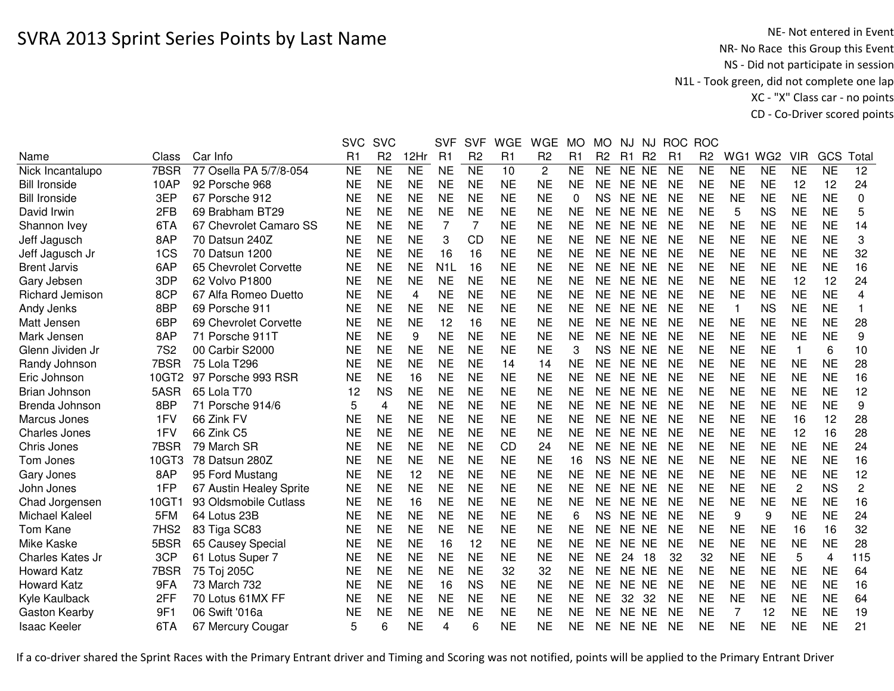# SVRA 2013 Sprint Series Points by Last Name

NE- Not entered in Event
NR- No Race this Group this Event
NS - Did not participate in session
N1L - Took green, did not complete one lap
XC - "X" Class car - no points
CD - Co-Driver scored points

| Name | Class | Car Info | SVC R1 | SVC R2 | 12Hr | SVF R1 | SVF R2 | WGE R1 | WGE R2 | MO R1 | MO R2 | NJ R1 | NJ R2 | ROC R1 | ROC R2 | WG1 | WG2 | VIR | GCS | Total |
|---|---|---|---|---|---|---|---|---|---|---|---|---|---|---|---|---|---|---|---|---|
| Nick Incantalupo | 7BSR | 77 Osella PA 5/7/8-054 | NE | NE | NE | NE | NE | 10 | 2 | NE | NE | NE | NE | NE | NE | NE | NE | NE | NE | 12 |
| Bill Ironside | 10AP | 92 Porsche 968 | NE | NE | NE | NE | NE | NE | NE | NE | NE | NE | NE | NE | NE | NE | NE | 12 | 12 | 24 |
| Bill Ironside | 3EP | 67 Porsche 912 | NE | NE | NE | NE | NE | NE | NE | 0 | NS | NE | NE | NE | NE | NE | NE | NE | NE | 0 |
| David Irwin | 2FB | 69 Brabham BT29 | NE | NE | NE | NE | NE | NE | NE | NE | NE | NE | NE | NE | NE | 5 | NS | NE | NE | 5 |
| Shannon Ivey | 6TA | 67 Chevrolet Camaro SS | NE | NE | NE | 7 | 7 | NE | NE | NE | NE | NE | NE | NE | NE | NE | NE | NE | NE | 14 |
| Jeff Jagusch | 8AP | 70 Datsun 240Z | NE | NE | NE | 3 | CD | NE | NE | NE | NE | NE | NE | NE | NE | NE | NE | NE | NE | 3 |
| Jeff Jagusch Jr | 1CS | 70 Datsun 1200 | NE | NE | NE | 16 | 16 | NE | NE | NE | NE | NE | NE | NE | NE | NE | NE | NE | NE | 32 |
| Brent Jarvis | 6AP | 65 Chevrolet Corvette | NE | NE | NE | N1L | 16 | NE | NE | NE | NE | NE | NE | NE | NE | NE | NE | NE | NE | 16 |
| Gary Jebsen | 3DP | 62 Volvo P1800 | NE | NE | NE | NE | NE | NE | NE | NE | NE | NE | NE | NE | NE | NE | NE | 12 | 12 | 24 |
| Richard Jemison | 8CP | 67 Alfa Romeo Duetto | NE | NE | 4 | NE | NE | NE | NE | NE | NE | NE | NE | NE | NE | NE | NE | NE | NE | 4 |
| Andy Jenks | 8BP | 69 Porsche 911 | NE | NE | NE | NE | NE | NE | NE | NE | NE | NE | NE | NE | NE | 1 | NS | NE | NE | 1 |
| Matt Jensen | 6BP | 69 Chevrolet Corvette | NE | NE | NE | 12 | 16 | NE | NE | NE | NE | NE | NE | NE | NE | NE | NE | NE | NE | 28 |
| Mark Jensen | 8AP | 71 Porsche 911T | NE | NE | 9 | NE | NE | NE | NE | NE | NE | NE | NE | NE | NE | NE | NE | NE | NE | 9 |
| Glenn Jividen Jr | 7S2 | 00 Carbir S2000 | NE | NE | NE | NE | NE | NE | NE | 3 | NS | NE | NE | NE | NE | NE | NE | 1 | 6 | 10 |
| Randy Johnson | 7BSR | 75 Lola T296 | NE | NE | NE | NE | NE | 14 | 14 | NE | NE | NE | NE | NE | NE | NE | NE | NE | NE | 28 |
| Eric Johnson | 10GT2 | 97 Porsche 993 RSR | NE | NE | 16 | NE | NE | NE | NE | NE | NE | NE | NE | NE | NE | NE | NE | NE | NE | 16 |
| Brian Johnson | 5ASR | 65 Lola T70 | 12 | NS | NE | NE | NE | NE | NE | NE | NE | NE | NE | NE | NE | NE | NE | NE | NE | 12 |
| Brenda Johnson | 8BP | 71 Porsche 914/6 | 5 | 4 | NE | NE | NE | NE | NE | NE | NE | NE | NE | NE | NE | NE | NE | NE | NE | 9 |
| Marcus Jones | 1FV | 66 Zink FV | NE | NE | NE | NE | NE | NE | NE | NE | NE | NE | NE | NE | NE | NE | NE | 16 | 12 | 28 |
| Charles Jones | 1FV | 66 Zink C5 | NE | NE | NE | NE | NE | NE | NE | NE | NE | NE | NE | NE | NE | NE | NE | 12 | 16 | 28 |
| Chris Jones | 7BSR | 79 March SR | NE | NE | NE | NE | NE | CD | 24 | NE | NE | NE | NE | NE | NE | NE | NE | NE | NE | 24 |
| Tom Jones | 10GT3 | 78 Datsun 280Z | NE | NE | NE | NE | NE | NE | NE | 16 | NS | NE | NE | NE | NE | NE | NE | NE | NE | 16 |
| Gary Jones | 8AP | 95 Ford Mustang | NE | NE | 12 | NE | NE | NE | NE | NE | NE | NE | NE | NE | NE | NE | NE | NE | NE | 12 |
| John Jones | 1FP | 67 Austin Healey Sprite | NE | NE | NE | NE | NE | NE | NE | NE | NE | NE | NE | NE | NE | NE | NE | 2 | NS | 2 |
| Chad Jorgensen | 10GT1 | 93 Oldsmobile Cutlass | NE | NE | 16 | NE | NE | NE | NE | NE | NE | NE | NE | NE | NE | NE | NE | NE | NE | 16 |
| Michael Kaleel | 5FM | 64 Lotus 23B | NE | NE | NE | NE | NE | NE | NE | 6 | NS | NE | NE | NE | NE | 9 | 9 | NE | NE | 24 |
| Tom Kane | 7HS2 | 83 Tiga SC83 | NE | NE | NE | NE | NE | NE | NE | NE | NE | NE | NE | NE | NE | NE | NE | 16 | 16 | 32 |
| Mike Kaske | 5BSR | 65 Causey Special | NE | NE | NE | 16 | 12 | NE | NE | NE | NE | NE | NE | NE | NE | NE | NE | NE | NE | 28 |
| Charles Kates Jr | 3CP | 61 Lotus Super 7 | NE | NE | NE | NE | NE | NE | NE | NE | NE | 24 | 18 | 32 | 32 | NE | NE | 5 | 4 | 115 |
| Howard Katz | 7BSR | 75 Toj 205C | NE | NE | NE | NE | NE | 32 | 32 | NE | NE | NE | NE | NE | NE | NE | NE | NE | NE | 64 |
| Howard Katz | 9FA | 73 March 732 | NE | NE | NE | 16 | NS | NE | NE | NE | NE | NE | NE | NE | NE | NE | NE | NE | NE | 16 |
| Kyle Kaulback | 2FF | 70 Lotus 61MX FF | NE | NE | NE | NE | NE | NE | NE | NE | NE | 32 | 32 | NE | NE | NE | NE | NE | NE | 64 |
| Gaston Kearby | 9F1 | 06 Swift '016a | NE | NE | NE | NE | NE | NE | NE | NE | NE | NE | NE | NE | NE | 7 | 12 | NE | NE | 19 |
| Isaac Keeler | 6TA | 67 Mercury Cougar | 5 | 6 | NE | 4 | 6 | NE | NE | NE | NE | NE | NE | NE | NE | NE | NE | NE | NE | 21 |

If a co-driver shared the Sprint Races with the Primary Entrant driver and Timing and Scoring was not notified, points will be applied to the Primary Entrant Driver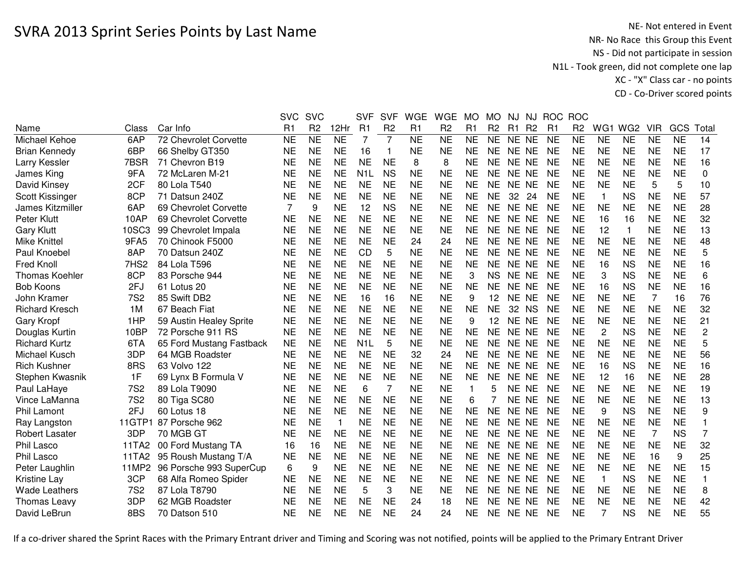# SVRA 2013 Sprint Series Points by Last Name

NE- Not entered in Event
NR- No Race this Group this Event
NS - Did not participate in session
N1L - Took green, did not complete one lap
XC - "X" Class car - no points
CD - Co-Driver scored points

| Name | Class | Car Info | SVC R1 | SVC R2 | 12Hr | SVF R1 | SVF R2 | WGE R1 | WGE R2 | MO R1 | MO R2 | NJ R1 | NJ R2 | ROC R1 | ROC R2 | WG1 | WG2 | VIR | GCS | Total |
|---|---|---|---|---|---|---|---|---|---|---|---|---|---|---|---|---|---|---|---|---|
| Michael Kehoe | 6AP | 72 Chevrolet Corvette | NE | NE | NE | 7 | 7 | NE | NE | NE | NE | NE | NE | NE | NE | NE | NE | NE | NE | 14 |
| Brian Kennedy | 6BP | 66 Shelby GT350 | NE | NE | NE | 16 | 1 | NE | NE | NE | NE | NE | NE | NE | NE | NE | NE | NE | NE | 17 |
| Larry Kessler | 7BSR | 71 Chevron B19 | NE | NE | NE | NE | NE | 8 | 8 | NE | NE | NE | NE | NE | NE | NE | NE | NE | NE | 16 |
| James King | 9FA | 72 McLaren M-21 | NE | NE | NE | N1L | NS | NE | NE | NE | NE | NE | NE | NE | NE | NE | NE | NE | NE | 0 |
| David Kinsey | 2CF | 80 Lola T540 | NE | NE | NE | NE | NE | NE | NE | NE | NE | NE | NE | NE | NE | NE | NE | 5 | 5 | 10 |
| Scott Kissinger | 8CP | 71 Datsun 240Z | NE | NE | NE | NE | NE | NE | NE | NE | NE | 32 | 24 | NE | NE | 1 | NS | NE | NE | 57 |
| James Kitzmiller | 6AP | 69 Chevrolet Corvette | 7 | 9 | NE | 12 | NS | NE | NE | NE | NE | NE | NE | NE | NE | NE | NE | NE | NE | 28 |
| Peter Klutt | 10AP | 69 Chevrolet Corvette | NE | NE | NE | NE | NE | NE | NE | NE | NE | NE | NE | NE | NE | 16 | 16 | NE | NE | 32 |
| Gary Klutt | 10SC3 | 99 Chevrolet Impala | NE | NE | NE | NE | NE | NE | NE | NE | NE | NE | NE | NE | NE | 12 | 1 | NE | NE | 13 |
| Mike Knittel | 9FA5 | 70 Chinook F5000 | NE | NE | NE | NE | NE | 24 | 24 | NE | NE | NE | NE | NE | NE | NE | NE | NE | NE | 48 |
| Paul Knoebel | 8AP | 70 Datsun 240Z | NE | NE | NE | CD | 5 | NE | NE | NE | NE | NE | NE | NE | NE | NE | NE | NE | NE | 5 |
| Fred Knoll | 7HS2 | 84 Lola T596 | NE | NE | NE | NE | NE | NE | NE | NE | NE | NE | NE | NE | NE | 16 | NS | NE | NE | 16 |
| Thomas Koehler | 8CP | 83 Porsche 944 | NE | NE | NE | NE | NE | NE | NE | 3 | NS | NE | NE | NE | NE | 3 | NS | NE | NE | 6 |
| Bob Koons | 2FJ | 61 Lotus 20 | NE | NE | NE | NE | NE | NE | NE | NE | NE | NE | NE | NE | NE | 16 | NS | NE | NE | 16 |
| John Kramer | 7S2 | 85 Swift DB2 | NE | NE | NE | 16 | 16 | NE | NE | 9 | 12 | NE | NE | NE | NE | NE | NE | 7 | 16 | 76 |
| Richard Kresch | 1M | 67 Beach Fiat | NE | NE | NE | NE | NE | NE | NE | NE | NE | 32 | NS | NE | NE | NE | NE | NE | NE | 32 |
| Gary Kropf | 1HP | 59 Austin Healey Sprite | NE | NE | NE | NE | NE | NE | NE | 9 | 12 | NE | NE | NE | NE | NE | NE | NE | NE | 21 |
| Douglas Kurtin | 10BP | 72 Porsche 911 RS | NE | NE | NE | NE | NE | NE | NE | NE | NE | NE | NE | NE | NE | 2 | NS | NE | NE | 2 |
| Richard Kurtz | 6TA | 65 Ford Mustang Fastback | NE | NE | NE | N1L | 5 | NE | NE | NE | NE | NE | NE | NE | NE | NE | NE | NE | NE | 5 |
| Michael Kusch | 3DP | 64 MGB Roadster | NE | NE | NE | NE | NE | 32 | 24 | NE | NE | NE | NE | NE | NE | NE | NE | NE | NE | 56 |
| Rich Kushner | 8RS | 63 Volvo 122 | NE | NE | NE | NE | NE | NE | NE | NE | NE | NE | NE | NE | NE | 16 | NS | NE | NE | 16 |
| Stephen Kwasnik | 1F | 69 Lynx B Formula V | NE | NE | NE | NE | NE | NE | NE | NE | NE | NE | NE | NE | NE | 12 | 16 | NE | NE | 28 |
| Paul LaHaye | 7S2 | 89 Lola T9090 | NE | NE | NE | 6 | 7 | NE | NE | 1 | 5 | NE | NE | NE | NE | NE | NE | NE | NE | 19 |
| Vince LaManna | 7S2 | 80 Tiga SC80 | NE | NE | NE | NE | NE | NE | NE | 6 | 7 | NE | NE | NE | NE | NE | NE | NE | NE | 13 |
| Phil Lamont | 2FJ | 60 Lotus 18 | NE | NE | NE | NE | NE | NE | NE | NE | NE | NE | NE | NE | NE | 9 | NS | NE | NE | 9 |
| Ray Langston | 11GTP1 | 87 Porsche 962 | NE | NE | 1 | NE | NE | NE | NE | NE | NE | NE | NE | NE | NE | NE | NE | NE | NE | 1 |
| Robert Lasater | 3DP | 70 MGB GT | NE | NE | NE | NE | NE | NE | NE | NE | NE | NE | NE | NE | NE | NE | NE | 7 | NS | 7 |
| Phil Lasco | 11TA2 | 00 Ford Mustang TA | 16 | 16 | NE | NE | NE | NE | NE | NE | NE | NE | NE | NE | NE | NE | NE | NE | NE | 32 |
| Phil Lasco | 11TA2 | 95 Roush Mustang T/A | NE | NE | NE | NE | NE | NE | NE | NE | NE | NE | NE | NE | NE | NE | NE | 16 | 9 | 25 |
| Peter Laughlin | 11MP2 | 96 Porsche 993 SuperCup | 6 | 9 | NE | NE | NE | NE | NE | NE | NE | NE | NE | NE | NE | NE | NE | NE | NE | 15 |
| Kristine Lay | 3CP | 68 Alfa Romeo Spider | NE | NE | NE | NE | NE | NE | NE | NE | NE | NE | NE | NE | NE | 1 | NS | NE | NE | 1 |
| Wade Leathers | 7S2 | 87 Lola T8790 | NE | NE | NE | 5 | 3 | NE | NE | NE | NE | NE | NE | NE | NE | NE | NE | NE | NE | 8 |
| Thomas Leavy | 3DP | 62 MGB Roadster | NE | NE | NE | NE | NE | 24 | 18 | NE | NE | NE | NE | NE | NE | NE | NE | NE | NE | 42 |
| David LeBrun | 8BS | 70 Datson 510 | NE | NE | NE | NE | NE | 24 | 24 | NE | NE | NE | NE | NE | NE | 7 | NS | NE | NE | 55 |

If a co-driver shared the Sprint Races with the Primary Entrant driver and Timing and Scoring was not notified, points will be applied to the Primary Entrant Driver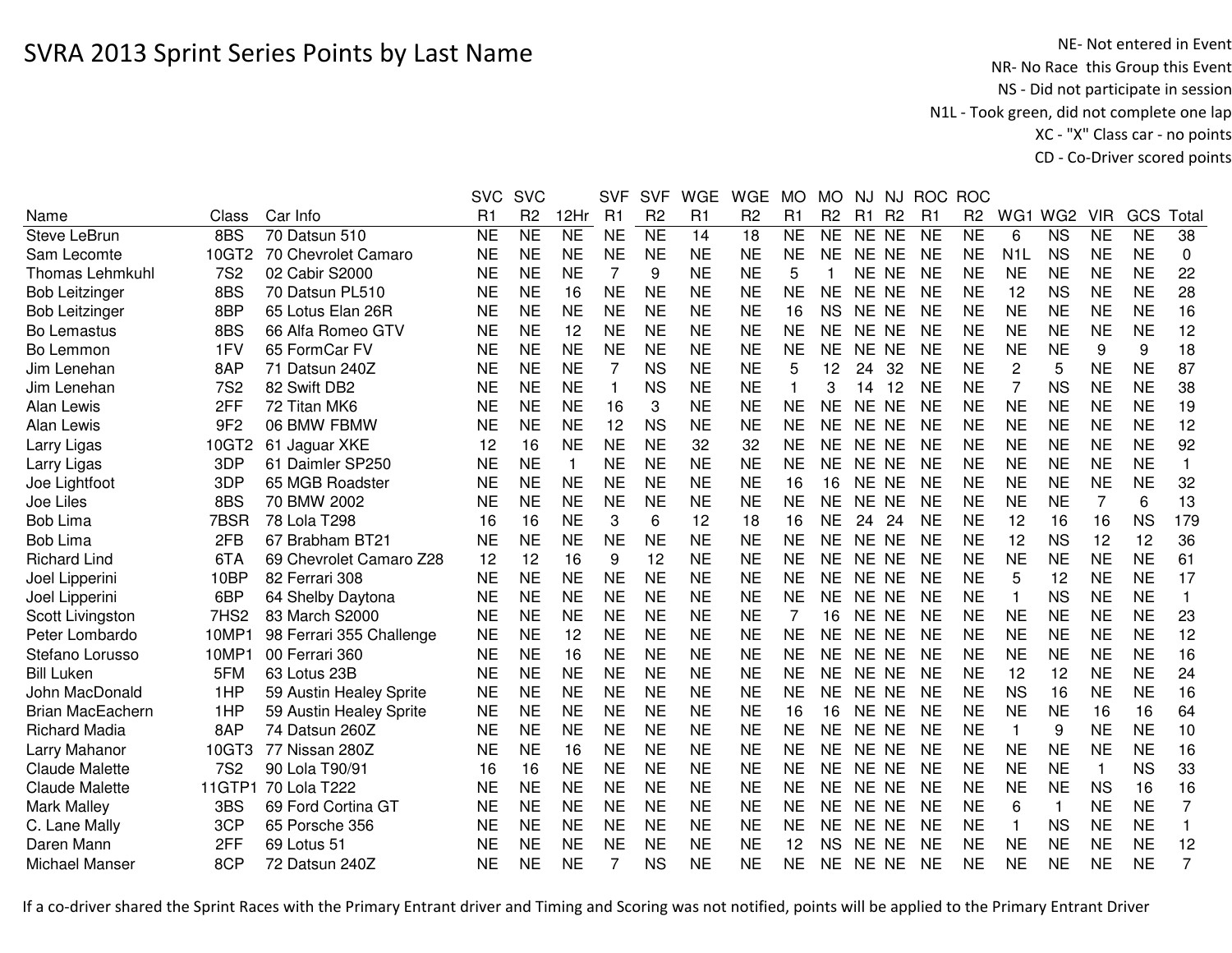# SVRA 2013 Sprint Series Points by Last Name

NE- Not entered in Event
NR- No Race this Group this Event
NS - Did not participate in session
N1L - Took green, did not complete one lap
XC - "X" Class car - no points
CD - Co-Driver scored points

| Name | Class | Car Info | SVC R1 | SVC R2 | 12Hr | SVF R1 | SVF R2 | WGE R1 | WGE R2 | MO R1 | MO R2 | NJ R1 | NJ R2 | ROC R1 | ROC R2 | WG1 | WG2 | VIR | GCS | Total |
|---|---|---|---|---|---|---|---|---|---|---|---|---|---|---|---|---|---|---|---|---|
| Steve LeBrun | 8BS | 70 Datsun 510 | NE | NE | NE | NE | NE | 14 | 18 | NE | NE | NE | NE | NE | NE | 6 | NS | NE | NE | 38 |
| Sam Lecomte | 10GT2 | 70 Chevrolet Camaro | NE | NE | NE | NE | NE | NE | NE | NE | NE | NE | NE | NE | NE | N1L | NS | NE | NE | 0 |
| Thomas Lehmkuhl | 7S2 | 02 Cabir S2000 | NE | NE | NE | 7 | 9 | NE | NE | 5 | 1 | NE | NE | NE | NE | NE | NE | NE | NE | 22 |
| Bob Leitzinger | 8BS | 70 Datsun PL510 | NE | NE | 16 | NE | NE | NE | NE | NE | NE | NE | NE | NE | NE | 12 | NS | NE | NE | 28 |
| Bob Leitzinger | 8BP | 65 Lotus Elan 26R | NE | NE | NE | NE | NE | NE | NE | 16 | NS | NE | NE | NE | NE | NE | NE | NE | NE | 16 |
| Bo Lemastus | 8BS | 66 Alfa Romeo GTV | NE | NE | 12 | NE | NE | NE | NE | NE | NE | NE | NE | NE | NE | NE | NE | NE | NE | 12 |
| Bo Lemmon | 1FV | 65 FormCar FV | NE | NE | NE | NE | NE | NE | NE | NE | NE | NE | NE | NE | NE | NE | NE | 9 | 9 | 18 |
| Jim Lenehan | 8AP | 71 Datsun 240Z | NE | NE | NE | 7 | NS | NE | NE | 5 | 12 | 24 | 32 | NE | NE | 2 | 5 | NE | NE | 87 |
| Jim Lenehan | 7S2 | 82 Swift DB2 | NE | NE | NE | 1 | NS | NE | NE | 1 | 3 | 14 | 12 | NE | NE | 7 | NS | NE | NE | 38 |
| Alan Lewis | 2FF | 72 Titan MK6 | NE | NE | NE | 16 | 3 | NE | NE | NE | NE | NE | NE | NE | NE | NE | NE | NE | NE | 19 |
| Alan Lewis | 9F2 | 06 BMW FBMW | NE | NE | NE | 12 | NS | NE | NE | NE | NE | NE | NE | NE | NE | NE | NE | NE | NE | 12 |
| Larry Ligas | 10GT2 | 61 Jaguar XKE | 12 | 16 | NE | NE | NE | 32 | 32 | NE | NE | NE | NE | NE | NE | NE | NE | NE | NE | 92 |
| Larry Ligas | 3DP | 61 Daimler SP250 | NE | NE | 1 | NE | NE | NE | NE | NE | NE | NE | NE | NE | NE | NE | NE | NE | NE | 1 |
| Joe Lightfoot | 3DP | 65 MGB Roadster | NE | NE | NE | NE | NE | NE | NE | 16 | 16 | NE | NE | NE | NE | NE | NE | NE | NE | 32 |
| Joe Liles | 8BS | 70 BMW 2002 | NE | NE | NE | NE | NE | NE | NE | NE | NE | NE | NE | NE | NE | NE | NE | 7 | 6 | 13 |
| Bob Lima | 7BSR | 78 Lola T298 | 16 | 16 | NE | 3 | 6 | 12 | 18 | 16 | NE | 24 | 24 | NE | NE | 12 | 16 | 16 | NS | 179 |
| Bob Lima | 2FB | 67 Brabham BT21 | NE | NE | NE | NE | NE | NE | NE | NE | NE | NE | NE | NE | NE | 12 | NS | 12 | 12 | 36 |
| Richard Lind | 6TA | 69 Chevrolet Camaro Z28 | 12 | 12 | 16 | 9 | 12 | NE | NE | NE | NE | NE | NE | NE | NE | NE | NE | NE | NE | 61 |
| Joel Lipperini | 10BP | 82 Ferrari 308 | NE | NE | NE | NE | NE | NE | NE | NE | NE | NE | NE | NE | NE | 5 | 12 | NE | NE | 17 |
| Joel Lipperini | 6BP | 64 Shelby Daytona | NE | NE | NE | NE | NE | NE | NE | NE | NE | NE | NE | NE | NE | 1 | NS | NE | NE | 1 |
| Scott Livingston | 7HS2 | 83 March S2000 | NE | NE | NE | NE | NE | NE | NE | 7 | 16 | NE | NE | NE | NE | NE | NE | NE | NE | 23 |
| Peter Lombardo | 10MP1 | 98 Ferrari 355 Challenge | NE | NE | 12 | NE | NE | NE | NE | NE | NE | NE | NE | NE | NE | NE | NE | NE | NE | 12 |
| Stefano Lorusso | 10MP1 | 00 Ferrari 360 | NE | NE | 16 | NE | NE | NE | NE | NE | NE | NE | NE | NE | NE | NE | NE | NE | NE | 16 |
| Bill Luken | 5FM | 63 Lotus 23B | NE | NE | NE | NE | NE | NE | NE | NE | NE | NE | NE | NE | NE | 12 | 12 | NE | NE | 24 |
| John MacDonald | 1HP | 59 Austin Healey Sprite | NE | NE | NE | NE | NE | NE | NE | NE | NE | NE | NE | NE | NE | NS | 16 | NE | NE | 16 |
| Brian MacEachern | 1HP | 59 Austin Healey Sprite | NE | NE | NE | NE | NE | NE | NE | 16 | 16 | NE | NE | NE | NE | NE | NE | 16 | 16 | 64 |
| Richard Madia | 8AP | 74 Datsun 260Z | NE | NE | NE | NE | NE | NE | NE | NE | NE | NE | NE | NE | NE | 1 | 9 | NE | NE | 10 |
| Larry Mahanor | 10GT3 | 77 Nissan 280Z | NE | NE | 16 | NE | NE | NE | NE | NE | NE | NE | NE | NE | NE | NE | NE | NE | NE | 16 |
| Claude Malette | 7S2 | 90 Lola T90/91 | 16 | 16 | NE | NE | NE | NE | NE | NE | NE | NE | NE | NE | NE | NE | NE | 1 | NS | 33 |
| Claude Malette | 11GTP1 | 70 Lola T222 | NE | NE | NE | NE | NE | NE | NE | NE | NE | NE | NE | NE | NE | NE | NE | NS | 16 | 16 |
| Mark Malley | 3BS | 69 Ford Cortina GT | NE | NE | NE | NE | NE | NE | NE | NE | NE | NE | NE | NE | NE | 6 | 1 | NE | NE | 7 |
| C. Lane Mally | 3CP | 65 Porsche 356 | NE | NE | NE | NE | NE | NE | NE | NE | NE | NE | NE | NE | NE | 1 | NS | NE | NE | 1 |
| Daren Mann | 2FF | 69 Lotus 51 | NE | NE | NE | NE | NE | NE | NE | 12 | NS | NE | NE | NE | NE | NE | NE | NE | NE | 12 |
| Michael Manser | 8CP | 72 Datsun 240Z | NE | NE | NE | 7 | NS | NE | NE | NE | NE | NE | NE | NE | NE | NE | NE | NE | NE | 7 |

If a co-driver shared the Sprint Races with the Primary Entrant driver and Timing and Scoring was not notified, points will be applied to the Primary Entrant Driver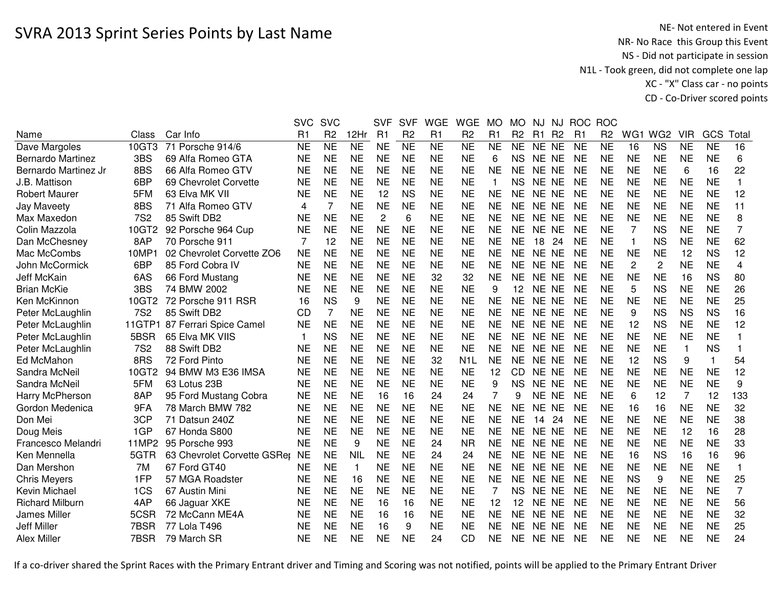# SVRA 2013 Sprint Series Points by Last Name

NE- Not entered in Event
NR- No Race this Group this Event
NS - Did not participate in session
N1L - Took green, did not complete one lap
XC - "X" Class car - no points
CD - Co-Driver scored points

| Name | Class | Car Info | SVC R1 | SVC R2 | 12Hr | SVF R1 | SVF R2 | WGE R1 | WGE R2 | MO R1 | MO R2 | NJ R1 | NJ R2 | ROC R1 | ROC R2 | WG1 | WG2 | VIR | GCS | Total |
|---|---|---|---|---|---|---|---|---|---|---|---|---|---|---|---|---|---|---|---|---|
| Dave Margoles | 10GT3 | 71 Porsche 914/6 | NE | NE | NE | NE | NE | NE | NE | NE | NE | NE | NE | NE | NE | 16 | NS | NE | NE | 16 |
| Bernardo Martinez | 3BS | 69 Alfa Romeo GTA | NE | NE | NE | NE | NE | NE | NE | 6 | NS | NE | NE | NE | NE | NE | NE | NE | NE | 6 |
| Bernardo Martinez Jr | 8BS | 66 Alfa Romeo GTV | NE | NE | NE | NE | NE | NE | NE | NE | NE | NE | NE | NE | NE | NE | NE | 6 | 16 | 22 |
| J.B. Mattison | 6BP | 69 Chevrolet Corvette | NE | NE | NE | NE | NE | NE | NE | 1 | NS | NE | NE | NE | NE | NE | NE | NE | NE | 1 |
| Robert Maurer | 5FM | 63 Elva MK VII | NE | NE | NE | 12 | NS | NE | NE | NE | NE | NE | NE | NE | NE | NE | NE | NE | NE | 12 |
| Jay Maveety | 8BS | 71 Alfa Romeo GTV | 4 | 7 | NE | NE | NE | NE | NE | NE | NE | NE | NE | NE | NE | NE | NE | NE | NE | 11 |
| Max Maxedon | 7S2 | 85 Swift DB2 | NE | NE | NE | 2 | 6 | NE | NE | NE | NE | NE | NE | NE | NE | NE | NE | NE | NE | 8 |
| Colin Mazzola | 10GT2 | 92 Porsche 964 Cup | NE | NE | NE | NE | NE | NE | NE | NE | NE | NE | NE | NE | NE | 7 | NS | NE | NE | 7 |
| Dan McChesney | 8AP | 70 Porsche 911 | 7 | 12 | NE | NE | NE | NE | NE | NE | NE | 18 | 24 | NE | NE | 1 | NS | NE | NE | 62 |
| Mac McCombs | 10MP1 | 02 Chevrolet Corvette ZO6 | NE | NE | NE | NE | NE | NE | NE | NE | NE | NE | NE | NE | NE | NE | NE | 12 | NS | 12 |
| John McCormick | 6BP | 85 Ford Cobra IV | NE | NE | NE | NE | NE | NE | NE | NE | NE | NE | NE | NE | NE | 2 | 2 | NE | NE | 4 |
| Jeff McKain | 6AS | 66 Ford Mustang | NE | NE | NE | NE | NE | 32 | 32 | NE | NE | NE | NE | NE | NE | NE | NE | 16 | NS | 80 |
| Brian McKie | 3BS | 74 BMW 2002 | NE | NE | NE | NE | NE | NE | NE | 9 | 12 | NE | NE | NE | NE | 5 | NS | NE | NE | 26 |
| Ken McKinnon | 10GT2 | 72 Porsche 911 RSR | 16 | NS | 9 | NE | NE | NE | NE | NE | NE | NE | NE | NE | NE | NE | NE | NE | NE | 25 |
| Peter McLaughlin | 7S2 | 85 Swift DB2 | CD | 7 | NE | NE | NE | NE | NE | NE | NE | NE | NE | NE | NE | 9 | NS | NS | NS | 16 |
| Peter McLaughlin | 11GTP1 | 87 Ferrari Spice Camel | NE | NE | NE | NE | NE | NE | NE | NE | NE | NE | NE | NE | NE | 12 | NS | NE | NE | 12 |
| Peter McLaughlin | 5BSR | 65 Elva MK VIIS | 1 | NS | NE | NE | NE | NE | NE | NE | NE | NE | NE | NE | NE | NE | NE | NE | NE | 1 |
| Peter McLaughlin | 7S2 | 88 Swift DB2 | NE | NE | NE | NE | NE | NE | NE | NE | NE | NE | NE | NE | NE | NE | NE | 1 | NS | 1 |
| Ed McMahon | 8RS | 72 Ford Pinto | NE | NE | NE | NE | NE | 32 | N1L | NE | NE | NE | NE | NE | NE | 12 | NS | 9 | 1 | 54 |
| Sandra McNeil | 10GT2 | 94 BMW M3 E36 IMSA | NE | NE | NE | NE | NE | NE | NE | 12 | CD | NE | NE | NE | NE | NE | NE | NE | NE | 12 |
| Sandra McNeil | 5FM | 63 Lotus 23B | NE | NE | NE | NE | NE | NE | NE | 9 | NS | NE | NE | NE | NE | NE | NE | NE | NE | 9 |
| Harry McPherson | 8AP | 95 Ford Mustang Cobra | NE | NE | NE | 16 | 16 | 24 | 24 | 7 | 9 | NE | NE | NE | NE | 6 | 12 | 7 | 12 | 133 |
| Gordon Medenica | 9FA | 78 March BMW 782 | NE | NE | NE | NE | NE | NE | NE | NE | NE | NE | NE | NE | NE | 16 | 16 | NE | NE | 32 |
| Don Mei | 3CP | 71 Datsun 240Z | NE | NE | NE | NE | NE | NE | NE | NE | NE | 14 | 24 | NE | NE | NE | NE | NE | NE | 38 |
| Doug Meis | 1GP | 67 Honda S800 | NE | NE | NE | NE | NE | NE | NE | NE | NE | NE | NE | NE | NE | NE | NE | 12 | 16 | 28 |
| Francesco Melandri | 11MP2 | 95 Porsche 993 | NE | NE | 9 | NE | NE | 24 | NR | NE | NE | NE | NE | NE | NE | NE | NE | NE | NE | 33 |
| Ken Mennella | 5GTR | 63 Chevrolet Corvette GSRe | NE | NE | NIL | NE | NE | 24 | 24 | NE | NE | NE | NE | NE | NE | 16 | NS | 16 | 16 | 96 |
| Dan Mershon | 7M | 67 Ford GT40 | NE | NE | 1 | NE | NE | NE | NE | NE | NE | NE | NE | NE | NE | NE | NE | NE | NE | 1 |
| Chris Meyers | 1FP | 57 MGA Roadster | NE | NE | 16 | NE | NE | NE | NE | NE | NE | NE | NE | NE | NE | NS | 9 | NE | NE | 25 |
| Kevin Michael | 1CS | 67 Austin Mini | NE | NE | NE | NE | NE | NE | NE | 7 | NS | NE | NE | NE | NE | NE | NE | NE | NE | 7 |
| Richard Milburn | 4AP | 66 Jaguar XKE | NE | NE | NE | 16 | 16 | NE | NE | 12 | 12 | NE | NE | NE | NE | NE | NE | NE | NE | 56 |
| James Miller | 5CSR | 72 McCann ME4A | NE | NE | NE | 16 | 16 | NE | NE | NE | NE | NE | NE | NE | NE | NE | NE | NE | NE | 32 |
| Jeff Miller | 7BSR | 77 Lola T496 | NE | NE | NE | 16 | 9 | NE | NE | NE | NE | NE | NE | NE | NE | NE | NE | NE | NE | 25 |
| Alex Miller | 7BSR | 79 March SR | NE | NE | NE | NE | NE | 24 | CD | NE | NE | NE | NE | NE | NE | NE | NE | NE | NE | 24 |

If a co-driver shared the Sprint Races with the Primary Entrant driver and Timing and Scoring was not notified, points will be applied to the Primary Entrant Driver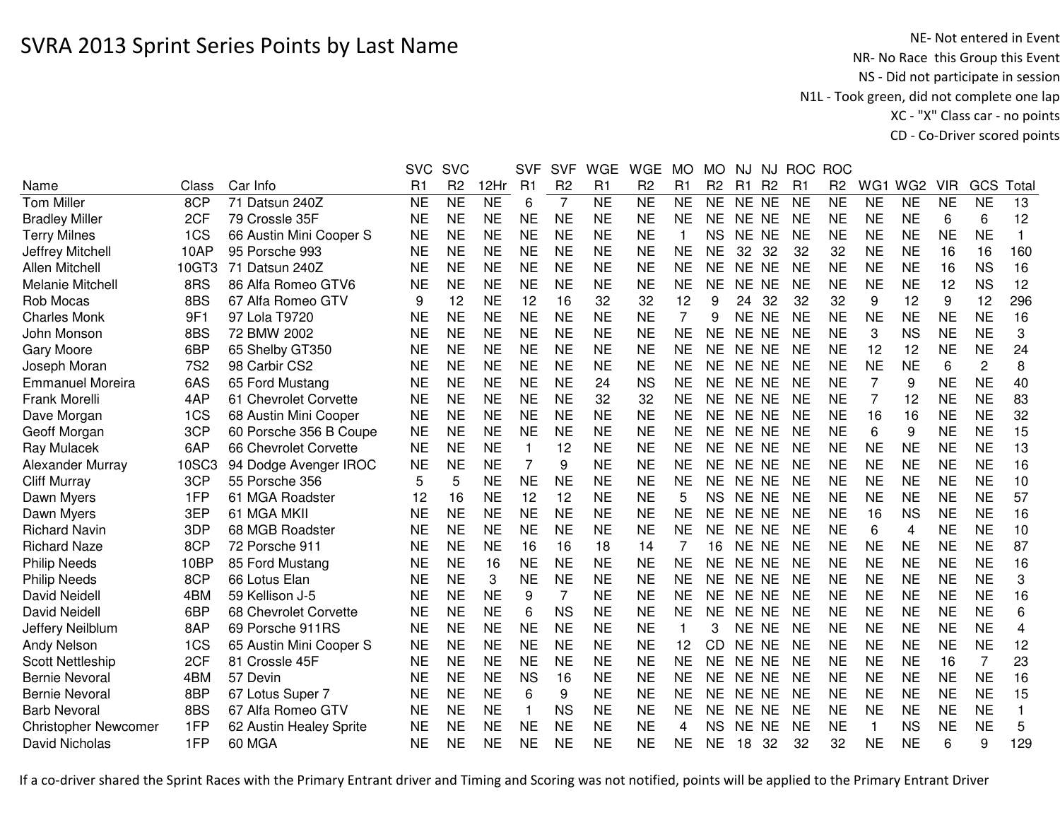# SVRA 2013 Sprint Series Points by Last Name

NE- Not entered in Event
NR- No Race this Group this Event
NS - Did not participate in session
N1L - Took green, did not complete one lap
XC - "X" Class car - no points
CD - Co-Driver scored points

| Name | Class | Car Info | SVC R1 | SVC R2 | 12Hr | SVF R1 | SVF R2 | WGE R1 | WGE R2 | MO R1 | MO R2 | NJ R1 | NJ R2 | ROC R1 | ROC R2 | WG1 | WG2 | VIR | GCS | Total |
|---|---|---|---|---|---|---|---|---|---|---|---|---|---|---|---|---|---|---|---|---|
| Tom Miller | 8CP | 71 Datsun 240Z | NE | NE | NE | 6 | 7 | NE | NE | NE | NE | NE | NE | NE | NE | NE | NE | NE | NE | 13 |
| Bradley Miller | 2CF | 79 Crossle 35F | NE | NE | NE | NE | NE | NE | NE | NE | NE | NE | NE | NE | NE | NE | NE | 6 | 6 | 12 |
| Terry Milnes | 1CS | 66 Austin Mini Cooper S | NE | NE | NE | NE | NE | NE | NE | 1 | NS | NE | NE | NE | NE | NE | NE | NE | NE | 1 |
| Jeffrey Mitchell | 10AP | 95 Porsche 993 | NE | NE | NE | NE | NE | NE | NE | NE | NE | 32 | 32 | 32 | 32 | NE | NE | 16 | 16 | 160 |
| Allen Mitchell | 10GT3 | 71 Datsun 240Z | NE | NE | NE | NE | NE | NE | NE | NE | NE | NE | NE | NE | NE | NE | NE | 16 | NS | 16 |
| Melanie Mitchell | 8RS | 86 Alfa Romeo GTV6 | NE | NE | NE | NE | NE | NE | NE | NE | NE | NE | NE | NE | NE | NE | NE | 12 | NS | 12 |
| Rob Mocas | 8BS | 67 Alfa Romeo GTV | 9 | 12 | NE | 12 | 16 | 32 | 32 | 12 | 9 | 24 | 32 | 32 | 32 | 9 | 12 | 9 | 12 | 296 |
| Charles Monk | 9F1 | 97 Lola T9720 | NE | NE | NE | NE | NE | NE | NE | 7 | 9 | NE | NE | NE | NE | NE | NE | NE | NE | 16 |
| John Monson | 8BS | 72 BMW 2002 | NE | NE | NE | NE | NE | NE | NE | NE | NE | NE | NE | NE | NE | 3 | NS | NE | NE | 3 |
| Gary Moore | 6BP | 65 Shelby GT350 | NE | NE | NE | NE | NE | NE | NE | NE | NE | NE | NE | NE | NE | 12 | 12 | NE | NE | 24 |
| Joseph Moran | 7S2 | 98 Carbir CS2 | NE | NE | NE | NE | NE | NE | NE | NE | NE | NE | NE | NE | NE | NE | NE | 6 | 2 | 8 |
| Emmanuel Moreira | 6AS | 65 Ford Mustang | NE | NE | NE | NE | NE | 24 | NS | NE | NE | NE | NE | NE | NE | 7 | 9 | NE | NE | 40 |
| Frank Morelli | 4AP | 61 Chevrolet Corvette | NE | NE | NE | NE | NE | 32 | 32 | NE | NE | NE | NE | NE | NE | 7 | 12 | NE | NE | 83 |
| Dave Morgan | 1CS | 68 Austin Mini Cooper | NE | NE | NE | NE | NE | NE | NE | NE | NE | NE | NE | NE | NE | 16 | 16 | NE | NE | 32 |
| Geoff Morgan | 3CP | 60 Porsche 356 B Coupe | NE | NE | NE | NE | NE | NE | NE | NE | NE | NE | NE | NE | NE | 6 | 9 | NE | NE | 15 |
| Ray Mulacek | 6AP | 66 Chevrolet Corvette | NE | NE | NE | 1 | 12 | NE | NE | NE | NE | NE | NE | NE | NE | NE | NE | NE | NE | 13 |
| Alexander Murray | 10SC3 | 94 Dodge Avenger IROC | NE | NE | NE | 7 | 9 | NE | NE | NE | NE | NE | NE | NE | NE | NE | NE | NE | NE | 16 |
| Cliff Murray | 3CP | 55 Porsche 356 | 5 | 5 | NE | NE | NE | NE | NE | NE | NE | NE | NE | NE | NE | NE | NE | NE | NE | 10 |
| Dawn Myers | 1FP | 61 MGA Roadster | 12 | 16 | NE | 12 | 12 | NE | NE | 5 | NS | NE | NE | NE | NE | NE | NE | NE | NE | 57 |
| Dawn Myers | 3EP | 61 MGA MKII | NE | NE | NE | NE | NE | NE | NE | NE | NE | NE | NE | NE | NE | 16 | NS | NE | NE | 16 |
| Richard Navin | 3DP | 68 MGB Roadster | NE | NE | NE | NE | NE | NE | NE | NE | NE | NE | NE | NE | NE | 6 | 4 | NE | NE | 10 |
| Richard Naze | 8CP | 72 Porsche 911 | NE | NE | NE | 16 | 16 | 18 | 14 | 7 | 16 | NE | NE | NE | NE | NE | NE | NE | NE | 87 |
| Philip Needs | 10BP | 85 Ford Mustang | NE | NE | 16 | NE | NE | NE | NE | NE | NE | NE | NE | NE | NE | NE | NE | NE | NE | 16 |
| Philip Needs | 8CP | 66 Lotus Elan | NE | NE | 3 | NE | NE | NE | NE | NE | NE | NE | NE | NE | NE | NE | NE | NE | NE | 3 |
| David Neidell | 4BM | 59 Kellison J-5 | NE | NE | NE | 9 | 7 | NE | NE | NE | NE | NE | NE | NE | NE | NE | NE | NE | NE | 16 |
| David Neidell | 6BP | 68 Chevrolet Corvette | NE | NE | NE | 6 | NS | NE | NE | NE | NE | NE | NE | NE | NE | NE | NE | NE | NE | 6 |
| Jeffery Neilblum | 8AP | 69 Porsche 911RS | NE | NE | NE | NE | NE | NE | NE | 1 | 3 | NE | NE | NE | NE | NE | NE | NE | NE | 4 |
| Andy Nelson | 1CS | 65 Austin Mini Cooper S | NE | NE | NE | NE | NE | NE | NE | 12 | CD | NE | NE | NE | NE | NE | NE | NE | NE | 12 |
| Scott Nettleship | 2CF | 81 Crossle 45F | NE | NE | NE | NE | NE | NE | NE | NE | NE | NE | NE | NE | NE | NE | NE | 16 | 7 | 23 |
| Bernie Nevoral | 4BM | 57 Devin | NE | NE | NE | NS | 16 | NE | NE | NE | NE | NE | NE | NE | NE | NE | NE | NE | NE | 16 |
| Bernie Nevoral | 8BP | 67 Lotus Super 7 | NE | NE | NE | 6 | 9 | NE | NE | NE | NE | NE | NE | NE | NE | NE | NE | NE | NE | 15 |
| Barb Nevoral | 8BS | 67 Alfa Romeo GTV | NE | NE | NE | 1 | NS | NE | NE | NE | NE | NE | NE | NE | NE | NE | NE | NE | NE | 1 |
| Christopher Newcomer | 1FP | 62 Austin Healey Sprite | NE | NE | NE | NE | NE | NE | NE | 4 | NS | NE | NE | NE | NE | 1 | NS | NE | NE | 5 |
| David Nicholas | 1FP | 60 MGA | NE | NE | NE | NE | NE | NE | NE | NE | NE | 18 | 32 | 32 | 32 | NE | NE | 6 | 9 | 129 |

If a co-driver shared the Sprint Races with the Primary Entrant driver and Timing and Scoring was not notified, points will be applied to the Primary Entrant Driver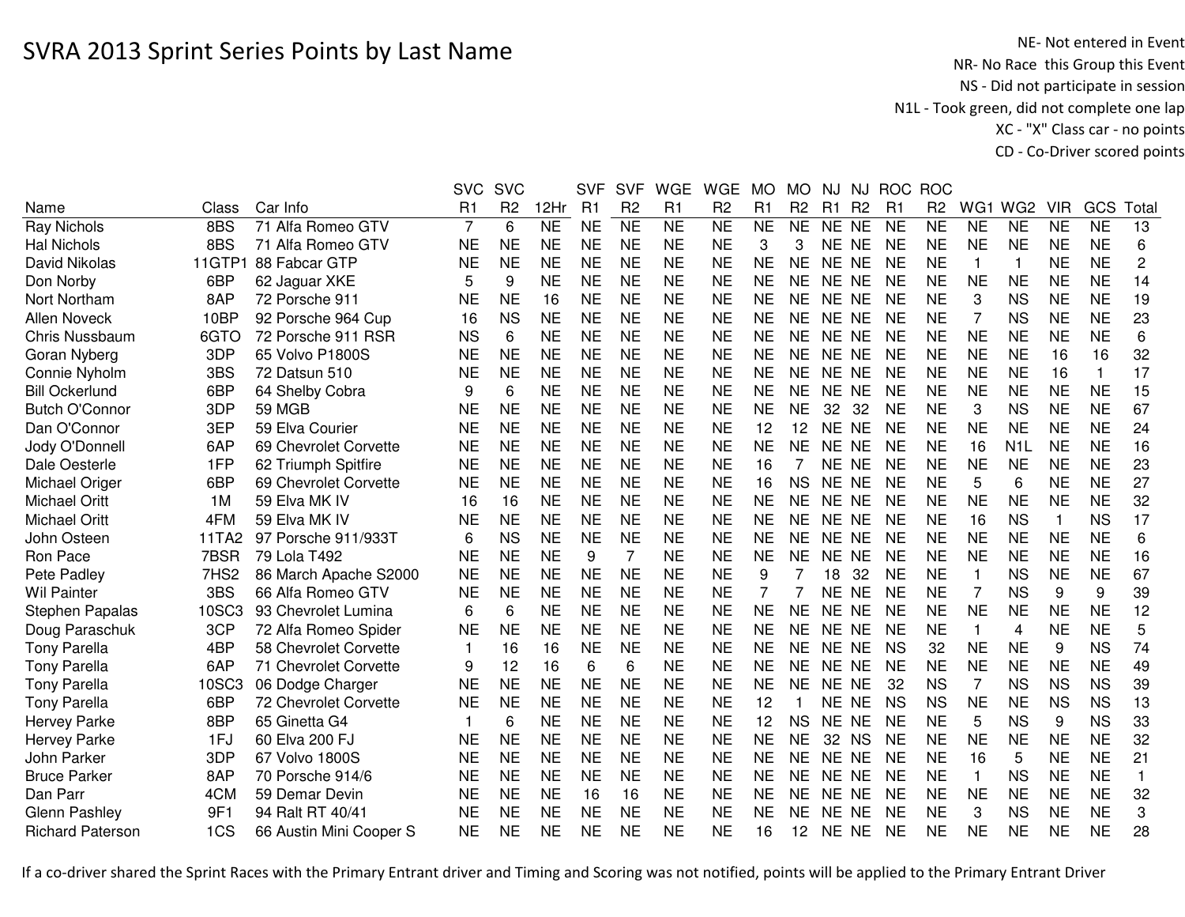# SVRA 2013 Sprint Series Points by Last Name

NE- Not entered in Event
NR- No Race this Group this Event
NS - Did not participate in session
N1L - Took green, did not complete one lap
XC - "X" Class car - no points
CD - Co-Driver scored points

| Name | Class | Car Info | SVC R1 | SVC R2 | 12Hr | SVF R1 | SVF R2 | WGE R1 | WGE R2 | MO R1 | MO R2 | NJ R1 | NJ R2 | ROC R1 | ROC R2 | WG1 | WG2 | VIR | GCS | Total |
|---|---|---|---|---|---|---|---|---|---|---|---|---|---|---|---|---|---|---|---|---|
| Ray Nichols | 8BS | 71 Alfa Romeo GTV | 7 | 6 | NE | NE | NE | NE | NE | NE | NE | NE | NE | NE | NE | NE | NE | NE | NE | 13 |
| Hal Nichols | 8BS | 71 Alfa Romeo GTV | NE | NE | NE | NE | NE | NE | NE | 3 | 3 | NE | NE | NE | NE | NE | NE | NE | NE | 6 |
| David Nikolas | 11GTP1 | 88 Fabcar GTP | NE | NE | NE | NE | NE | NE | NE | NE | NE | NE | NE | NE | NE | 1 | 1 | NE | NE | 2 |
| Don Norby | 6BP | 62 Jaguar XKE | 5 | 9 | NE | NE | NE | NE | NE | NE | NE | NE | NE | NE | NE | NE | NE | NE | NE | 14 |
| Nort Northam | 8AP | 72 Porsche 911 | NE | NE | 16 | NE | NE | NE | NE | NE | NE | NE | NE | NE | NE | 3 | NS | NE | NE | 19 |
| Allen Noveck | 10BP | 92 Porsche 964 Cup | 16 | NS | NE | NE | NE | NE | NE | NE | NE | NE | NE | NE | NE | 7 | NS | NE | NE | 23 |
| Chris Nussbaum | 6GTO | 72 Porsche 911 RSR | NS | 6 | NE | NE | NE | NE | NE | NE | NE | NE | NE | NE | NE | NE | NE | NE | NE | 6 |
| Goran Nyberg | 3DP | 65 Volvo P1800S | NE | NE | NE | NE | NE | NE | NE | NE | NE | NE | NE | NE | NE | NE | NE | 16 | 16 | 32 |
| Connie Nyholm | 3BS | 72 Datsun 510 | NE | NE | NE | NE | NE | NE | NE | NE | NE | NE | NE | NE | NE | NE | NE | 16 | 1 | 17 |
| Bill Ockerlund | 6BP | 64 Shelby Cobra | 9 | 6 | NE | NE | NE | NE | NE | NE | NE | NE | NE | NE | NE | NE | NE | NE | NE | 15 |
| Butch O'Connor | 3DP | 59 MGB | NE | NE | NE | NE | NE | NE | NE | NE | NE | 32 | 32 | NE | NE | 3 | NS | NE | NE | 67 |
| Dan O'Connor | 3EP | 59 Elva Courier | NE | NE | NE | NE | NE | NE | NE | 12 | 12 | NE | NE | NE | NE | NE | NE | NE | NE | 24 |
| Jody O'Donnell | 6AP | 69 Chevrolet Corvette | NE | NE | NE | NE | NE | NE | NE | NE | NE | NE | NE | NE | NE | 16 | N1L | NE | NE | 16 |
| Dale Oesterle | 1FP | 62 Triumph Spitfire | NE | NE | NE | NE | NE | NE | NE | 16 | 7 | NE | NE | NE | NE | NE | NE | NE | NE | 23 |
| Michael Origer | 6BP | 69 Chevrolet Corvette | NE | NE | NE | NE | NE | NE | NE | 16 | NS | NE | NE | NE | NE | 5 | 6 | NE | NE | 27 |
| Michael Oritt | 1M | 59 Elva MK IV | 16 | 16 | NE | NE | NE | NE | NE | NE | NE | NE | NE | NE | NE | NE | NE | NE | NE | 32 |
| Michael Oritt | 4FM | 59 Elva MK IV | NE | NE | NE | NE | NE | NE | NE | NE | NE | NE | NE | NE | NE | 16 | NS | 1 | NS | 17 |
| John Osteen | 11TA2 | 97 Porsche 911/933T | 6 | NS | NE | NE | NE | NE | NE | NE | NE | NE | NE | NE | NE | NE | NE | NE | NE | 6 |
| Ron Pace | 7BSR | 79 Lola T492 | NE | NE | NE | 9 | 7 | NE | NE | NE | NE | NE | NE | NE | NE | NE | NE | NE | NE | 16 |
| Pete Padley | 7HS2 | 86 March Apache S2000 | NE | NE | NE | NE | NE | NE | NE | 9 | 7 | 18 | 32 | NE | NE | 1 | NS | NE | NE | 67 |
| Wil Painter | 3BS | 66 Alfa Romeo GTV | NE | NE | NE | NE | NE | NE | NE | 7 | 7 | NE | NE | NE | NE | 7 | NS | 9 | 9 | 39 |
| Stephen Papalas | 10SC3 | 93 Chevrolet Lumina | 6 | 6 | NE | NE | NE | NE | NE | NE | NE | NE | NE | NE | NE | NE | NE | NE | NE | 12 |
| Doug Paraschuk | 3CP | 72 Alfa Romeo Spider | NE | NE | NE | NE | NE | NE | NE | NE | NE | NE | NE | NE | NE | 1 | 4 | NE | NE | 5 |
| Tony Parella | 4BP | 58 Chevrolet Corvette | 1 | 16 | 16 | NE | NE | NE | NE | NE | NE | NE | NE | NS | 32 | NE | NE | 9 | NS | 74 |
| Tony Parella | 6AP | 71 Chevrolet Corvette | 9 | 12 | 16 | 6 | 6 | NE | NE | NE | NE | NE | NE | NE | NE | NE | NE | NE | NE | 49 |
| Tony Parella | 10SC3 | 06 Dodge Charger | NE | NE | NE | NE | NE | NE | NE | NE | NE | NE | NE | 32 | NS | 7 | NS | NS | NS | 39 |
| Tony Parella | 6BP | 72 Chevrolet Corvette | NE | NE | NE | NE | NE | NE | NE | 12 | 1 | NE | NE | NS | NS | NE | NE | NS | NS | 13 |
| Hervey Parke | 8BP | 65 Ginetta G4 | 1 | 6 | NE | NE | NE | NE | NE | 12 | NS | NE | NE | NE | NE | 5 | NS | 9 | NS | 33 |
| Hervey Parke | 1FJ | 60 Elva 200 FJ | NE | NE | NE | NE | NE | NE | NE | NE | NE | 32 | NS | NE | NE | NE | NE | NE | NE | 32 |
| John Parker | 3DP | 67 Volvo 1800S | NE | NE | NE | NE | NE | NE | NE | NE | NE | NE | NE | NE | NE | 16 | 5 | NE | NE | 21 |
| Bruce Parker | 8AP | 70 Porsche 914/6 | NE | NE | NE | NE | NE | NE | NE | NE | NE | NE | NE | NE | NE | 1 | NS | NE | NE | 1 |
| Dan Parr | 4CM | 59 Demar Devin | NE | NE | NE | 16 | 16 | NE | NE | NE | NE | NE | NE | NE | NE | NE | NE | NE | NE | 32 |
| Glenn Pashley | 9F1 | 94 Ralt RT 40/41 | NE | NE | NE | NE | NE | NE | NE | NE | NE | NE | NE | NE | NE | 3 | NS | NE | NE | 3 |
| Richard Paterson | 1CS | 66 Austin Mini Cooper S | NE | NE | NE | NE | NE | NE | NE | 16 | 12 | NE | NE | NE | NE | NE | NE | NE | NE | 28 |

If a co-driver shared the Sprint Races with the Primary Entrant driver and Timing and Scoring was not notified, points will be applied to the Primary Entrant Driver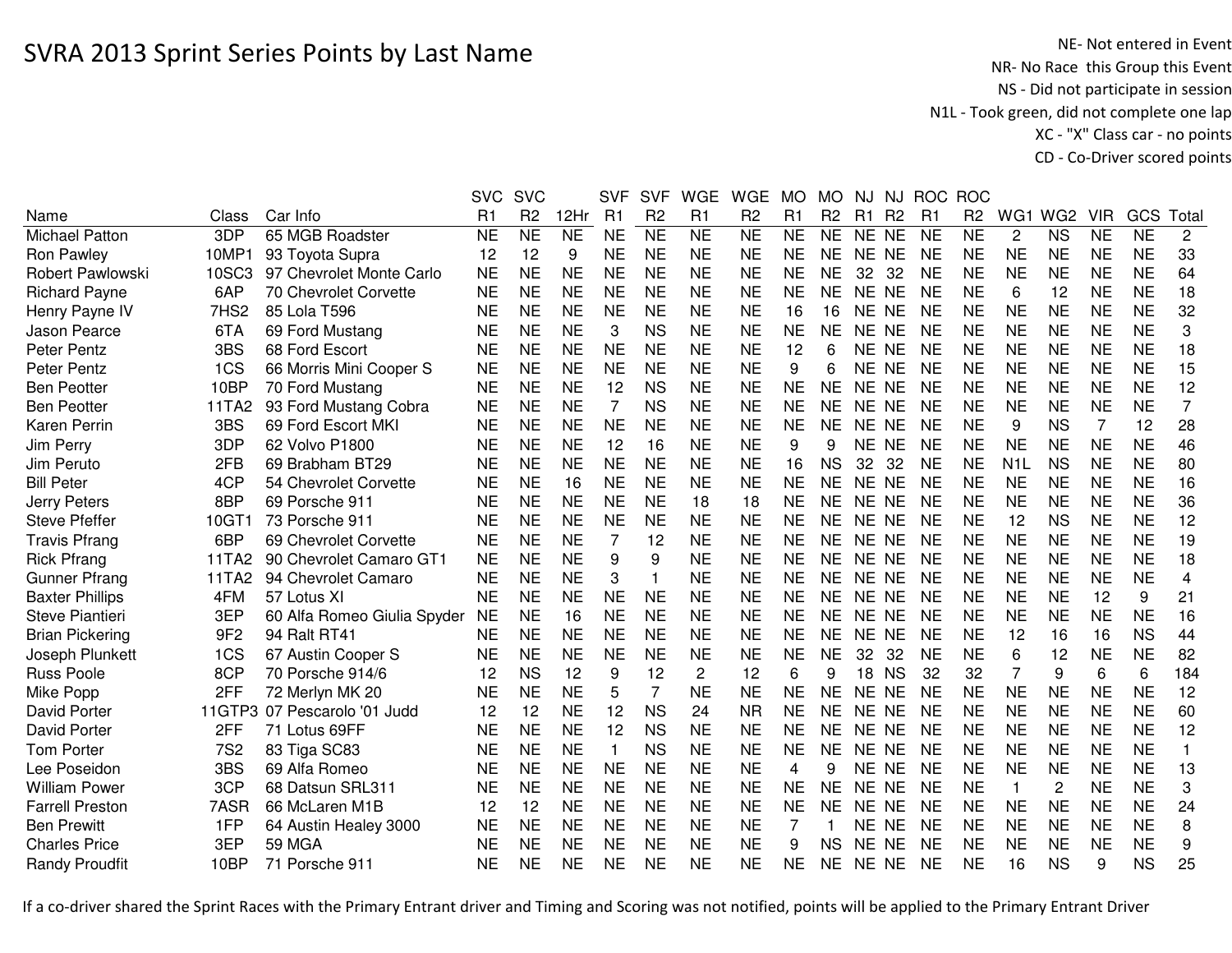# SVRA 2013 Sprint Series Points by Last Name

NE- Not entered in Event
NR- No Race this Group this Event
NS - Did not participate in session
N1L - Took green, did not complete one lap
XC - "X" Class car - no points
CD - Co-Driver scored points

| Name | Class | Car Info | SVC R1 | SVC R2 | 12Hr | SVF R1 | SVF R2 | WGE R1 | WGE R2 | MO R1 | MO R2 | NJ R1 | NJ R2 | ROC R1 | ROC R2 | WG1 | WG2 | VIR | GCS | Total |
|---|---|---|---|---|---|---|---|---|---|---|---|---|---|---|---|---|---|---|---|---|
| Michael Patton | 3DP | 65 MGB Roadster | NE | NE | NE | NE | NE | NE | NE | NE | NE | NE | NE | NE | NE | 2 | NS | NE | NE | 2 |
| Ron Pawley | 10MP1 | 93 Toyota Supra | 12 | 12 | 9 | NE | NE | NE | NE | NE | NE | NE | NE | NE | NE | NE | NE | NE | NE | 33 |
| Robert Pawlowski | 10SC3 | 97 Chevrolet Monte Carlo | NE | NE | NE | NE | NE | NE | NE | NE | NE | 32 | 32 | NE | NE | NE | NE | NE | NE | 64 |
| Richard Payne | 6AP | 70 Chevrolet Corvette | NE | NE | NE | NE | NE | NE | NE | NE | NE | NE | NE | NE | NE | 6 | 12 | NE | NE | 18 |
| Henry Payne IV | 7HS2 | 85 Lola T596 | NE | NE | NE | NE | NE | NE | NE | 16 | 16 | NE | NE | NE | NE | NE | NE | NE | NE | 32 |
| Jason Pearce | 6TA | 69 Ford Mustang | NE | NE | NE | 3 | NS | NE | NE | NE | NE | NE | NE | NE | NE | NE | NE | NE | NE | 3 |
| Peter Pentz | 3BS | 68 Ford Escort | NE | NE | NE | NE | NE | NE | NE | 12 | 6 | NE | NE | NE | NE | NE | NE | NE | NE | 18 |
| Peter Pentz | 1CS | 66 Morris Mini Cooper S | NE | NE | NE | NE | NE | NE | NE | 9 | 6 | NE | NE | NE | NE | NE | NE | NE | NE | 15 |
| Ben Peotter | 10BP | 70 Ford Mustang | NE | NE | NE | 12 | NS | NE | NE | NE | NE | NE | NE | NE | NE | NE | NE | NE | NE | 12 |
| Ben Peotter | 11TA2 | 93 Ford Mustang Cobra | NE | NE | NE | 7 | NS | NE | NE | NE | NE | NE | NE | NE | NE | NE | NE | NE | NE | 7 |
| Karen Perrin | 3BS | 69 Ford Escort MKI | NE | NE | NE | NE | NE | NE | NE | NE | NE | NE | NE | NE | NE | 9 | NS | 7 | 12 | 28 |
| Jim Perry | 3DP | 62 Volvo P1800 | NE | NE | NE | 12 | 16 | NE | NE | 9 | 9 | NE | NE | NE | NE | NE | NE | NE | NE | 46 |
| Jim Peruto | 2FB | 69 Brabham BT29 | NE | NE | NE | NE | NE | NE | NE | 16 | NS | 32 | 32 | NE | NE | N1L | NS | NE | NE | 80 |
| Bill Peter | 4CP | 54 Chevrolet Corvette | NE | NE | 16 | NE | NE | NE | NE | NE | NE | NE | NE | NE | NE | NE | NE | NE | NE | 16 |
| Jerry Peters | 8BP | 69 Porsche 911 | NE | NE | NE | NE | NE | 18 | 18 | NE | NE | NE | NE | NE | NE | NE | NE | NE | NE | 36 |
| Steve Pfeffer | 10GT1 | 73 Porsche 911 | NE | NE | NE | NE | NE | NE | NE | NE | NE | NE | NE | NE | NE | 12 | NS | NE | NE | 12 |
| Travis Pfrang | 6BP | 69 Chevrolet Corvette | NE | NE | NE | 7 | 12 | NE | NE | NE | NE | NE | NE | NE | NE | NE | NE | NE | NE | 19 |
| Rick Pfrang | 11TA2 | 90 Chevrolet Camaro GT1 | NE | NE | NE | 9 | 9 | NE | NE | NE | NE | NE | NE | NE | NE | NE | NE | NE | NE | 18 |
| Gunner Pfrang | 11TA2 | 94 Chevrolet Camaro | NE | NE | NE | 3 | 1 | NE | NE | NE | NE | NE | NE | NE | NE | NE | NE | NE | NE | 4 |
| Baxter Phillips | 4FM | 57 Lotus XI | NE | NE | NE | NE | NE | NE | NE | NE | NE | NE | NE | NE | NE | NE | NE | 12 | 9 | 21 |
| Steve Piantieri | 3EP | 60 Alfa Romeo Giulia Spyder | NE | NE | 16 | NE | NE | NE | NE | NE | NE | NE | NE | NE | NE | NE | NE | NE | NE | 16 |
| Brian Pickering | 9F2 | 94 Ralt RT41 | NE | NE | NE | NE | NE | NE | NE | NE | NE | NE | NE | NE | NE | 12 | 16 | 16 | NS | 44 |
| Joseph Plunkett | 1CS | 67 Austin Cooper S | NE | NE | NE | NE | NE | NE | NE | NE | NE | 32 | 32 | NE | NE | 6 | 12 | NE | NE | 82 |
| Russ Poole | 8CP | 70 Porsche 914/6 | 12 | NS | 12 | 9 | 12 | 2 | 12 | 6 | 9 | 18 | NS | 32 | 32 | 7 | 9 | 6 | 6 | 184 |
| Mike Popp | 2FF | 72 Merlyn MK 20 | NE | NE | NE | 5 | 7 | NE | NE | NE | NE | NE | NE | NE | NE | NE | NE | NE | NE | 12 |
| David Porter | 11GTP3 | 07 Pescarolo '01 Judd | 12 | 12 | NE | 12 | NS | 24 | NR | NE | NE | NE | NE | NE | NE | NE | NE | NE | NE | 60 |
| David Porter | 2FF | 71 Lotus 69FF | NE | NE | NE | 12 | NS | NE | NE | NE | NE | NE | NE | NE | NE | NE | NE | NE | NE | 12 |
| Tom Porter | 7S2 | 83 Tiga SC83 | NE | NE | NE | 1 | NS | NE | NE | NE | NE | NE | NE | NE | NE | NE | NE | NE | NE | 1 |
| Lee Poseidon | 3BS | 69 Alfa Romeo | NE | NE | NE | NE | NE | NE | NE | 4 | 9 | NE | NE | NE | NE | NE | NE | NE | NE | 13 |
| William Power | 3CP | 68 Datsun SRL311 | NE | NE | NE | NE | NE | NE | NE | NE | NE | NE | NE | NE | NE | 1 | 2 | NE | NE | 3 |
| Farrell Preston | 7ASR | 66 McLaren M1B | 12 | 12 | NE | NE | NE | NE | NE | NE | NE | NE | NE | NE | NE | NE | NE | NE | NE | 24 |
| Ben Prewitt | 1FP | 64 Austin Healey 3000 | NE | NE | NE | NE | NE | NE | NE | 7 | 1 | NE | NE | NE | NE | NE | NE | NE | NE | 8 |
| Charles Price | 3EP | 59 MGA | NE | NE | NE | NE | NE | NE | NE | 9 | NS | NE | NE | NE | NE | NE | NE | NE | NE | 9 |
| Randy Proudfit | 10BP | 71 Porsche 911 | NE | NE | NE | NE | NE | NE | NE | NE | NE | NE | NE | NE | NE | 16 | NS | 9 | NS | 25 |

If a co-driver shared the Sprint Races with the Primary Entrant driver and Timing and Scoring was not notified, points will be applied to the Primary Entrant Driver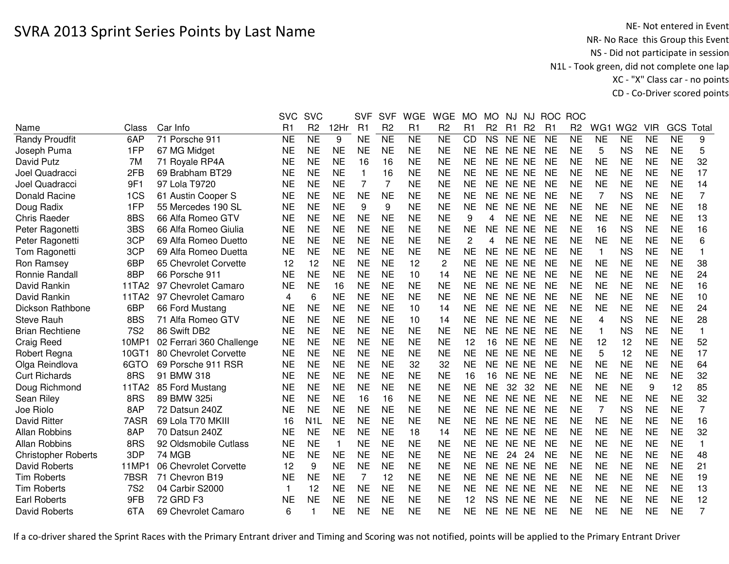# SVRA 2013 Sprint Series Points by Last Name

NE- Not entered in Event
NR- No Race this Group this Event
NS - Did not participate in session
N1L - Took green, did not complete one lap
XC - "X" Class car - no points
CD - Co-Driver scored points

| Name | Class | Car Info | SVC R1 | SVC R2 | 12Hr | SVF R1 | SVF R2 | WGE R1 | WGE R2 | MO R1 | MO R2 | NJ R1 | NJ R2 | ROC R1 | ROC R2 | WG1 | WG2 | VIR | GCS | Total |
|---|---|---|---|---|---|---|---|---|---|---|---|---|---|---|---|---|---|---|---|---|
| Randy Proudfit | 6AP | 71 Porsche 911 | NE | NE | 9 | NE | NE | NE | NE | CD | NS | NE | NE | NE | NE | NE | NE | NE | NE | 9 |
| Joseph Puma | 1FP | 67 MG Midget | NE | NE | NE | NE | NE | NE | NE | NE | NE | NE | NE | NE | NE | 5 | NS | NE | NE | 5 |
| David Putz | 7M | 71 Royale RP4A | NE | NE | NE | 16 | 16 | NE | NE | NE | NE | NE | NE | NE | NE | NE | NE | NE | NE | 32 |
| Joel Quadracci | 2FB | 69 Brabham BT29 | NE | NE | NE | 1 | 16 | NE | NE | NE | NE | NE | NE | NE | NE | NE | NE | NE | NE | 17 |
| Joel Quadracci | 9F1 | 97 Lola T9720 | NE | NE | NE | 7 | 7 | NE | NE | NE | NE | NE | NE | NE | NE | NE | NE | NE | NE | 14 |
| Donald Racine | 1CS | 61 Austin Cooper S | NE | NE | NE | NE | NE | NE | NE | NE | NE | NE | NE | NE | NE | 7 | NS | NE | NE | 7 |
| Doug Radix | 1FP | 55 Mercedes 190 SL | NE | NE | NE | 9 | 9 | NE | NE | NE | NE | NE | NE | NE | NE | NE | NE | NE | NE | 18 |
| Chris Raeder | 8BS | 66 Alfa Romeo GTV | NE | NE | NE | NE | NE | NE | NE | 9 | 4 | NE | NE | NE | NE | NE | NE | NE | NE | 13 |
| Peter Ragonetti | 3BS | 66 Alfa Romeo Giulia | NE | NE | NE | NE | NE | NE | NE | NE | NE | NE | NE | NE | NE | 16 | NS | NE | NE | 16 |
| Peter Ragonetti | 3CP | 69 Alfa Romeo Duetto | NE | NE | NE | NE | NE | NE | NE | 2 | 4 | NE | NE | NE | NE | NE | NE | NE | NE | 6 |
| Tom Ragonetti | 3CP | 69 Alfa Romeo Duetta | NE | NE | NE | NE | NE | NE | NE | NE | NE | NE | NE | NE | NE | 1 | NS | NE | NE | 1 |
| Ron Ramsey | 6BP | 65 Chevrolet Corvette | 12 | 12 | NE | NE | NE | 12 | 2 | NE | NE | NE | NE | NE | NE | NE | NE | NE | NE | 38 |
| Ronnie Randall | 8BP | 66 Porsche 911 | NE | NE | NE | NE | NE | 10 | 14 | NE | NE | NE | NE | NE | NE | NE | NE | NE | NE | 24 |
| David Rankin | 11TA2 | 97 Chevrolet Camaro | NE | NE | 16 | NE | NE | NE | NE | NE | NE | NE | NE | NE | NE | NE | NE | NE | NE | 16 |
| David Rankin | 11TA2 | 97 Chevrolet Camaro | 4 | 6 | NE | NE | NE | NE | NE | NE | NE | NE | NE | NE | NE | NE | NE | NE | NE | 10 |
| Dickson Rathbone | 6BP | 66 Ford Mustang | NE | NE | NE | NE | NE | 10 | 14 | NE | NE | NE | NE | NE | NE | NE | NE | NE | NE | 24 |
| Steve Rauh | 8BS | 71 Alfa Romeo GTV | NE | NE | NE | NE | NE | 10 | 14 | NE | NE | NE | NE | NE | NE | 4 | NS | NE | NE | 28 |
| Brian Rechtiene | 7S2 | 86 Swift DB2 | NE | NE | NE | NE | NE | NE | NE | NE | NE | NE | NE | NE | NE | 1 | NS | NE | NE | 1 |
| Craig Reed | 10MP1 | 02 Ferrari 360 Challenge | NE | NE | NE | NE | NE | NE | NE | 12 | 16 | NE | NE | NE | NE | 12 | 12 | NE | NE | 52 |
| Robert Regna | 10GT1 | 80 Chevrolet Corvette | NE | NE | NE | NE | NE | NE | NE | NE | NE | NE | NE | NE | NE | 5 | 12 | NE | NE | 17 |
| Olga Reindlova | 6GTO | 69 Porsche 911 RSR | NE | NE | NE | NE | NE | 32 | 32 | NE | NE | NE | NE | NE | NE | NE | NE | NE | NE | 64 |
| Curt Richards | 8RS | 91 BMW 318 | NE | NE | NE | NE | NE | NE | NE | 16 | 16 | NE | NE | NE | NE | NE | NE | NE | NE | 32 |
| Doug Richmond | 11TA2 | 85 Ford Mustang | NE | NE | NE | NE | NE | NE | NE | NE | NE | 32 | 32 | NE | NE | NE | NE | 9 | 12 | 85 |
| Sean Riley | 8RS | 89 BMW 325i | NE | NE | NE | 16 | 16 | NE | NE | NE | NE | NE | NE | NE | NE | NE | NE | NE | NE | 32 |
| Joe Riolo | 8AP | 72 Datsun 240Z | NE | NE | NE | NE | NE | NE | NE | NE | NE | NE | NE | NE | NE | 7 | NS | NE | NE | 7 |
| David Ritter | 7ASR | 69 Lola T70 MKIII | 16 | N1L | NE | NE | NE | NE | NE | NE | NE | NE | NE | NE | NE | NE | NE | NE | NE | 16 |
| Allan Robbins | 8AP | 70 Datsun 240Z | NE | NE | NE | NE | NE | 18 | 14 | NE | NE | NE | NE | NE | NE | NE | NE | NE | NE | 32 |
| Allan Robbins | 8RS | 92 Oldsmobile Cutlass | NE | NE | 1 | NE | NE | NE | NE | NE | NE | NE | NE | NE | NE | NE | NE | NE | NE | 1 |
| Christopher Roberts | 3DP | 74 MGB | NE | NE | NE | NE | NE | NE | NE | NE | NE | 24 | 24 | NE | NE | NE | NE | NE | NE | 48 |
| David Roberts | 11MP1 | 06 Chevrolet Corvette | 12 | 9 | NE | NE | NE | NE | NE | NE | NE | NE | NE | NE | NE | NE | NE | NE | NE | 21 |
| Tim Roberts | 7BSR | 71 Chevron B19 | NE | NE | NE | 7 | 12 | NE | NE | NE | NE | NE | NE | NE | NE | NE | NE | NE | NE | 19 |
| Tim Roberts | 7S2 | 04 Carbir S2000 | 1 | 12 | NE | NE | NE | NE | NE | NE | NE | NE | NE | NE | NE | NE | NE | NE | NE | 13 |
| Earl Roberts | 9FB | 72 GRD F3 | NE | NE | NE | NE | NE | NE | NE | 12 | NS | NE | NE | NE | NE | NE | NE | NE | NE | 12 |
| David Roberts | 6TA | 69 Chevrolet Camaro | 6 | 1 | NE | NE | NE | NE | NE | NE | NE | NE | NE | NE | NE | NE | NE | NE | NE | 7 |

If a co-driver shared the Sprint Races with the Primary Entrant driver and Timing and Scoring was not notified, points will be applied to the Primary Entrant Driver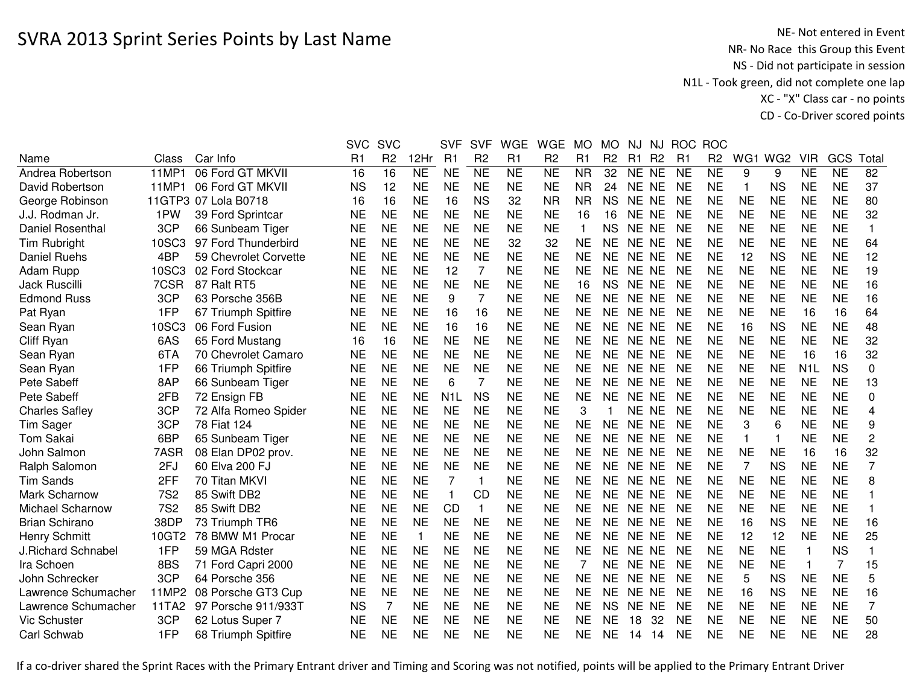# SVRA 2013 Sprint Series Points by Last Name

NE- Not entered in Event
NR- No Race this Group this Event
NS - Did not participate in session
N1L - Took green, did not complete one lap
XC - "X" Class car - no points
CD - Co-Driver scored points

| Name | Class | Car Info | SVC R1 | SVC R2 | 12Hr | SVF R1 | SVF R2 | WGE R1 | WGE R2 | MO R1 | MO R2 | NJ R1 | NJ R2 | ROC R1 | ROC R2 | WG1 | WG2 | VIR | GCS | Total |
|---|---|---|---|---|---|---|---|---|---|---|---|---|---|---|---|---|---|---|---|---|
| Andrea Robertson | 11MP1 | 06 Ford GT MKVII | 16 | 16 | NE | NE | NE | NE | NE | NR | 32 | NE | NE | NE | NE | 9 | 9 | NE | NE | 82 |
| David Robertson | 11MP1 | 06 Ford GT MKVII | NS | 12 | NE | NE | NE | NE | NE | NR | 24 | NE | NE | NE | NE | 1 | NS | NE | NE | 37 |
| George Robinson | 11GTP3 | 07 Lola B0718 | 16 | 16 | NE | 16 | NS | 32 | NR | NR | NS | NE | NE | NE | NE | NE | NE | NE | NE | 80 |
| J.J. Rodman Jr. | 1PW | 39 Ford Sprintcar | NE | NE | NE | NE | NE | NE | NE | 16 | 16 | NE | NE | NE | NE | NE | NE | NE | NE | 32 |
| Daniel Rosenthal | 3CP | 66 Sunbeam Tiger | NE | NE | NE | NE | NE | NE | NE | 1 | NS | NE | NE | NE | NE | NE | NE | NE | NE | 1 |
| Tim Rubright | 10SC3 | 97 Ford Thunderbird | NE | NE | NE | NE | NE | 32 | 32 | NE | NE | NE | NE | NE | NE | NE | NE | NE | NE | 64 |
| Daniel Ruehs | 4BP | 59 Chevrolet Corvette | NE | NE | NE | NE | NE | NE | NE | NE | NE | NE | NE | NE | NE | 12 | NS | NE | NE | 12 |
| Adam Rupp | 10SC3 | 02 Ford Stockcar | NE | NE | NE | 12 | 7 | NE | NE | NE | NE | NE | NE | NE | NE | NE | NE | NE | NE | 19 |
| Jack Ruscilli | 7CSR | 87 Ralt RT5 | NE | NE | NE | NE | NE | NE | NE | 16 | NS | NE | NE | NE | NE | NE | NE | NE | NE | 16 |
| Edmond Russ | 3CP | 63 Porsche 356B | NE | NE | NE | 9 | 7 | NE | NE | NE | NE | NE | NE | NE | NE | NE | NE | NE | NE | 16 |
| Pat Ryan | 1FP | 67 Triumph Spitfire | NE | NE | NE | 16 | 16 | NE | NE | NE | NE | NE | NE | NE | NE | NE | NE | 16 | 16 | 64 |
| Sean Ryan | 10SC3 | 06 Ford Fusion | NE | NE | NE | 16 | 16 | NE | NE | NE | NE | NE | NE | NE | NE | 16 | NS | NE | NE | 48 |
| Cliff Ryan | 6AS | 65 Ford Mustang | 16 | 16 | NE | NE | NE | NE | NE | NE | NE | NE | NE | NE | NE | NE | NE | NE | NE | 32 |
| Sean Ryan | 6TA | 70 Chevrolet Camaro | NE | NE | NE | NE | NE | NE | NE | NE | NE | NE | NE | NE | NE | NE | NE | 16 | 16 | 32 |
| Sean Ryan | 1FP | 66 Triumph Spitfire | NE | NE | NE | NE | NE | NE | NE | NE | NE | NE | NE | NE | NE | NE | NE | N1L | NS | 0 |
| Pete Sabeff | 8AP | 66 Sunbeam Tiger | NE | NE | NE | 6 | 7 | NE | NE | NE | NE | NE | NE | NE | NE | NE | NE | NE | NE | 13 |
| Pete Sabeff | 2FB | 72 Ensign FB | NE | NE | NE | N1L | NS | NE | NE | NE | NE | NE | NE | NE | NE | NE | NE | NE | NE | 0 |
| Charles Safley | 3CP | 72 Alfa Romeo Spider | NE | NE | NE | NE | NE | NE | NE | 3 | 1 | NE | NE | NE | NE | NE | NE | NE | NE | 4 |
| Tim Sager | 3CP | 78 Fiat 124 | NE | NE | NE | NE | NE | NE | NE | NE | NE | NE | NE | NE | NE | 3 | 6 | NE | NE | 9 |
| Tom Sakai | 6BP | 65 Sunbeam Tiger | NE | NE | NE | NE | NE | NE | NE | NE | NE | NE | NE | NE | NE | 1 | 1 | NE | NE | 2 |
| John Salmon | 7ASR | 08 Elan DP02 prov. | NE | NE | NE | NE | NE | NE | NE | NE | NE | NE | NE | NE | NE | NE | NE | 16 | 16 | 32 |
| Ralph Salomon | 2FJ | 60 Elva 200 FJ | NE | NE | NE | NE | NE | NE | NE | NE | NE | NE | NE | NE | NE | 7 | NS | NE | NE | 7 |
| Tim Sands | 2FF | 70 Titan MKVI | NE | NE | NE | 7 | 1 | NE | NE | NE | NE | NE | NE | NE | NE | NE | NE | NE | NE | 8 |
| Mark Scharnow | 7S2 | 85 Swift DB2 | NE | NE | NE | 1 | CD | NE | NE | NE | NE | NE | NE | NE | NE | NE | NE | NE | NE | 1 |
| Michael Scharnow | 7S2 | 85 Swift DB2 | NE | NE | NE | CD | 1 | NE | NE | NE | NE | NE | NE | NE | NE | NE | NE | NE | NE | 1 |
| Brian Schirano | 38DP | 73 Triumph TR6 | NE | NE | NE | NE | NE | NE | NE | NE | NE | NE | NE | NE | NE | 16 | NS | NE | NE | 16 |
| Henry Schmitt | 10GT2 | 78 BMW M1 Procar | NE | NE | 1 | NE | NE | NE | NE | NE | NE | NE | NE | NE | NE | 12 | 12 | NE | NE | 25 |
| J.Richard Schnabel | 1FP | 59 MGA Rdster | NE | NE | NE | NE | NE | NE | NE | NE | NE | NE | NE | NE | NE | NE | NE | 1 | NS | 1 |
| Ira Schoen | 8BS | 71 Ford Capri 2000 | NE | NE | NE | NE | NE | NE | NE | 7 | NE | NE | NE | NE | NE | NE | NE | 1 | 7 | 15 |
| John Schrecker | 3CP | 64 Porsche 356 | NE | NE | NE | NE | NE | NE | NE | NE | NE | NE | NE | NE | NE | 5 | NS | NE | NE | 5 |
| Lawrence Schumacher | 11MP2 | 08 Porsche GT3 Cup | NE | NE | NE | NE | NE | NE | NE | NE | NE | NE | NE | NE | NE | 16 | NS | NE | NE | 16 |
| Lawrence Schumacher | 11TA2 | 97 Porsche 911/933T | NS | 7 | NE | NE | NE | NE | NE | NE | NS | NE | NE | NE | NE | NE | NE | NE | NE | 7 |
| Vic Schuster | 3CP | 62 Lotus Super 7 | NE | NE | NE | NE | NE | NE | NE | NE | NE | 18 | 32 | NE | NE | NE | NE | NE | NE | 50 |
| Carl Schwab | 1FP | 68 Triumph Spitfire | NE | NE | NE | NE | NE | NE | NE | NE | NE | 14 | 14 | NE | NE | NE | NE | NE | NE | 28 |

If a co-driver shared the Sprint Races with the Primary Entrant driver and Timing and Scoring was not notified, points will be applied to the Primary Entrant Driver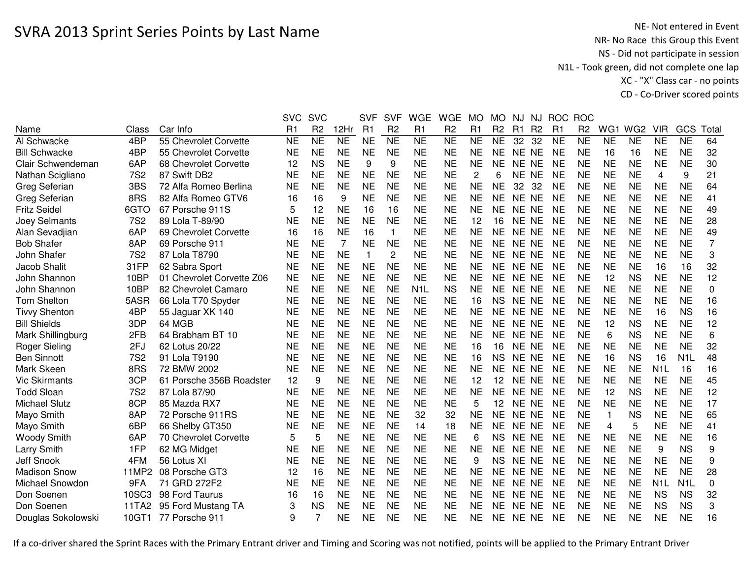# SVRA 2013 Sprint Series Points by Last Name

NE- Not entered in Event
NR- No Race this Group this Event
NS - Did not participate in session
N1L - Took green, did not complete one lap
XC - "X" Class car - no points
CD - Co-Driver scored points

| Name | Class | Car Info | SVC R1 | SVC R2 | 12Hr | SVF R1 | SVF R2 | WGE R1 | WGE R2 | MO R1 | MO R2 | NJ R1 | NJ R2 | ROC R1 | ROC R2 | WG1 | WG2 | VIR | GCS | Total |
|---|---|---|---|---|---|---|---|---|---|---|---|---|---|---|---|---|---|---|---|---|
| Al Schwacke | 4BP | 55 Chevrolet Corvette | NE | NE | NE | NE | NE | NE | NE | NE | NE | 32 | 32 | NE | NE | NE | NE | NE | NE | 64 |
| Bill Schwacke | 4BP | 55 Chevrolet Corvette | NE | NE | NE | NE | NE | NE | NE | NE | NE | NE | NE | NE | NE | 16 | 16 | NE | NE | 32 |
| Clair Schwendeman | 6AP | 68 Chevrolet Corvette | 12 | NS | NE | 9 | 9 | NE | NE | NE | NE | NE | NE | NE | NE | NE | NE | NE | NE | 30 |
| Nathan Scigliano | 7S2 | 87 Swift DB2 | NE | NE | NE | NE | NE | NE | NE | 2 | 6 | NE | NE | NE | NE | NE | NE | 4 | 9 | 21 |
| Greg Seferian | 3BS | 72 Alfa Romeo Berlina | NE | NE | NE | NE | NE | NE | NE | NE | NE | 32 | 32 | NE | NE | NE | NE | NE | NE | 64 |
| Greg Seferian | 8RS | 82 Alfa Romeo GTV6 | 16 | 16 | 9 | NE | NE | NE | NE | NE | NE | NE | NE | NE | NE | NE | NE | NE | NE | 41 |
| Fritz Seidel | 6GTO | 67 Porsche 911S | 5 | 12 | NE | 16 | 16 | NE | NE | NE | NE | NE | NE | NE | NE | NE | NE | NE | NE | 49 |
| Joey Selmants | 7S2 | 89 Lola T-89/90 | NE | NE | NE | NE | NE | NE | NE | 12 | 16 | NE | NE | NE | NE | NE | NE | NE | NE | 28 |
| Alan Sevadjian | 6AP | 69 Chevrolet Corvette | 16 | 16 | NE | 16 | 1 | NE | NE | NE | NE | NE | NE | NE | NE | NE | NE | NE | NE | 49 |
| Bob Shafer | 8AP | 69 Porsche 911 | NE | NE | 7 | NE | NE | NE | NE | NE | NE | NE | NE | NE | NE | NE | NE | NE | NE | 7 |
| John Shafer | 7S2 | 87 Lola T8790 | NE | NE | NE | 1 | 2 | NE | NE | NE | NE | NE | NE | NE | NE | NE | NE | NE | NE | 3 |
| Jacob Shalit | 31FP | 62 Sabra Sport | NE | NE | NE | NE | NE | NE | NE | NE | NE | NE | NE | NE | NE | NE | NE | 16 | 16 | 32 |
| John Shannon | 10BP | 01 Chevrolet Corvette Z06 | NE | NE | NE | NE | NE | NE | NE | NE | NE | NE | NE | NE | NE | 12 | NS | NE | NE | 12 |
| John Shannon | 10BP | 82 Chevrolet Camaro | NE | NE | NE | NE | NE | N1L | NS | NE | NE | NE | NE | NE | NE | NE | NE | NE | NE | 0 |
| Tom Shelton | 5ASR | 66 Lola T70 Spyder | NE | NE | NE | NE | NE | NE | NE | 16 | NS | NE | NE | NE | NE | NE | NE | NE | NE | 16 |
| Tivvy Shenton | 4BP | 55 Jaguar XK 140 | NE | NE | NE | NE | NE | NE | NE | NE | NE | NE | NE | NE | NE | NE | NE | 16 | NS | 16 |
| Bill Shields | 3DP | 64 MGB | NE | NE | NE | NE | NE | NE | NE | NE | NE | NE | NE | NE | NE | 12 | NS | NE | NE | 12 |
| Mark Shillingburg | 2FB | 64 Brabham BT 10 | NE | NE | NE | NE | NE | NE | NE | NE | NE | NE | NE | NE | NE | 6 | NS | NE | NE | 6 |
| Roger Sieling | 2FJ | 62 Lotus 20/22 | NE | NE | NE | NE | NE | NE | NE | 16 | 16 | NE | NE | NE | NE | NE | NE | NE | NE | 32 |
| Ben Sinnott | 7S2 | 91 Lola T9190 | NE | NE | NE | NE | NE | NE | NE | 16 | NS | NE | NE | NE | NE | 16 | NS | 16 | N1L | 48 |
| Mark Skeen | 8RS | 72 BMW 2002 | NE | NE | NE | NE | NE | NE | NE | NE | NE | NE | NE | NE | NE | NE | NE | N1L | 16 | 16 |
| Vic Skirmants | 3CP | 61 Porsche 356B Roadster | 12 | 9 | NE | NE | NE | NE | NE | 12 | 12 | NE | NE | NE | NE | NE | NE | NE | NE | 45 |
| Todd Sloan | 7S2 | 87 Lola 87/90 | NE | NE | NE | NE | NE | NE | NE | NE | NE | NE | NE | NE | NE | 12 | NS | NE | NE | 12 |
| Michael Slutz | 8CP | 85 Mazda RX7 | NE | NE | NE | NE | NE | NE | NE | 5 | 12 | NE | NE | NE | NE | NE | NE | NE | NE | 17 |
| Mayo Smith | 8AP | 72 Porsche 911RS | NE | NE | NE | NE | NE | 32 | 32 | NE | NE | NE | NE | NE | NE | 1 | NS | NE | NE | 65 |
| Mayo Smith | 6BP | 66 Shelby GT350 | NE | NE | NE | NE | NE | 14 | 18 | NE | NE | NE | NE | NE | NE | 4 | 5 | NE | NE | 41 |
| Woody Smith | 6AP | 70 Chevrolet Corvette | 5 | 5 | NE | NE | NE | NE | NE | 6 | NS | NE | NE | NE | NE | NE | NE | NE | NE | 16 |
| Larry Smith | 1FP | 62 MG Midget | NE | NE | NE | NE | NE | NE | NE | NE | NE | NE | NE | NE | NE | NE | NE | 9 | NS | 9 |
| Jeff Snook | 4FM | 56 Lotus XI | NE | NE | NE | NE | NE | NE | NE | 9 | NS | NE | NE | NE | NE | NE | NE | NE | NE | 9 |
| Madison Snow | 11MP2 | 08 Porsche GT3 | 12 | 16 | NE | NE | NE | NE | NE | NE | NE | NE | NE | NE | NE | NE | NE | NE | NE | 28 |
| Michael Snowdon | 9FA | 71 GRD 272F2 | NE | NE | NE | NE | NE | NE | NE | NE | NE | NE | NE | NE | NE | NE | NE | N1L | N1L | 0 |
| Don Soenen | 10SC3 | 98 Ford Taurus | 16 | 16 | NE | NE | NE | NE | NE | NE | NE | NE | NE | NE | NE | NE | NE | NS | NS | 32 |
| Don Soenen | 11TA2 | 95 Ford Mustang TA | 3 | NS | NE | NE | NE | NE | NE | NE | NE | NE | NE | NE | NE | NE | NE | NS | NS | 3 |
| Douglas Sokolowski | 10GT1 | 77 Porsche 911 | 9 | 7 | NE | NE | NE | NE | NE | NE | NE | NE | NE | NE | NE | NE | NE | NE | NE | 16 |

If a co-driver shared the Sprint Races with the Primary Entrant driver and Timing and Scoring was not notified, points will be applied to the Primary Entrant Driver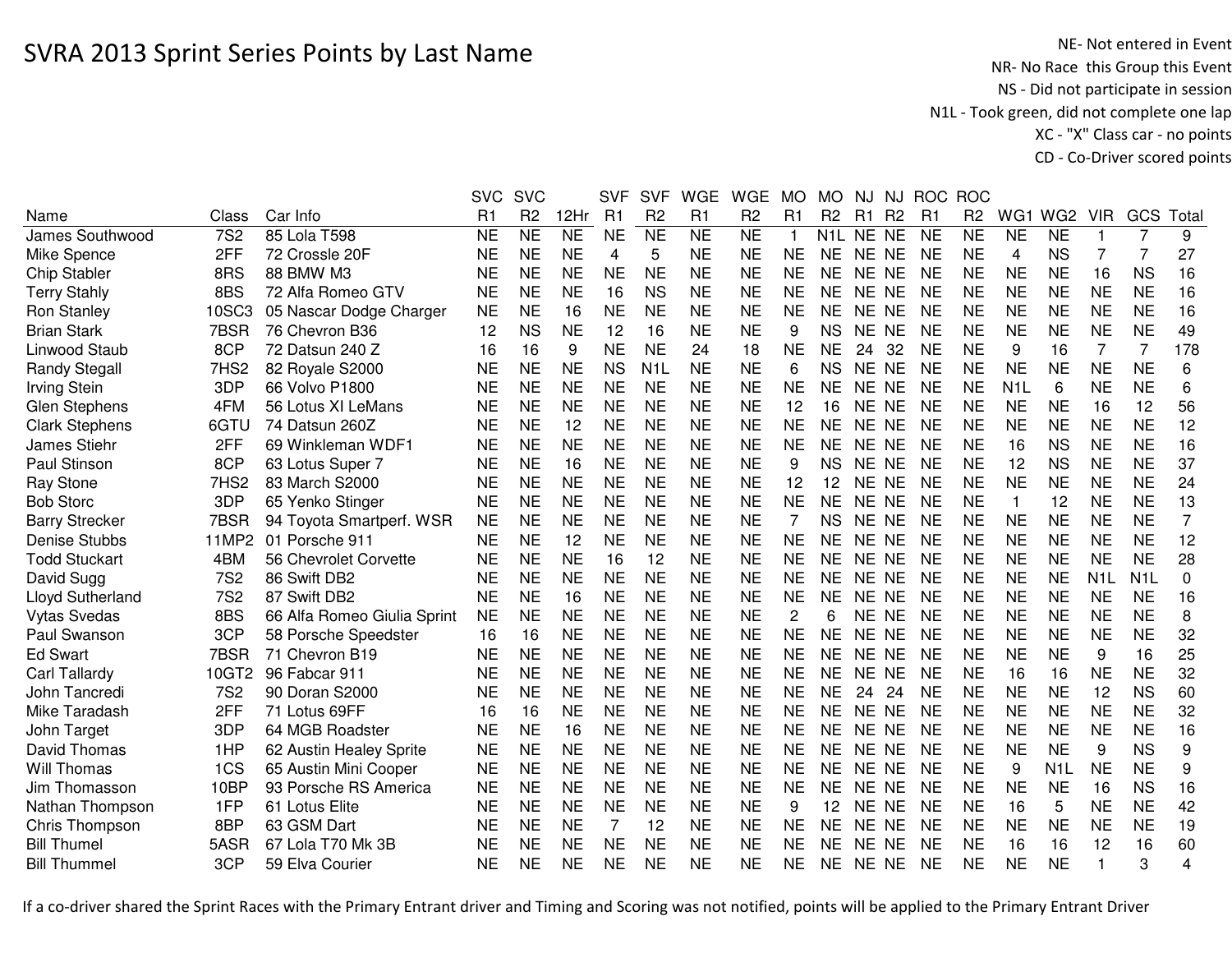# SVRA 2013 Sprint Series Points by Last Name

NE- Not entered in Event
NR- No Race this Group this Event
NS - Did not participate in session
N1L - Took green, did not complete one lap
XC - "X" Class car - no points
CD - Co-Driver scored points

| Name | Class | Car Info | SVC R1 | SVC R2 | 12Hr | SVF R1 | SVF R2 | WGE R1 | WGE R2 | MO R1 | MO R2 | NJ R1 | NJ R2 | ROC R1 | ROC R2 | WG1 | WG2 | VIR | GCS | Total |
|---|---|---|---|---|---|---|---|---|---|---|---|---|---|---|---|---|---|---|---|---|
| James Southwood | 7S2 | 85 Lola T598 | NE | NE | NE | NE | NE | NE | NE | 1 | N1L | NE | NE | NE | NE | NE | NE | 1 | 7 | 9 |
| Mike Spence | 2FF | 72 Crossle 20F | NE | NE | NE | 4 | 5 | NE | NE | NE | NE | NE | NE | NE | NE | 4 | NS | 7 | 7 | 27 |
| Chip Stabler | 8RS | 88 BMW M3 | NE | NE | NE | NE | NE | NE | NE | NE | NE | NE | NE | NE | NE | NE | NE | 16 | NS | 16 |
| Terry Stahly | 8BS | 72 Alfa Romeo GTV | NE | NE | NE | 16 | NS | NE | NE | NE | NE | NE | NE | NE | NE | NE | NE | NE | NE | 16 |
| Ron Stanley | 10SC3 | 05 Nascar Dodge Charger | NE | NE | 16 | NE | NE | NE | NE | NE | NE | NE | NE | NE | NE | NE | NE | NE | NE | 16 |
| Brian Stark | 7BSR | 76 Chevron B36 | 12 | NS | NE | 12 | 16 | NE | NE | 9 | NS | NE | NE | NE | NE | NE | NE | NE | NE | 49 |
| Linwood Staub | 8CP | 72 Datsun 240 Z | 16 | 16 | 9 | NE | NE | 24 | 18 | NE | NE | 24 | 32 | NE | NE | 9 | 16 | 7 | 7 | 178 |
| Randy Stegall | 7HS2 | 82 Royale S2000 | NE | NE | NE | NS | N1L | NE | NE | 6 | NS | NE | NE | NE | NE | NE | NE | NE | NE | 6 |
| Irving Stein | 3DP | 66 Volvo P1800 | NE | NE | NE | NE | NE | NE | NE | NE | NE | NE | NE | NE | NE | N1L | 6 | NE | NE | 6 |
| Glen Stephens | 4FM | 56 Lotus XI LeMans | NE | NE | NE | NE | NE | NE | NE | 12 | 16 | NE | NE | NE | NE | NE | NE | 16 | 12 | 56 |
| Clark Stephens | 6GTU | 74 Datsun 260Z | NE | NE | 12 | NE | NE | NE | NE | NE | NE | NE | NE | NE | NE | NE | NE | NE | NE | 12 |
| James Stiehr | 2FF | 69 Winkleman WDF1 | NE | NE | NE | NE | NE | NE | NE | NE | NE | NE | NE | NE | NE | 16 | NS | NE | NE | 16 |
| Paul Stinson | 8CP | 63 Lotus Super 7 | NE | NE | 16 | NE | NE | NE | NE | 9 | NS | NE | NE | NE | NE | 12 | NS | NE | NE | 37 |
| Ray Stone | 7HS2 | 83 March S2000 | NE | NE | NE | NE | NE | NE | NE | 12 | 12 | NE | NE | NE | NE | NE | NE | NE | NE | 24 |
| Bob Storc | 3DP | 65 Yenko Stinger | NE | NE | NE | NE | NE | NE | NE | NE | NE | NE | NE | NE | NE | 1 | 12 | NE | NE | 13 |
| Barry Strecker | 7BSR | 94 Toyota Smartperf. WSR | NE | NE | NE | NE | NE | NE | NE | 7 | NS | NE | NE | NE | NE | NE | NE | NE | NE | 7 |
| Denise Stubbs | 11MP2 | 01 Porsche 911 | NE | NE | 12 | NE | NE | NE | NE | NE | NE | NE | NE | NE | NE | NE | NE | NE | NE | 12 |
| Todd Stuckart | 4BM | 56 Chevrolet Corvette | NE | NE | NE | 16 | 12 | NE | NE | NE | NE | NE | NE | NE | NE | NE | NE | NE | NE | 28 |
| David Sugg | 7S2 | 86 Swift DB2 | NE | NE | NE | NE | NE | NE | NE | NE | NE | NE | NE | NE | NE | NE | NE | N1L | N1L | 0 |
| Lloyd Sutherland | 7S2 | 87 Swift DB2 | NE | NE | 16 | NE | NE | NE | NE | NE | NE | NE | NE | NE | NE | NE | NE | NE | NE | 16 |
| Vytas Svedas | 8BS | 66 Alfa Romeo Giulia Sprint | NE | NE | NE | NE | NE | NE | NE | 2 | 6 | NE | NE | NE | NE | NE | NE | NE | NE | 8 |
| Paul Swanson | 3CP | 58 Porsche Speedster | 16 | 16 | NE | NE | NE | NE | NE | NE | NE | NE | NE | NE | NE | NE | NE | NE | NE | 32 |
| Ed Swart | 7BSR | 71 Chevron B19 | NE | NE | NE | NE | NE | NE | NE | NE | NE | NE | NE | NE | NE | NE | NE | 9 | 16 | 25 |
| Carl Tallardy | 10GT2 | 96 Fabcar 911 | NE | NE | NE | NE | NE | NE | NE | NE | NE | NE | NE | NE | NE | 16 | 16 | NE | NE | 32 |
| John Tancredi | 7S2 | 90 Doran S2000 | NE | NE | NE | NE | NE | NE | NE | NE | NE | 24 | 24 | NE | NE | NE | NE | 12 | NS | 60 |
| Mike Taradash | 2FF | 71 Lotus 69FF | 16 | 16 | NE | NE | NE | NE | NE | NE | NE | NE | NE | NE | NE | NE | NE | NE | NE | 32 |
| John Target | 3DP | 64 MGB Roadster | NE | NE | 16 | NE | NE | NE | NE | NE | NE | NE | NE | NE | NE | NE | NE | NE | NE | 16 |
| David Thomas | 1HP | 62 Austin Healey Sprite | NE | NE | NE | NE | NE | NE | NE | NE | NE | NE | NE | NE | NE | NE | NE | 9 | NS | 9 |
| Will Thomas | 1CS | 65 Austin Mini Cooper | NE | NE | NE | NE | NE | NE | NE | NE | NE | NE | NE | NE | NE | 9 | N1L | NE | NE | 9 |
| Jim Thomasson | 10BP | 93 Porsche RS America | NE | NE | NE | NE | NE | NE | NE | NE | NE | NE | NE | NE | NE | NE | NE | 16 | NS | 16 |
| Nathan Thompson | 1FP | 61 Lotus Elite | NE | NE | NE | NE | NE | NE | NE | 9 | 12 | NE | NE | NE | NE | 16 | 5 | NE | NE | 42 |
| Chris Thompson | 8BP | 63 GSM Dart | NE | NE | NE | 7 | 12 | NE | NE | NE | NE | NE | NE | NE | NE | NE | NE | NE | NE | 19 |
| Bill Thumel | 5ASR | 67 Lola T70 Mk 3B | NE | NE | NE | NE | NE | NE | NE | NE | NE | NE | NE | NE | NE | 16 | 16 | 12 | 16 | 60 |
| Bill Thummel | 3CP | 59 Elva Courier | NE | NE | NE | NE | NE | NE | NE | NE | NE | NE | NE | NE | NE | NE | NE | 1 | 3 | 4 |

If a co-driver shared the Sprint Races with the Primary Entrant driver and Timing and Scoring was not notified, points will be applied to the Primary Entrant Driver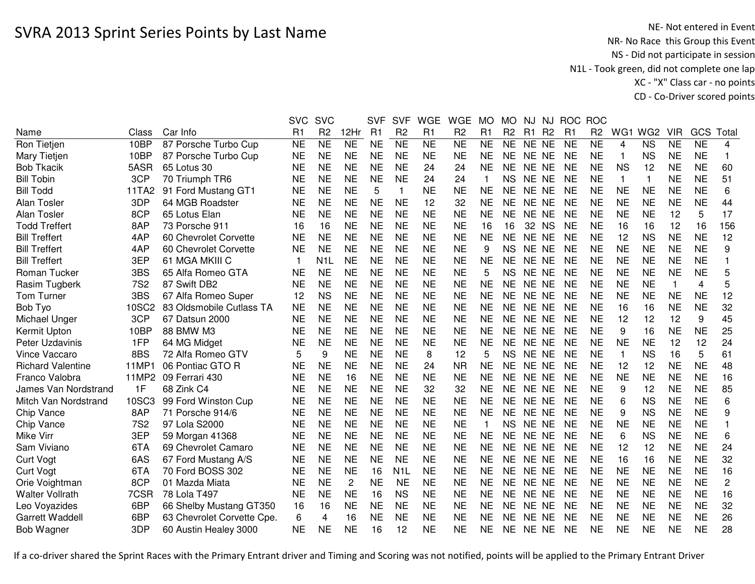# SVRA 2013 Sprint Series Points by Last Name

NE- Not entered in Event
NR- No Race this Group this Event
NS - Did not participate in session
N1L - Took green, did not complete one lap
XC - "X" Class car - no points
CD - Co-Driver scored points

| Name | Class | Car Info | SVC R1 | SVC R2 | 12Hr | SVF R1 | SVF R2 | WGE R1 | WGE R2 | MO R1 | MO R2 | NJ R1 | NJ R2 | ROC R1 | ROC R2 | WG1 | WG2 | VIR | GCS | Total |
|---|---|---|---|---|---|---|---|---|---|---|---|---|---|---|---|---|---|---|---|---|
| Ron Tietjen | 10BP | 87 Porsche Turbo Cup | NE | NE | NE | NE | NE | NE | NE | NE | NE | NE | NE | NE | NE | 4 | NS | NE | NE | 4 |
| Mary Tietjen | 10BP | 87 Porsche Turbo Cup | NE | NE | NE | NE | NE | NE | NE | NE | NE | NE | NE | NE | NE | 1 | NS | NE | NE | 1 |
| Bob Tkacik | 5ASR | 65 Lotus 30 | NE | NE | NE | NE | NE | 24 | 24 | NE | NE | NE | NE | NE | NE | NS | 12 | NE | NE | 60 |
| Bill Tobin | 3CP | 70 Triumph TR6 | NE | NE | NE | NE | NE | 24 | 24 | 1 | NS | NE | NE | NE | NE | 1 | 1 | NE | NE | 51 |
| Bill Todd | 11TA2 | 91 Ford Mustang GT1 | NE | NE | NE | 5 | 1 | NE | NE | NE | NE | NE | NE | NE | NE | NE | NE | NE | NE | 6 |
| Alan Tosler | 3DP | 64 MGB Roadster | NE | NE | NE | NE | NE | 12 | 32 | NE | NE | NE | NE | NE | NE | NE | NE | NE | NE | 44 |
| Alan Tosler | 8CP | 65 Lotus Elan | NE | NE | NE | NE | NE | NE | NE | NE | NE | NE | NE | NE | NE | NE | NE | 12 | 5 | 17 |
| Todd Treffert | 8AP | 73 Porsche 911 | 16 | 16 | NE | NE | NE | NE | NE | 16 | 16 | 32 | NS | NE | NE | 16 | 16 | 12 | 16 | 156 |
| Bill Treffert | 4AP | 60 Chevrolet Corvette | NE | NE | NE | NE | NE | NE | NE | NE | NE | NE | NE | NE | NE | 12 | NS | NE | NE | 12 |
| Bill Treffert | 4AP | 60 Chevrolet Corvette | NE | NE | NE | NE | NE | NE | NE | 9 | NS | NE | NE | NE | NE | NE | NE | NE | NE | 9 |
| Bill Treffert | 3EP | 61 MGA MKIII C | 1 | N1L | NE | NE | NE | NE | NE | NE | NE | NE | NE | NE | NE | NE | NE | NE | NE | 1 |
| Roman Tucker | 3BS | 65 Alfa Romeo GTA | NE | NE | NE | NE | NE | NE | NE | 5 | NS | NE | NE | NE | NE | NE | NE | NE | NE | 5 |
| Rasim Tugberk | 7S2 | 87 Swift DB2 | NE | NE | NE | NE | NE | NE | NE | NE | NE | NE | NE | NE | NE | NE | NE | 1 | 4 | 5 |
| Tom Turner | 3BS | 67 Alfa Romeo Super | 12 | NS | NE | NE | NE | NE | NE | NE | NE | NE | NE | NE | NE | NE | NE | NE | NE | 12 |
| Bob Tyo | 10SC2 | 83 Oldsmobile Cutlass TA | NE | NE | NE | NE | NE | NE | NE | NE | NE | NE | NE | NE | NE | 16 | 16 | NE | NE | 32 |
| Michael Unger | 3CP | 67 Datsun 2000 | NE | NE | NE | NE | NE | NE | NE | NE | NE | NE | NE | NE | NE | 12 | 12 | 12 | 9 | 45 |
| Kermit Upton | 10BP | 88 BMW M3 | NE | NE | NE | NE | NE | NE | NE | NE | NE | NE | NE | NE | NE | 9 | 16 | NE | NE | 25 |
| Peter Uzdavinis | 1FP | 64 MG Midget | NE | NE | NE | NE | NE | NE | NE | NE | NE | NE | NE | NE | NE | NE | NE | 12 | 12 | 24 |
| Vince Vaccaro | 8BS | 72 Alfa Romeo GTV | 5 | 9 | NE | NE | NE | 8 | 12 | 5 | NS | NE | NE | NE | NE | 1 | NS | 16 | 5 | 61 |
| Richard Valentine | 11MP1 | 06 Pontiac GTO R | NE | NE | NE | NE | NE | 24 | NR | NE | NE | NE | NE | NE | NE | 12 | 12 | NE | NE | 48 |
| Franco Valobra | 11MP2 | 09 Ferrari 430 | NE | NE | 16 | NE | NE | NE | NE | NE | NE | NE | NE | NE | NE | NE | NE | NE | NE | 16 |
| James Van Nordstrand | 1F | 68 Zink C4 | NE | NE | NE | NE | NE | 32 | 32 | NE | NE | NE | NE | NE | NE | 9 | 12 | NE | NE | 85 |
| Mitch Van Nordstrand | 10SC3 | 99 Ford Winston Cup | NE | NE | NE | NE | NE | NE | NE | NE | NE | NE | NE | NE | NE | 6 | NS | NE | NE | 6 |
| Chip Vance | 8AP | 71 Porsche 914/6 | NE | NE | NE | NE | NE | NE | NE | NE | NE | NE | NE | NE | NE | 9 | NS | NE | NE | 9 |
| Chip Vance | 7S2 | 97 Lola S2000 | NE | NE | NE | NE | NE | NE | NE | 1 | NS | NE | NE | NE | NE | NE | NE | NE | NE | 1 |
| Mike Virr | 3EP | 59 Morgan 41368 | NE | NE | NE | NE | NE | NE | NE | NE | NE | NE | NE | NE | NE | 6 | NS | NE | NE | 6 |
| Sam Viviano | 6TA | 69 Chevrolet Camaro | NE | NE | NE | NE | NE | NE | NE | NE | NE | NE | NE | NE | NE | 12 | 12 | NE | NE | 24 |
| Curt Vogt | 6AS | 67 Ford Mustang A/S | NE | NE | NE | NE | NE | NE | NE | NE | NE | NE | NE | NE | NE | 16 | 16 | NE | NE | 32 |
| Curt Vogt | 6TA | 70 Ford BOSS 302 | NE | NE | NE | 16 | N1L | NE | NE | NE | NE | NE | NE | NE | NE | NE | NE | NE | NE | 16 |
| Orie Voightman | 8CP | 01 Mazda Miata | NE | NE | 2 | NE | NE | NE | NE | NE | NE | NE | NE | NE | NE | NE | NE | NE | NE | 2 |
| Walter Vollrath | 7CSR | 78 Lola T497 | NE | NE | NE | 16 | NS | NE | NE | NE | NE | NE | NE | NE | NE | NE | NE | NE | NE | 16 |
| Leo Voyazides | 6BP | 66 Shelby Mustang GT350 | 16 | 16 | NE | NE | NE | NE | NE | NE | NE | NE | NE | NE | NE | NE | NE | NE | NE | 32 |
| Garrett Waddell | 6BP | 63 Chevrolet Corvette Cpe. | 6 | 4 | 16 | NE | NE | NE | NE | NE | NE | NE | NE | NE | NE | NE | NE | NE | NE | 26 |
| Bob Wagner | 3DP | 60 Austin Healey 3000 | NE | NE | NE | 16 | 12 | NE | NE | NE | NE | NE | NE | NE | NE | NE | NE | NE | NE | 28 |

If a co-driver shared the Sprint Races with the Primary Entrant driver and Timing and Scoring was not notified, points will be applied to the Primary Entrant Driver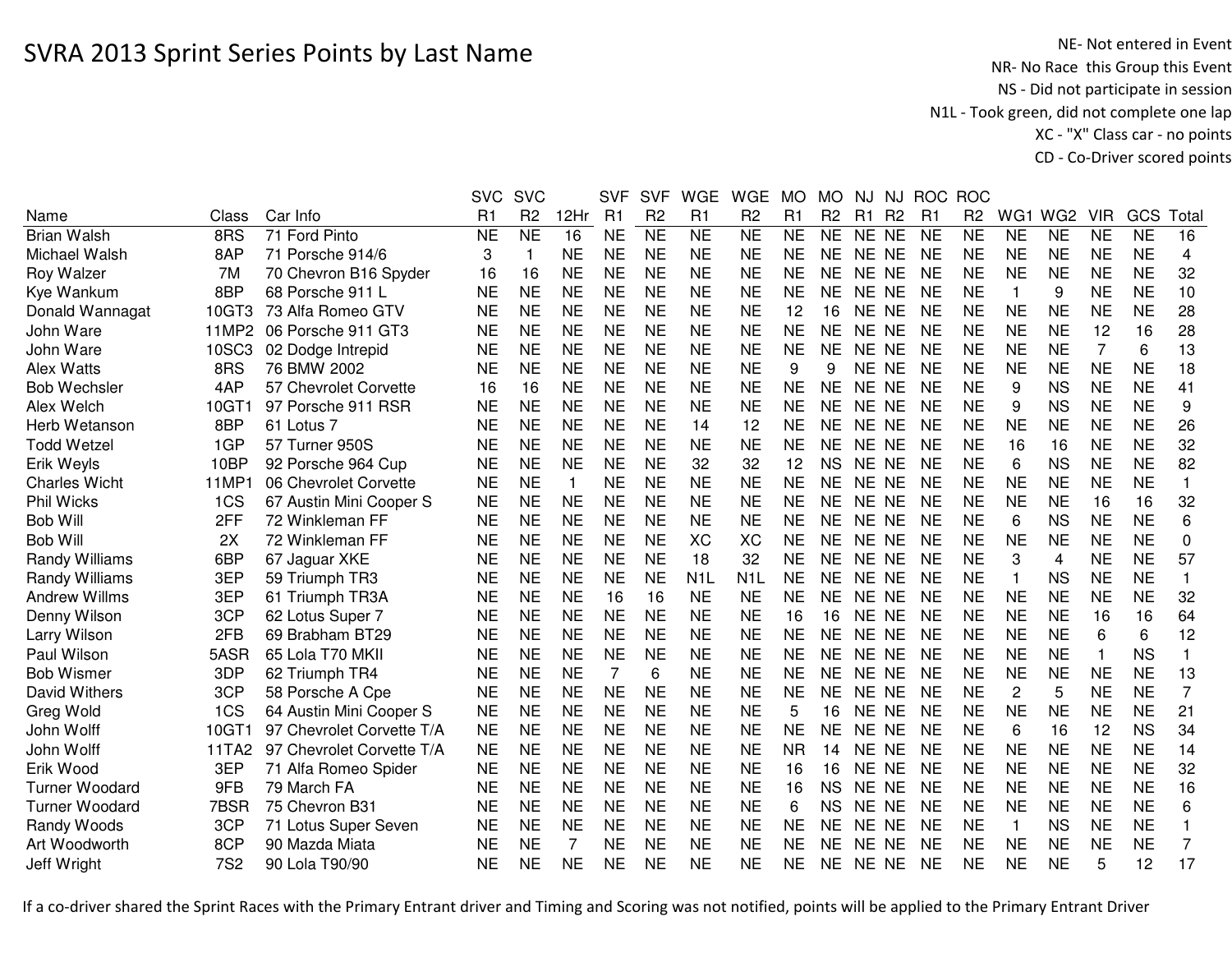# SVRA 2013 Sprint Series Points by Last Name

NE- Not entered in Event
NR- No Race this Group this Event
NS - Did not participate in session
N1L - Took green, did not complete one lap
XC - "X" Class car - no points
CD - Co-Driver scored points

| Name | Class | Car Info | SVC R1 | SVC R2 | 12Hr | SVF R1 | SVF R2 | WGE R1 | WGE R2 | MO R1 | MO R2 | NJ R1 | NJ R2 | ROC R1 | ROC R2 | WG1 | WG2 | VIR | GCS | Total |
|---|---|---|---|---|---|---|---|---|---|---|---|---|---|---|---|---|---|---|---|---|
| Brian Walsh | 8RS | 71 Ford Pinto | NE | NE | 16 | NE | NE | NE | NE | NE | NE | NE | NE | NE | NE | NE | NE | NE | NE | 16 |
| Michael Walsh | 8AP | 71 Porsche 914/6 | 3 | 1 | NE | NE | NE | NE | NE | NE | NE | NE | NE | NE | NE | NE | NE | NE | NE | 4 |
| Roy Walzer | 7M | 70 Chevron B16 Spyder | 16 | 16 | NE | NE | NE | NE | NE | NE | NE | NE | NE | NE | NE | NE | NE | NE | NE | 32 |
| Kye Wankum | 8BP | 68 Porsche 911 L | NE | NE | NE | NE | NE | NE | NE | NE | NE | NE | NE | NE | NE | 1 | 9 | NE | NE | 10 |
| Donald Wannagat | 10GT3 | 73 Alfa Romeo GTV | NE | NE | NE | NE | NE | NE | NE | 12 | 16 | NE | NE | NE | NE | NE | NE | NE | NE | 28 |
| John Ware | 11MP2 | 06 Porsche 911 GT3 | NE | NE | NE | NE | NE | NE | NE | NE | NE | NE | NE | NE | NE | NE | NE | 12 | 16 | 28 |
| John Ware | 10SC3 | 02 Dodge Intrepid | NE | NE | NE | NE | NE | NE | NE | NE | NE | NE | NE | NE | NE | NE | NE | 7 | 6 | 13 |
| Alex Watts | 8RS | 76 BMW 2002 | NE | NE | NE | NE | NE | NE | NE | 9 | 9 | NE | NE | NE | NE | NE | NE | NE | NE | 18 |
| Bob Wechsler | 4AP | 57 Chevrolet Corvette | 16 | 16 | NE | NE | NE | NE | NE | NE | NE | NE | NE | NE | NE | 9 | NS | NE | NE | 41 |
| Alex Welch | 10GT1 | 97 Porsche 911 RSR | NE | NE | NE | NE | NE | NE | NE | NE | NE | NE | NE | NE | NE | 9 | NS | NE | NE | 9 |
| Herb Wetanson | 8BP | 61 Lotus 7 | NE | NE | NE | NE | NE | 14 | 12 | NE | NE | NE | NE | NE | NE | NE | NE | NE | NE | 26 |
| Todd Wetzel | 1GP | 57 Turner 950S | NE | NE | NE | NE | NE | NE | NE | NE | NE | NE | NE | NE | NE | 16 | 16 | NE | NE | 32 |
| Erik Weyls | 10BP | 92 Porsche 964 Cup | NE | NE | NE | NE | NE | 32 | 32 | 12 | NS | NE | NE | NE | NE | 6 | NS | NE | NE | 82 |
| Charles Wicht | 11MP1 | 06 Chevrolet Corvette | NE | NE | 1 | NE | NE | NE | NE | NE | NE | NE | NE | NE | NE | NE | NE | NE | NE | 1 |
| Phil Wicks | 1CS | 67 Austin Mini Cooper S | NE | NE | NE | NE | NE | NE | NE | NE | NE | NE | NE | NE | NE | NE | NE | 16 | 16 | 32 |
| Bob Will | 2FF | 72 Winkleman FF | NE | NE | NE | NE | NE | NE | NE | NE | NE | NE | NE | NE | NE | 6 | NS | NE | NE | 6 |
| Bob Will | 2X | 72 Winkleman FF | NE | NE | NE | NE | NE | XC | XC | NE | NE | NE | NE | NE | NE | NE | NE | NE | NE | 0 |
| Randy Williams | 6BP | 67 Jaguar XKE | NE | NE | NE | NE | NE | 18 | 32 | NE | NE | NE | NE | NE | NE | 3 | 4 | NE | NE | 57 |
| Randy Williams | 3EP | 59 Triumph TR3 | NE | NE | NE | NE | NE | N1L | N1L | NE | NE | NE | NE | NE | NE | 1 | NS | NE | NE | 1 |
| Andrew Willms | 3EP | 61 Triumph TR3A | NE | NE | NE | 16 | 16 | NE | NE | NE | NE | NE | NE | NE | NE | NE | NE | NE | NE | 32 |
| Denny Wilson | 3CP | 62 Lotus Super 7 | NE | NE | NE | NE | NE | NE | NE | 16 | 16 | NE | NE | NE | NE | NE | NE | 16 | 16 | 64 |
| Larry Wilson | 2FB | 69 Brabham BT29 | NE | NE | NE | NE | NE | NE | NE | NE | NE | NE | NE | NE | NE | NE | NE | 6 | 6 | 12 |
| Paul Wilson | 5ASR | 65 Lola T70 MKII | NE | NE | NE | NE | NE | NE | NE | NE | NE | NE | NE | NE | NE | NE | NE | 1 | NS | 1 |
| Bob Wismer | 3DP | 62 Triumph TR4 | NE | NE | NE | 7 | 6 | NE | NE | NE | NE | NE | NE | NE | NE | NE | NE | NE | NE | 13 |
| David Withers | 3CP | 58 Porsche A Cpe | NE | NE | NE | NE | NE | NE | NE | NE | NE | NE | NE | NE | NE | 2 | 5 | NE | NE | 7 |
| Greg Wold | 1CS | 64 Austin Mini Cooper S | NE | NE | NE | NE | NE | NE | NE | 5 | 16 | NE | NE | NE | NE | NE | NE | NE | NE | 21 |
| John Wolff | 10GT1 | 97 Chevrolet Corvette T/A | NE | NE | NE | NE | NE | NE | NE | NE | NE | NE | NE | NE | NE | 6 | 16 | 12 | NS | 34 |
| John Wolff | 11TA2 | 97 Chevrolet Corvette T/A | NE | NE | NE | NE | NE | NE | NE | NR | 14 | NE | NE | NE | NE | NE | NE | NE | NE | 14 |
| Erik Wood | 3EP | 71 Alfa Romeo Spider | NE | NE | NE | NE | NE | NE | NE | 16 | 16 | NE | NE | NE | NE | NE | NE | NE | NE | 32 |
| Turner Woodard | 9FB | 79 March FA | NE | NE | NE | NE | NE | NE | NE | 16 | NS | NE | NE | NE | NE | NE | NE | NE | NE | 16 |
| Turner Woodard | 7BSR | 75 Chevron B31 | NE | NE | NE | NE | NE | NE | NE | 6 | NS | NE | NE | NE | NE | NE | NE | NE | NE | 6 |
| Randy Woods | 3CP | 71 Lotus Super Seven | NE | NE | NE | NE | NE | NE | NE | NE | NE | NE | NE | NE | NE | 1 | NS | NE | NE | 1 |
| Art Woodworth | 8CP | 90 Mazda Miata | NE | NE | 7 | NE | NE | NE | NE | NE | NE | NE | NE | NE | NE | NE | NE | NE | NE | 7 |
| Jeff Wright | 7S2 | 90 Lola T90/90 | NE | NE | NE | NE | NE | NE | NE | NE | NE | NE | NE | NE | NE | NE | NE | 5 | 12 | 17 |

If a co-driver shared the Sprint Races with the Primary Entrant driver and Timing and Scoring was not notified, points will be applied to the Primary Entrant Driver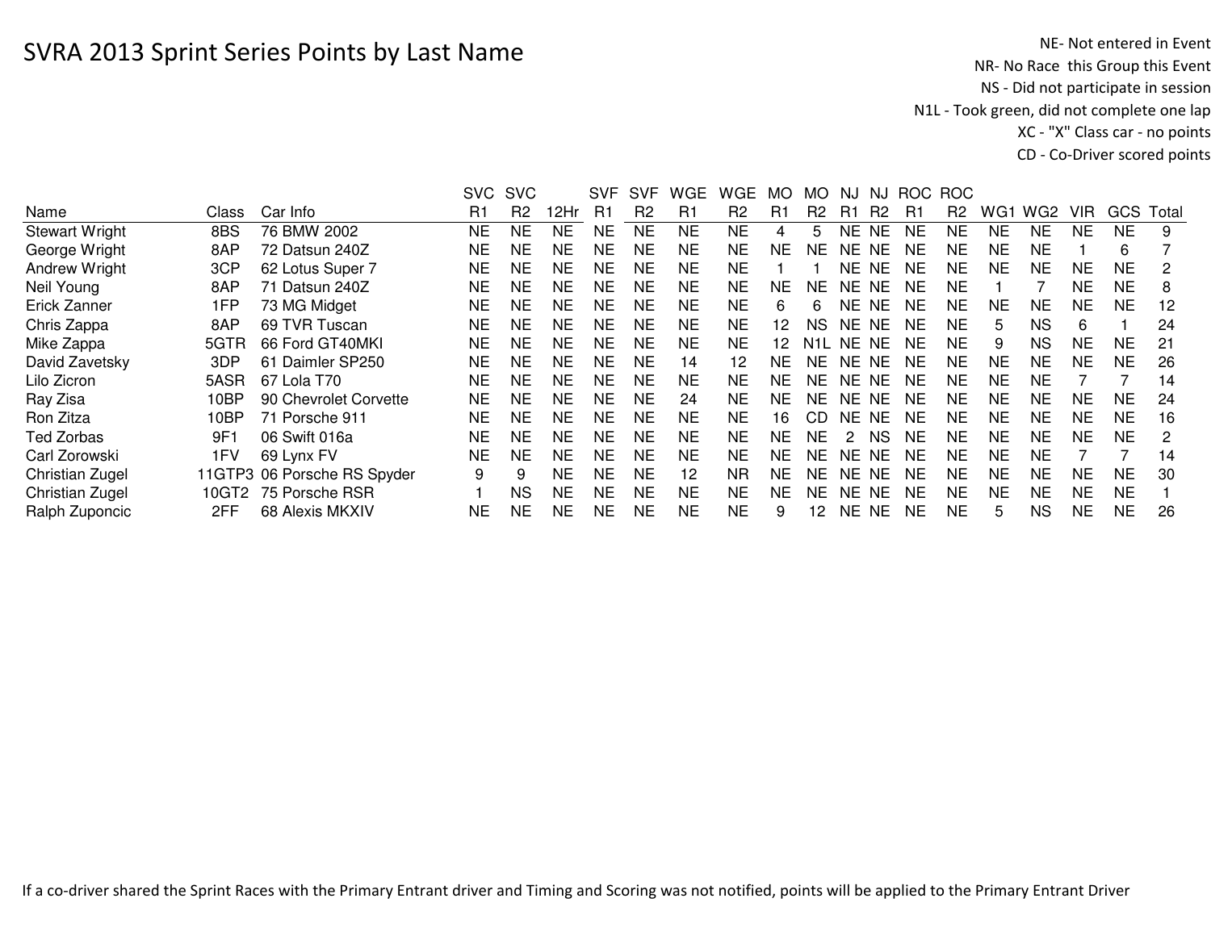# SVRA 2013 Sprint Series Points by Last Name

NE- Not entered in Event
NR- No Race this Group this Event
NS - Did not participate in session
N1L - Took green, did not complete one lap
XC - "X" Class car - no points
CD - Co-Driver scored points

| Name | Class | Car Info | SVC R1 | SVC R2 | 12Hr | SVF R1 | SVF R2 | WGE R1 | WGE R2 | MO R1 | MO R2 | NJ R1 | NJ R2 | ROC R1 | ROC R2 | WG1 | WG2 | VIR | GCS | Total |
|---|---|---|---|---|---|---|---|---|---|---|---|---|---|---|---|---|---|---|---|---|
| Stewart Wright | 8BS | 76 BMW 2002 | NE | NE | NE | NE | NE | NE | NE | 4 | 5 | NE | NE | NE | NE | NE | NE | NE | NE | 9 |
| George Wright | 8AP | 72 Datsun 240Z | NE | NE | NE | NE | NE | NE | NE | NE | NE | NE | NE | NE | NE | NE | NE | 1 | 6 | 7 |
| Andrew Wright | 3CP | 62 Lotus Super 7 | NE | NE | NE | NE | NE | NE | NE | 1 | 1 | NE | NE | NE | NE | NE | NE | NE | NE | 2 |
| Neil Young | 8AP | 71 Datsun 240Z | NE | NE | NE | NE | NE | NE | NE | NE | NE | NE | NE | NE | NE | 1 | 7 | NE | NE | 8 |
| Erick Zanner | 1FP | 73 MG Midget | NE | NE | NE | NE | NE | NE | NE | 6 | 6 | NE | NE | NE | NE | NE | NE | NE | NE | 12 |
| Chris Zappa | 8AP | 69 TVR Tuscan | NE | NE | NE | NE | NE | NE | NE | 12 | NS | NE | NE | NE | NE | 5 | NS | 6 | 1 | 24 |
| Mike Zappa | 5GTR | 66 Ford GT40MKI | NE | NE | NE | NE | NE | NE | NE | 12 | N1L | NE | NE | NE | NE | 9 | NS | NE | NE | 21 |
| David Zavetsky | 3DP | 61 Daimler SP250 | NE | NE | NE | NE | NE | 14 | 12 | NE | NE | NE | NE | NE | NE | NE | NE | NE | NE | 26 |
| Lilo Zicron | 5ASR | 67 Lola T70 | NE | NE | NE | NE | NE | NE | NE | NE | NE | NE | NE | NE | NE | NE | NE | 7 | 7 | 14 |
| Ray Zisa | 10BP | 90 Chevrolet Corvette | NE | NE | NE | NE | NE | 24 | NE | NE | NE | NE | NE | NE | NE | NE | NE | NE | NE | 24 |
| Ron Zitza | 10BP | 71 Porsche 911 | NE | NE | NE | NE | NE | NE | NE | 16 | CD | NE | NE | NE | NE | NE | NE | NE | NE | 16 |
| Ted Zorbas | 9F1 | 06 Swift 016a | NE | NE | NE | NE | NE | NE | NE | NE | NE | 2 | NS | NE | NE | NE | NE | NE | NE | 2 |
| Carl Zorowski | 1FV | 69 Lynx FV | NE | NE | NE | NE | NE | NE | NE | NE | NE | NE | NE | NE | NE | NE | NE | 7 | 7 | 14 |
| Christian Zugel | 11GTP3 | 06 Porsche RS Spyder | 9 | 9 | NE | NE | NE | 12 | NR | NE | NE | NE | NE | NE | NE | NE | NE | NE | NE | 30 |
| Christian Zugel | 10GT2 | 75 Porsche RSR | 1 | NS | NE | NE | NE | NE | NE | NE | NE | NE | NE | NE | NE | NE | NE | NE | NE | 1 |
| Ralph Zuponcic | 2FF | 68 Alexis MKXIV | NE | NE | NE | NE | NE | NE | NE | 9 | 12 | NE | NE | NE | NE | 5 | NS | NE | NE | 26 |

If a co-driver shared the Sprint Races with the Primary Entrant driver and Timing and Scoring was not notified, points will be applied to the Primary Entrant Driver